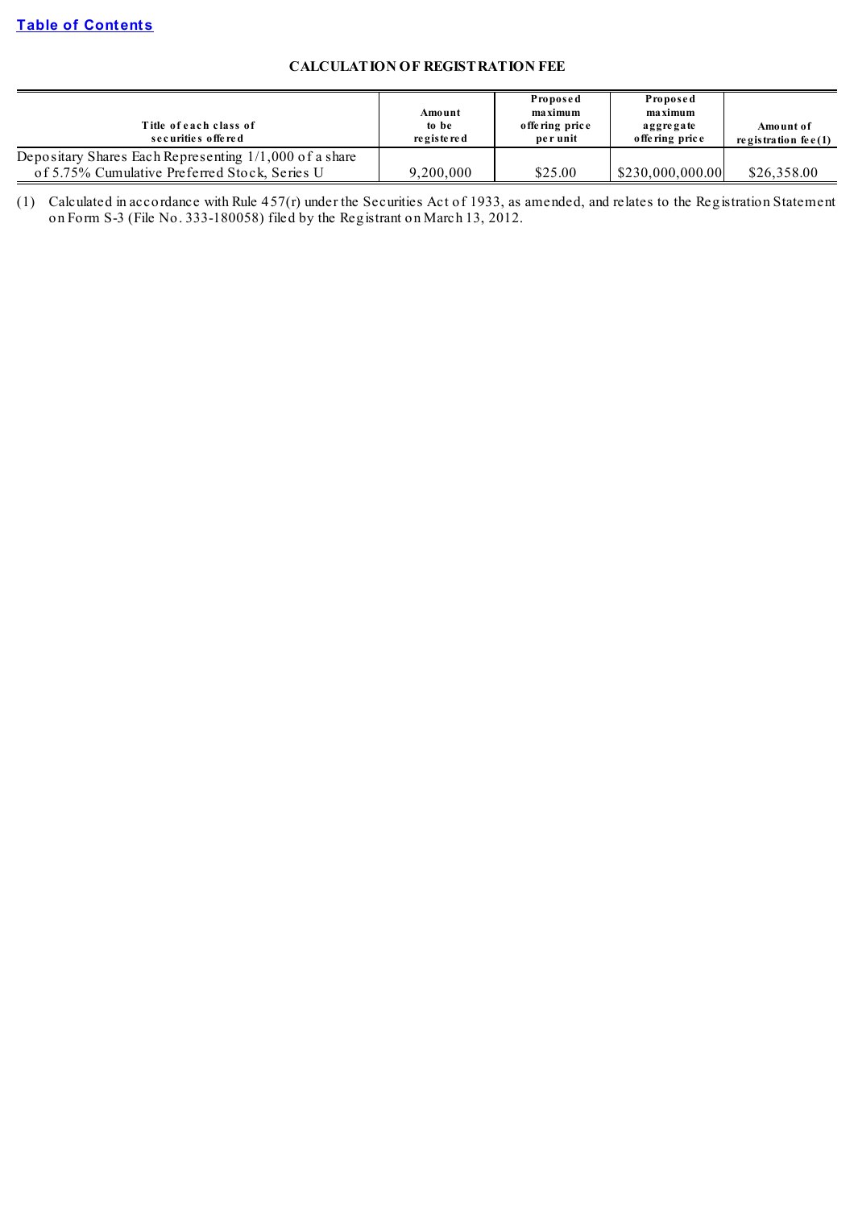[Table of Contents](#)

## CALCULATION OF REGISTRATION FEE

| Title of each class of securities offered | Amount to be registered | Proposed maximum offering price per unit | Proposed maximum aggregate offering price | Amount of registration fee(1) |
|---|---|---|---|---|
| Depositary Shares Each Representing 1/1,000 of a share of 5.75% Cumulative Preferred Stock, Series U | 9,200,000 | \$25.00 | \$230,000,000.00 | \$26,358.00 |

(1) Calculated in accordance with Rule 457(r) under the Securities Act of 1933, as amended, and relates to the Registration Statement on Form S-3 (File No. 333-180058) filed by the Registrant on March 13, 2012.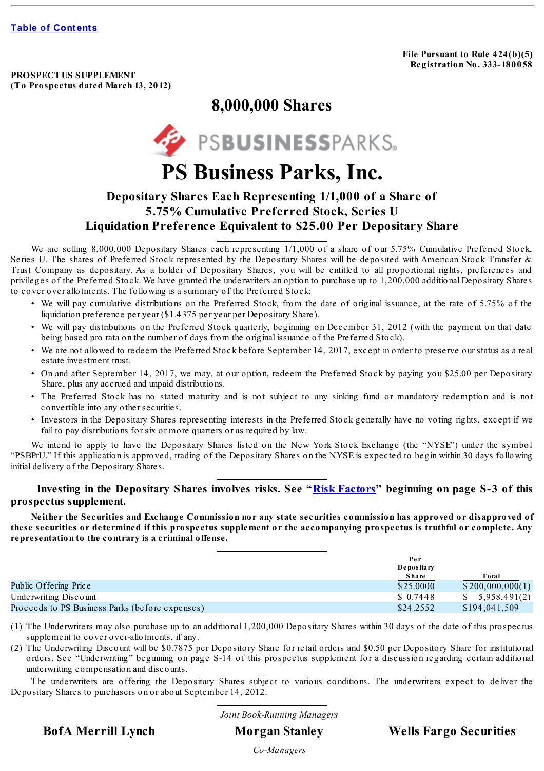[Table of Contents](#)

**File Pursuant to Rule 424(b)(5)**
**Registration No. 333-180058**

**PROSPECTUS SUPPLEMENT**
**(To Prospectus dated March 13, 2012)**

# 8,000,000 Shares

PSBUSINESSPARKS

# PS Business Parks, Inc.

## Depositary Shares Each Representing 1/1,000 of a Share of 5.75% Cumulative Preferred Stock, Series U Liquidation Preference Equivalent to $25.00 Per Depositary Share

We are selling 8,000,000 Depositary Shares each representing 1/1,000 of a share of our 5.75% Cumulative Preferred Stock, Series U. The shares of Preferred Stock represented by the Depositary Shares will be deposited with American Stock Transfer & Trust Company as depositary. As a holder of Depositary Shares, you will be entitled to all proportional rights, preferences and privileges of the Preferred Stock. We have granted the underwriters an option to purchase up to 1,200,000 additional Depositary Shares to cover over allotments. The following is a summary of the Preferred Stock:

- We will pay cumulative distributions on the Preferred Stock, from the date of original issuance, at the rate of 5.75% of the liquidation preference per year ($1.4375 per year per Depositary Share).
- We will pay distributions on the Preferred Stock quarterly, beginning on December 31, 2012 (with the payment on that date being based pro rata on the number of days from the original issuance of the Preferred Stock).
- We are not allowed to redeem the Preferred Stock before September 14, 2017, except in order to preserve our status as a real estate investment trust.
- On and after September 14, 2017, we may, at our option, redeem the Preferred Stock by paying you $25.00 per Depositary Share, plus any accrued and unpaid distributions.
- The Preferred Stock has no stated maturity and is not subject to any sinking fund or mandatory redemption and is not convertible into any other securities.
- Investors in the Depositary Shares representing interests in the Preferred Stock generally have no voting rights, except if we fail to pay distributions for six or more quarters or as required by law.

We intend to apply to have the Depositary Shares listed on the New York Stock Exchange (the "NYSE") under the symbol "PSBPrU." If this application is approved, trading of the Depositary Shares on the NYSE is expected to begin within 30 days following initial delivery of the Depositary Shares.

**Investing in the Depositary Shares involves risks. See "[Risk Factors](#)" beginning on page S-3 of this prospectus supplement.**

**Neither the Securities and Exchange Commission nor any state securities commission has approved or disapproved of these securities or determined if this prospectus supplement or the accompanying prospectus is truthful or complete. Any representation to the contrary is a criminal offense.**

| | Per Depositary Share | Total |
|---|---|---|
| Public Offering Price | $25.0000 | $200,000,000(1) |
| Underwriting Discount | $ 0.7448 | $ 5,958,491(2) |
| Proceeds to PS Business Parks (before expenses) | $24.2552 | $194,041,509 |

(1) The Underwriters may also purchase up to an additional 1,200,000 Depositary Shares within 30 days of the date of this prospectus supplement to cover over-allotments, if any.

(2) The Underwriting Discount will be $0.7875 per Depository Share for retail orders and $0.50 per Depository Share for institutional orders. See "Underwriting" beginning on page S-14 of this prospectus supplement for a discussion regarding certain additional underwriting compensation and discounts.

The underwriters are offering the Depositary Shares subject to various conditions. The underwriters expect to deliver the Depositary Shares to purchasers on or about September 14, 2012.

*Joint Book-Running Managers*

**BofA Merrill Lynch** **Morgan Stanley** **Wells Fargo Securities**

*Co-Managers*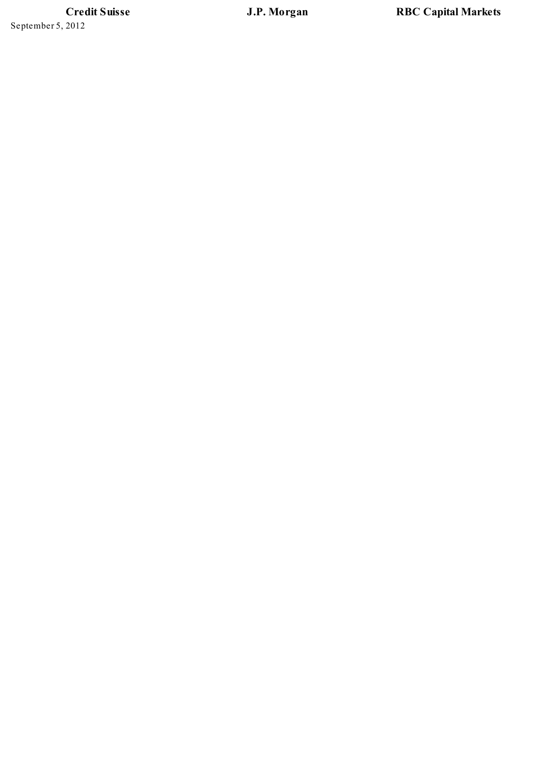**Credit Suisse** **J.P. Morgan** **RBC Capital Markets**

September 5, 2012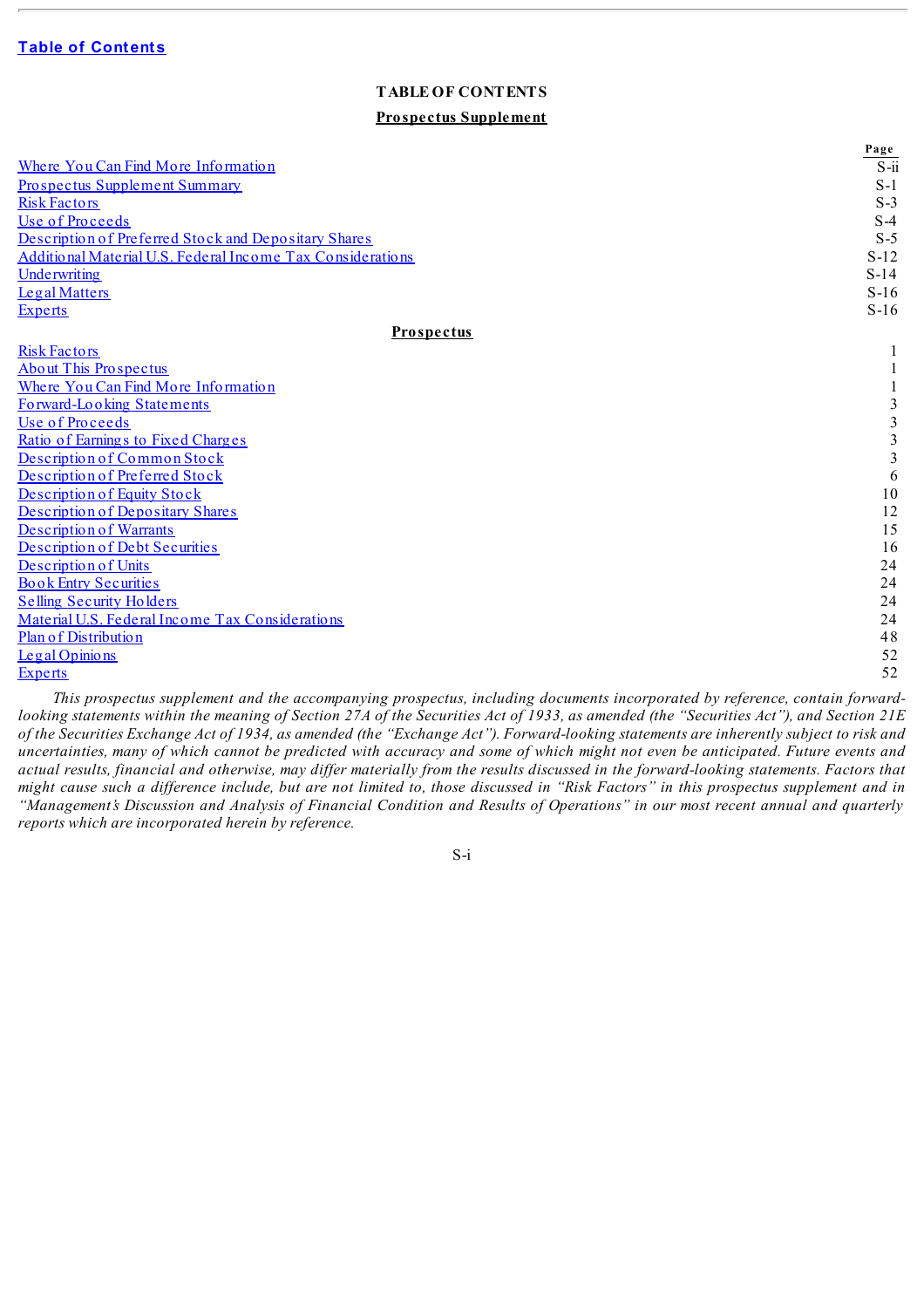Table of Contents

# TABLE OF CONTENTS

## Prospectus Supplement

| | Page |
|---|---|
| Where You Can Find More Information | S-ii |
| Prospectus Supplement Summary | S-1 |
| Risk Factors | S-3 |
| Use of Proceeds | S-4 |
| Description of Preferred Stock and Depositary Shares | S-5 |
| Additional Material U.S. Federal Income Tax Considerations | S-12 |
| Underwriting | S-14 |
| Legal Matters | S-16 |
| Experts | S-16 |

## Prospectus

| | |
|---|---|
| Risk Factors | 1 |
| About This Prospectus | 1 |
| Where You Can Find More Information | 1 |
| Forward-Looking Statements | 3 |
| Use of Proceeds | 3 |
| Ratio of Earnings to Fixed Charges | 3 |
| Description of Common Stock | 3 |
| Description of Preferred Stock | 6 |
| Description of Equity Stock | 10 |
| Description of Depositary Shares | 12 |
| Description of Warrants | 15 |
| Description of Debt Securities | 16 |
| Description of Units | 24 |
| Book Entry Securities | 24 |
| Selling Security Holders | 24 |
| Material U.S. Federal Income Tax Considerations | 24 |
| Plan of Distribution | 48 |
| Legal Opinions | 52 |
| Experts | 52 |

*This prospectus supplement and the accompanying prospectus, including documents incorporated by reference, contain forward-looking statements within the meaning of Section 27A of the Securities Act of 1933, as amended (the "Securities Act"), and Section 21E of the Securities Exchange Act of 1934, as amended (the "Exchange Act"). Forward-looking statements are inherently subject to risk and uncertainties, many of which cannot be predicted with accuracy and some of which might not even be anticipated. Future events and actual results, financial and otherwise, may differ materially from the results discussed in the forward-looking statements. Factors that might cause such a difference include, but are not limited to, those discussed in "Risk Factors" in this prospectus supplement and in "Management's Discussion and Analysis of Financial Condition and Results of Operations" in our most recent annual and quarterly reports which are incorporated herein by reference.*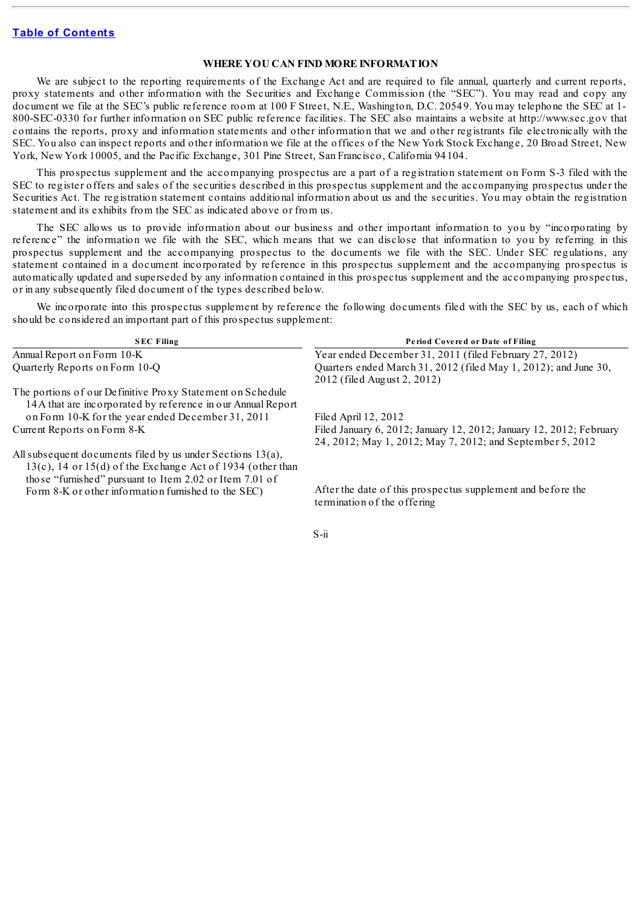[Table of Contents](#)

## WHERE YOU CAN FIND MORE INFORMATION

We are subject to the reporting requirements of the Exchange Act and are required to file annual, quarterly and current reports, proxy statements and other information with the Securities and Exchange Commission (the "SEC"). You may read and copy any document we file at the SEC's public reference room at 100 F Street, N.E., Washington, D.C. 20549. You may telephone the SEC at 1-800-SEC-0330 for further information on SEC public reference facilities. The SEC also maintains a website at http://www.sec.gov that contains the reports, proxy and information statements and other information that we and other registrants file electronically with the SEC. You also can inspect reports and other information we file at the offices of the New York Stock Exchange, 20 Broad Street, New York, New York 10005, and the Pacific Exchange, 301 Pine Street, San Francisco, California 94104.

This prospectus supplement and the accompanying prospectus are a part of a registration statement on Form S-3 filed with the SEC to register offers and sales of the securities described in this prospectus supplement and the accompanying prospectus under the Securities Act. The registration statement contains additional information about us and the securities. You may obtain the registration statement and its exhibits from the SEC as indicated above or from us.

The SEC allows us to provide information about our business and other important information to you by "incorporating by reference" the information we file with the SEC, which means that we can disclose that information to you by referring in this prospectus supplement and the accompanying prospectus to the documents we file with the SEC. Under SEC regulations, any statement contained in a document incorporated by reference in this prospectus supplement and the accompanying prospectus is automatically updated and superseded by any information contained in this prospectus supplement and the accompanying prospectus, or in any subsequently filed document of the types described below.

We incorporate into this prospectus supplement by reference the following documents filed with the SEC by us, each of which should be considered an important part of this prospectus supplement:

| SEC Filing | Period Covered or Date of Filing |
|---|---|
| Annual Report on Form 10-K | Year ended December 31, 2011 (filed February 27, 2012) |
| Quarterly Reports on Form 10-Q | Quarters ended March 31, 2012 (filed May 1, 2012); and June 30, 2012 (filed August 2, 2012) |
| The portions of our Definitive Proxy Statement on Schedule 14A that are incorporated by reference in our Annual Report on Form 10-K for the year ended December 31, 2011 | Filed April 12, 2012 |
| Current Reports on Form 8-K | Filed January 6, 2012; January 12, 2012; January 12, 2012; February 24, 2012; May 1, 2012; May 7, 2012; and September 5, 2012 |
| All subsequent documents filed by us under Sections 13(a), 13(c), 14 or 15(d) of the Exchange Act of 1934 (other than those "furnished" pursuant to Item 2.02 or Item 7.01 of Form 8-K or other information furnished to the SEC) | After the date of this prospectus supplement and before the termination of the offering |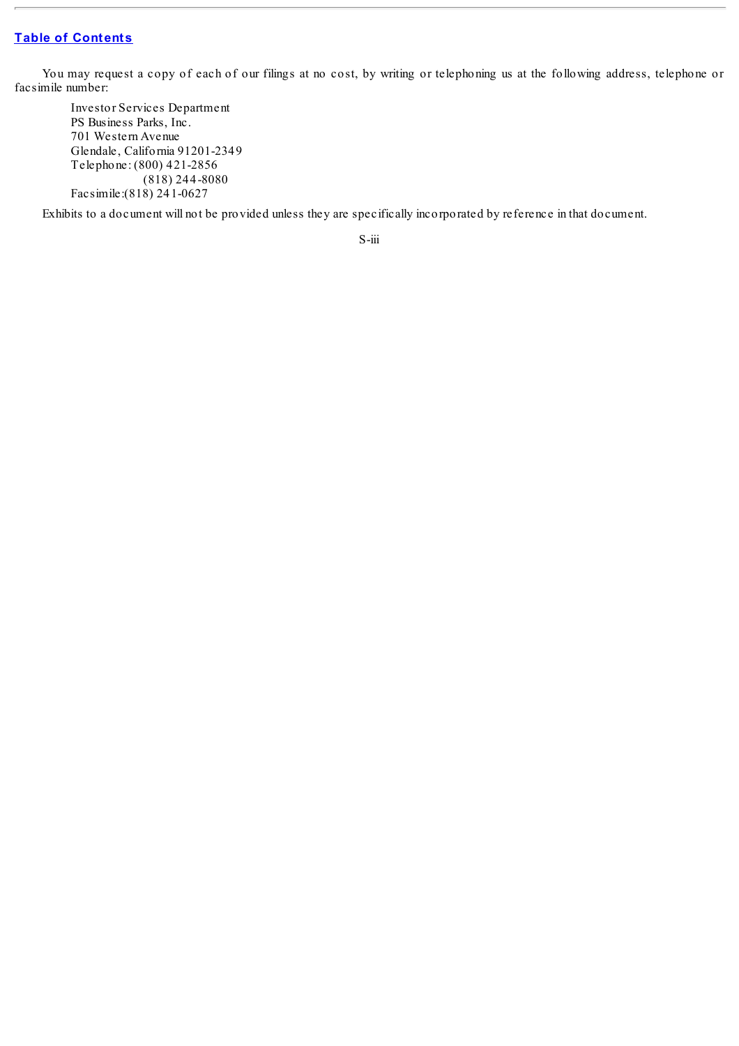You may request a copy of each of our filings at no cost, by writing or telephoning us at the following address, telephone or facsimile number:

Investor Services Department
PS Business Parks, Inc.
701 Western Avenue
Glendale, California 91201-2349
Telephone: (800) 421-2856
(818) 244-8080
Facsimile:(818) 241-0627

Exhibits to a document will not be provided unless they are specifically incorporated by reference in that document.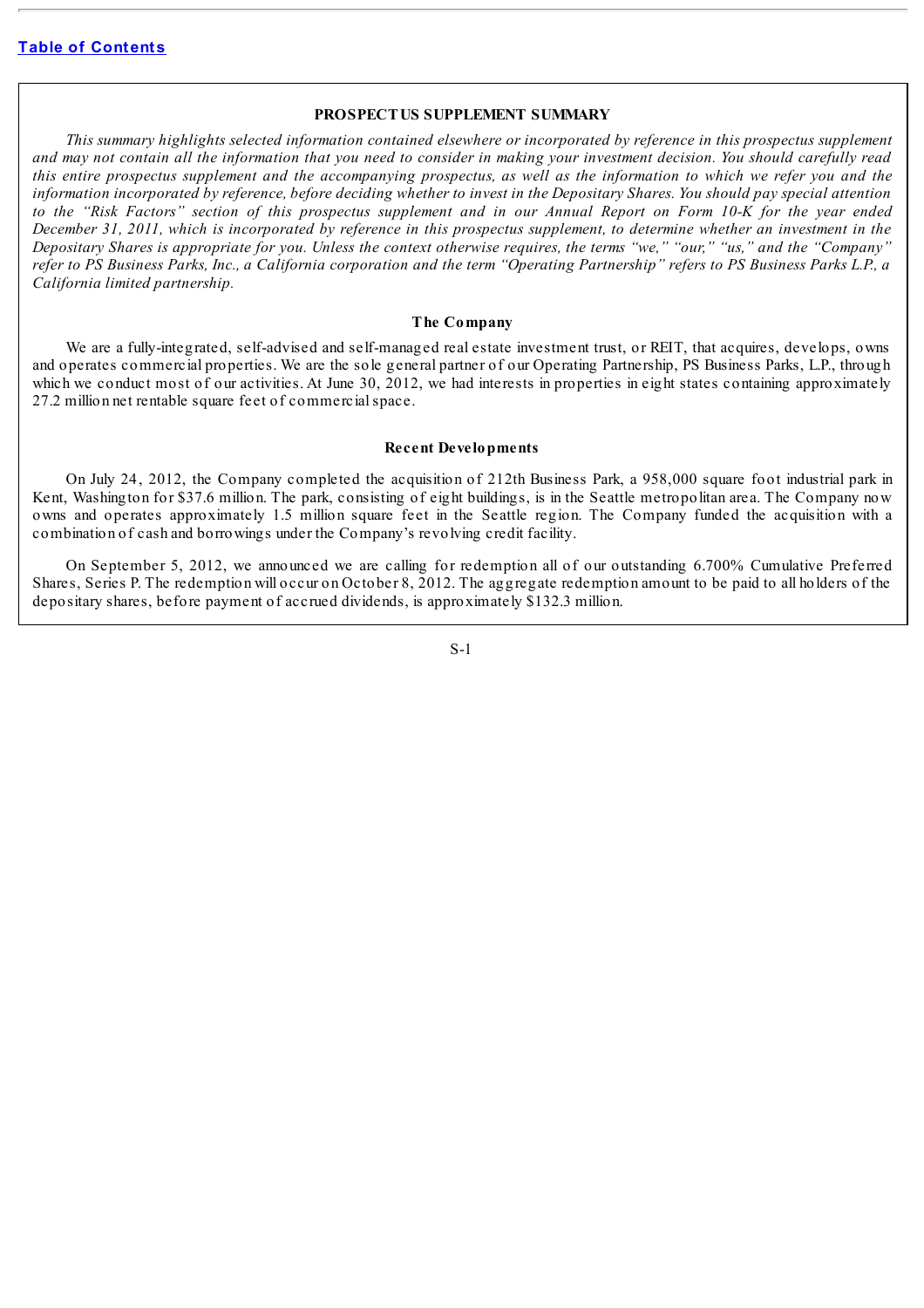## PROSPECTUS SUPPLEMENT SUMMARY

*This summary highlights selected information contained elsewhere or incorporated by reference in this prospectus supplement and may not contain all the information that you need to consider in making your investment decision. You should carefully read this entire prospectus supplement and the accompanying prospectus, as well as the information to which we refer you and the information incorporated by reference, before deciding whether to invest in the Depositary Shares. You should pay special attention to the "Risk Factors" section of this prospectus supplement and in our Annual Report on Form 10-K for the year ended December 31, 2011, which is incorporated by reference in this prospectus supplement, to determine whether an investment in the Depositary Shares is appropriate for you. Unless the context otherwise requires, the terms "we," "our," "us," and the "Company" refer to PS Business Parks, Inc., a California corporation and the term "Operating Partnership" refers to PS Business Parks L.P., a California limited partnership.*

### The Company

We are a fully-integrated, self-advised and self-managed real estate investment trust, or REIT, that acquires, develops, owns and operates commercial properties. We are the sole general partner of our Operating Partnership, PS Business Parks, L.P., through which we conduct most of our activities. At June 30, 2012, we had interests in properties in eight states containing approximately 27.2 million net rentable square feet of commercial space.

### Recent Developments

On July 24, 2012, the Company completed the acquisition of 212th Business Park, a 958,000 square foot industrial park in Kent, Washington for $37.6 million. The park, consisting of eight buildings, is in the Seattle metropolitan area. The Company now owns and operates approximately 1.5 million square feet in the Seattle region. The Company funded the acquisition with a combination of cash and borrowings under the Company's revolving credit facility.

On September 5, 2012, we announced we are calling for redemption all of our outstanding 6.700% Cumulative Preferred Shares, Series P. The redemption will occur on October 8, 2012. The aggregate redemption amount to be paid to all holders of the depositary shares, before payment of accrued dividends, is approximately $132.3 million.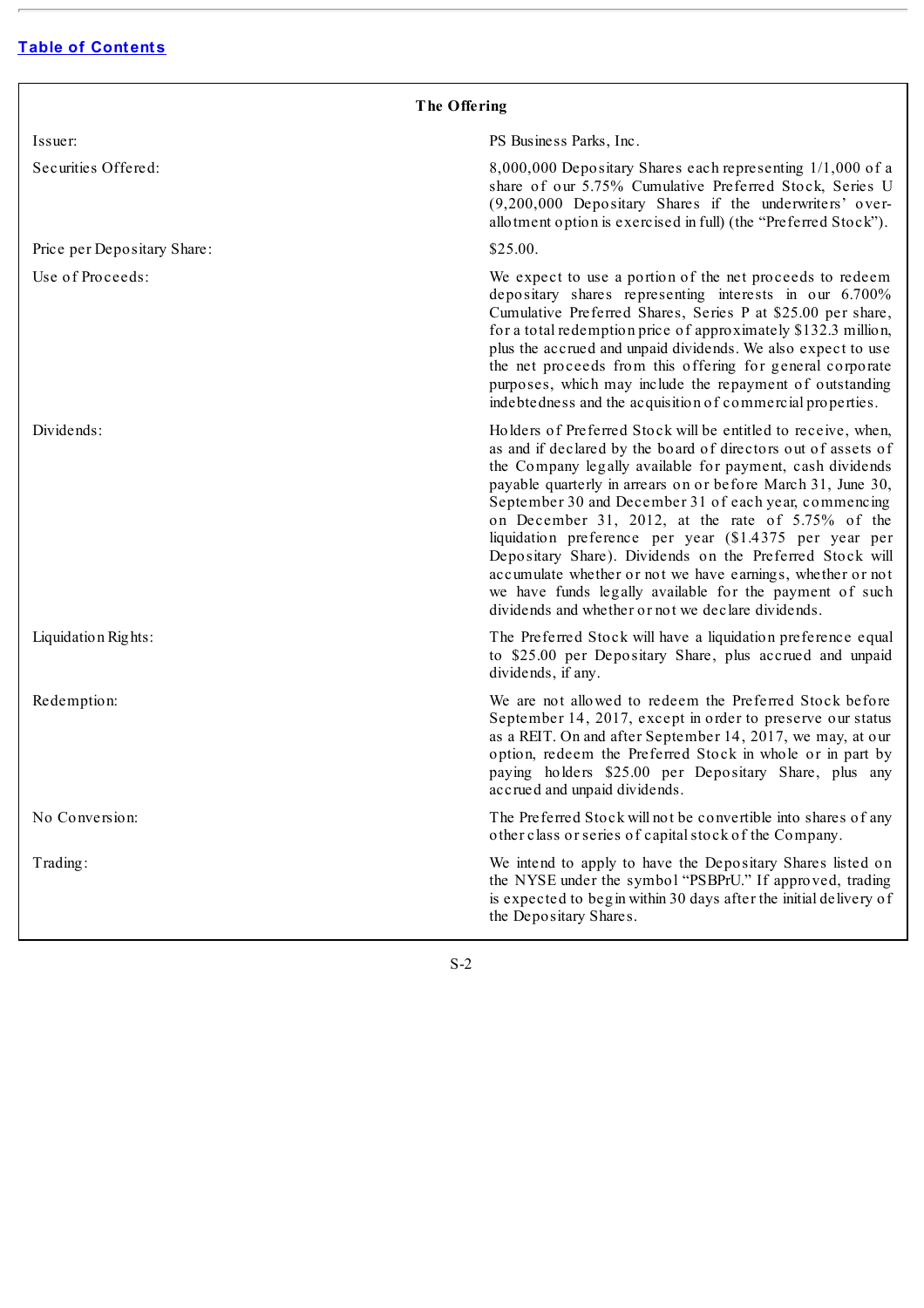[Table of Contents](#)

## The Offering

| | |
|---|---|
| Issuer: | PS Business Parks, Inc. |
| Securities Offered: | 8,000,000 Depositary Shares each representing 1/1,000 of a share of our 5.75% Cumulative Preferred Stock, Series U (9,200,000 Depositary Shares if the underwriters' over-allotment option is exercised in full) (the "Preferred Stock"). |
| Price per Depositary Share: | $25.00. |
| Use of Proceeds: | We expect to use a portion of the net proceeds to redeem depositary shares representing interests in our 6.700% Cumulative Preferred Shares, Series P at $25.00 per share, for a total redemption price of approximately $132.3 million, plus the accrued and unpaid dividends. We also expect to use the net proceeds from this offering for general corporate purposes, which may include the repayment of outstanding indebtedness and the acquisition of commercial properties. |
| Dividends: | Holders of Preferred Stock will be entitled to receive, when, as and if declared by the board of directors out of assets of the Company legally available for payment, cash dividends payable quarterly in arrears on or before March 31, June 30, September 30 and December 31 of each year, commencing on December 31, 2012, at the rate of 5.75% of the liquidation preference per year ($1.4375 per year per Depositary Share). Dividends on the Preferred Stock will accumulate whether or not we have earnings, whether or not we have funds legally available for the payment of such dividends and whether or not we declare dividends. |
| Liquidation Rights: | The Preferred Stock will have a liquidation preference equal to $25.00 per Depositary Share, plus accrued and unpaid dividends, if any. |
| Redemption: | We are not allowed to redeem the Preferred Stock before September 14, 2017, except in order to preserve our status as a REIT. On and after September 14, 2017, we may, at our option, redeem the Preferred Stock in whole or in part by paying holders $25.00 per Depositary Share, plus any accrued and unpaid dividends. |
| No Conversion: | The Preferred Stock will not be convertible into shares of any other class or series of capital stock of the Company. |
| Trading: | We intend to apply to have the Depositary Shares listed on the NYSE under the symbol "PSBPrU." If approved, trading is expected to begin within 30 days after the initial delivery of the Depositary Shares. |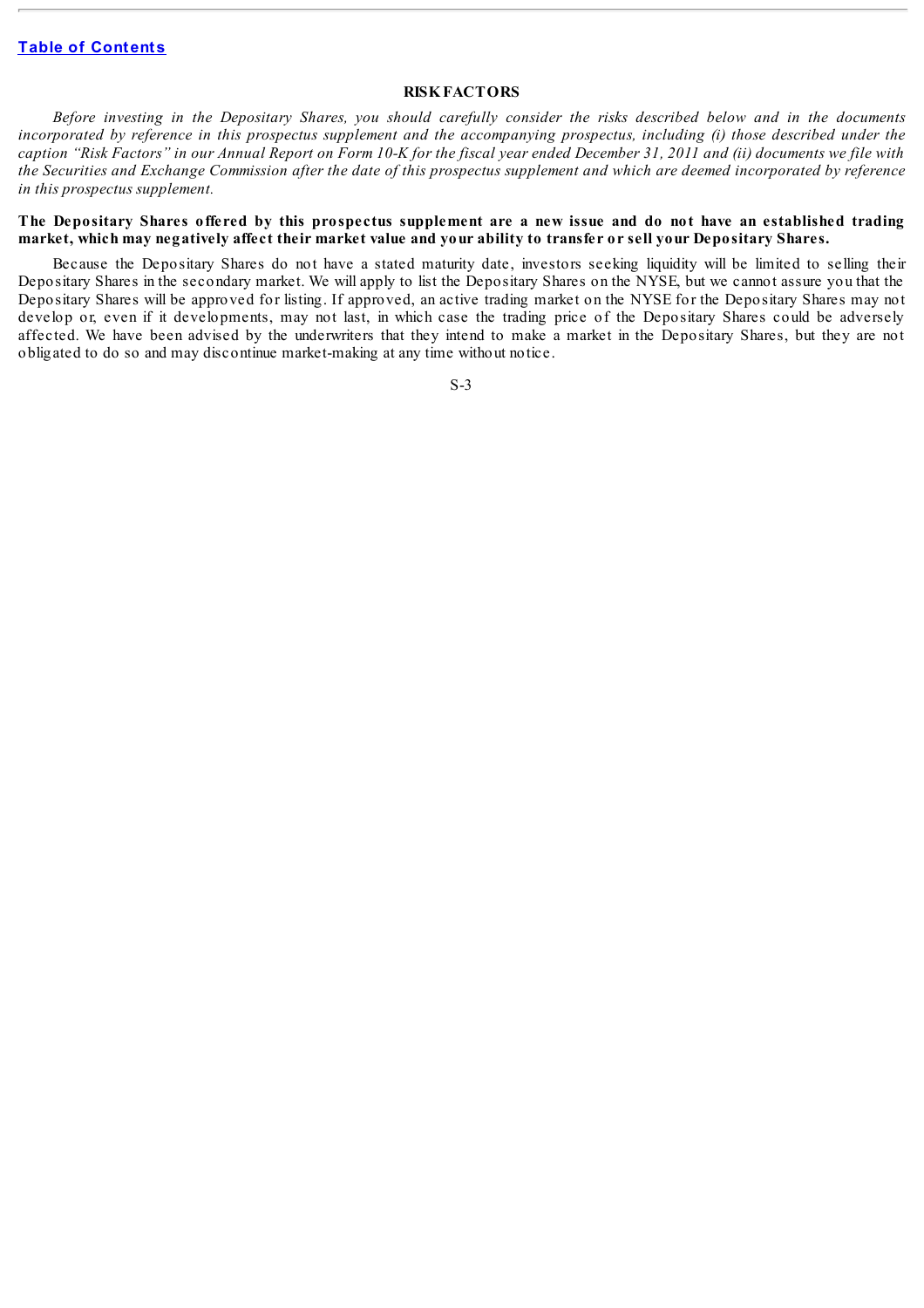## RISK FACTORS

*Before investing in the Depositary Shares, you should carefully consider the risks described below and in the documents incorporated by reference in this prospectus supplement and the accompanying prospectus, including (i) those described under the caption "Risk Factors" in our Annual Report on Form 10-K for the fiscal year ended December 31, 2011 and (ii) documents we file with the Securities and Exchange Commission after the date of this prospectus supplement and which are deemed incorporated by reference in this prospectus supplement.*

**The Depositary Shares offered by this prospectus supplement are a new issue and do not have an established trading market, which may negatively affect their market value and your ability to transfer or sell your Depositary Shares.**

Because the Depositary Shares do not have a stated maturity date, investors seeking liquidity will be limited to selling their Depositary Shares in the secondary market. We will apply to list the Depositary Shares on the NYSE, but we cannot assure you that the Depositary Shares will be approved for listing. If approved, an active trading market on the NYSE for the Depositary Shares may not develop or, even if it developments, may not last, in which case the trading price of the Depositary Shares could be adversely affected. We have been advised by the underwriters that they intend to make a market in the Depositary Shares, but they are not obligated to do so and may discontinue market-making at any time without notice.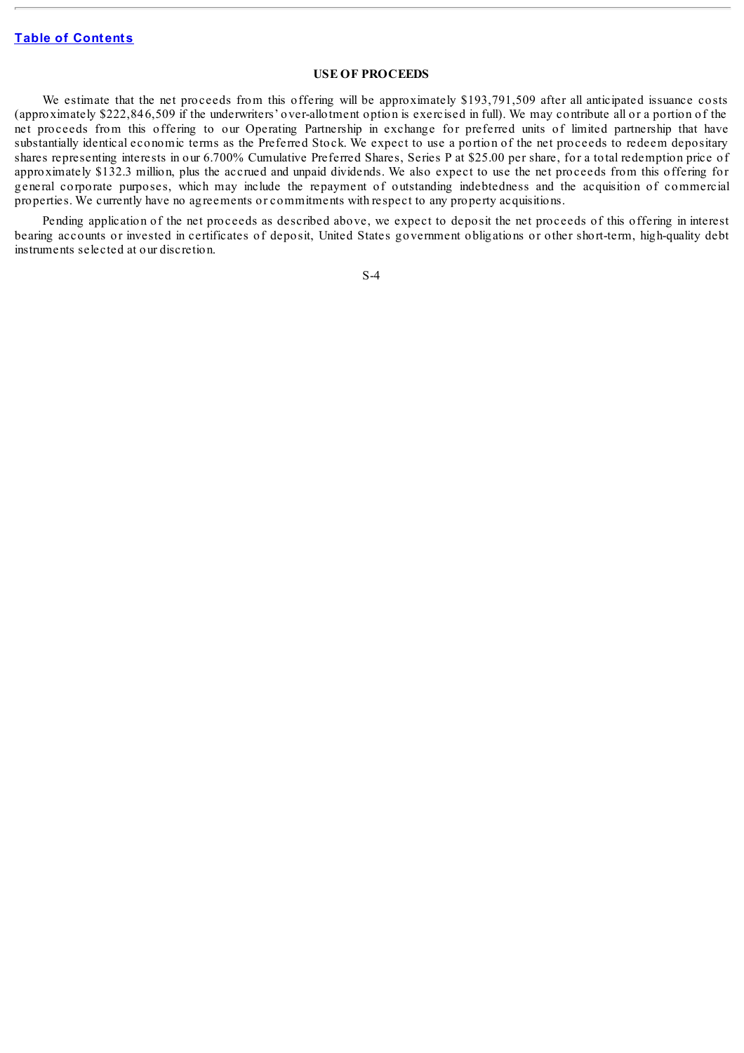## USE OF PROCEEDS

We estimate that the net proceeds from this offering will be approximately $193,791,509 after all anticipated issuance costs (approximately $222,846,509 if the underwriters' over-allotment option is exercised in full). We may contribute all or a portion of the net proceeds from this offering to our Operating Partnership in exchange for preferred units of limited partnership that have substantially identical economic terms as the Preferred Stock. We expect to use a portion of the net proceeds to redeem depositary shares representing interests in our 6.700% Cumulative Preferred Shares, Series P at $25.00 per share, for a total redemption price of approximately $132.3 million, plus the accrued and unpaid dividends. We also expect to use the net proceeds from this offering for general corporate purposes, which may include the repayment of outstanding indebtedness and the acquisition of commercial properties. We currently have no agreements or commitments with respect to any property acquisitions.

Pending application of the net proceeds as described above, we expect to deposit the net proceeds of this offering in interest bearing accounts or invested in certificates of deposit, United States government obligations or other short-term, high-quality debt instruments selected at our discretion.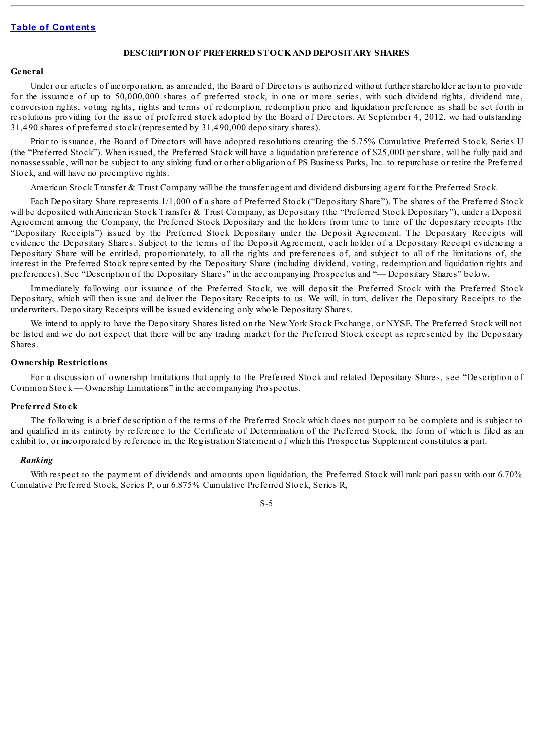[Table of Contents](#)

## DESCRIPTION OF PREFERRED STOCK AND DEPOSITARY SHARES

### General

Under our articles of incorporation, as amended, the Board of Directors is authorized without further shareholder action to provide for the issuance of up to 50,000,000 shares of preferred stock, in one or more series, with such dividend rights, dividend rate, conversion rights, voting rights, rights and terms of redemption, redemption price and liquidation preference as shall be set forth in resolutions providing for the issue of preferred stock adopted by the Board of Directors. At September 4, 2012, we had outstanding 31,490 shares of preferred stock (represented by 31,490,000 depositary shares).

Prior to issuance, the Board of Directors will have adopted resolutions creating the 5.75% Cumulative Preferred Stock, Series U (the "Preferred Stock"). When issued, the Preferred Stock will have a liquidation preference of $25,000 per share, will be fully paid and nonassessable, will not be subject to any sinking fund or other obligation of PS Business Parks, Inc. to repurchase or retire the Preferred Stock, and will have no preemptive rights.

American Stock Transfer & Trust Company will be the transfer agent and dividend disbursing agent for the Preferred Stock.

Each Depositary Share represents 1/1,000 of a share of Preferred Stock ("Depositary Share"). The shares of the Preferred Stock will be deposited with American Stock Transfer & Trust Company, as Depositary (the "Preferred Stock Depositary"), under a Deposit Agreement among the Company, the Preferred Stock Depositary and the holders from time to time of the depositary receipts (the "Depositary Receipts") issued by the Preferred Stock Depositary under the Deposit Agreement. The Depositary Receipts will evidence the Depositary Shares. Subject to the terms of the Deposit Agreement, each holder of a Depositary Receipt evidencing a Depositary Share will be entitled, proportionately, to all the rights and preferences of, and subject to all of the limitations of, the interest in the Preferred Stock represented by the Depositary Share (including dividend, voting, redemption and liquidation rights and preferences). See "Description of the Depositary Shares" in the accompanying Prospectus and "— Depositary Shares" below.

Immediately following our issuance of the Preferred Stock, we will deposit the Preferred Stock with the Preferred Stock Depositary, which will then issue and deliver the Depositary Receipts to us. We will, in turn, deliver the Depositary Receipts to the underwriters. Depositary Receipts will be issued evidencing only whole Depositary Shares.

We intend to apply to have the Depositary Shares listed on the New York Stock Exchange, or NYSE. The Preferred Stock will not be listed and we do not expect that there will be any trading market for the Preferred Stock except as represented by the Depositary Shares.

### Ownership Restrictions

For a discussion of ownership limitations that apply to the Preferred Stock and related Depositary Shares, see "Description of Common Stock — Ownership Limitations" in the accompanying Prospectus.

### Preferred Stock

The following is a brief description of the terms of the Preferred Stock which does not purport to be complete and is subject to and qualified in its entirety by reference to the Certificate of Determination of the Preferred Stock, the form of which is filed as an exhibit to, or incorporated by reference in, the Registration Statement of which this Prospectus Supplement constitutes a part.

#### *Ranking*

With respect to the payment of dividends and amounts upon liquidation, the Preferred Stock will rank pari passu with our 6.70% Cumulative Preferred Stock, Series P, our 6.875% Cumulative Preferred Stock, Series R,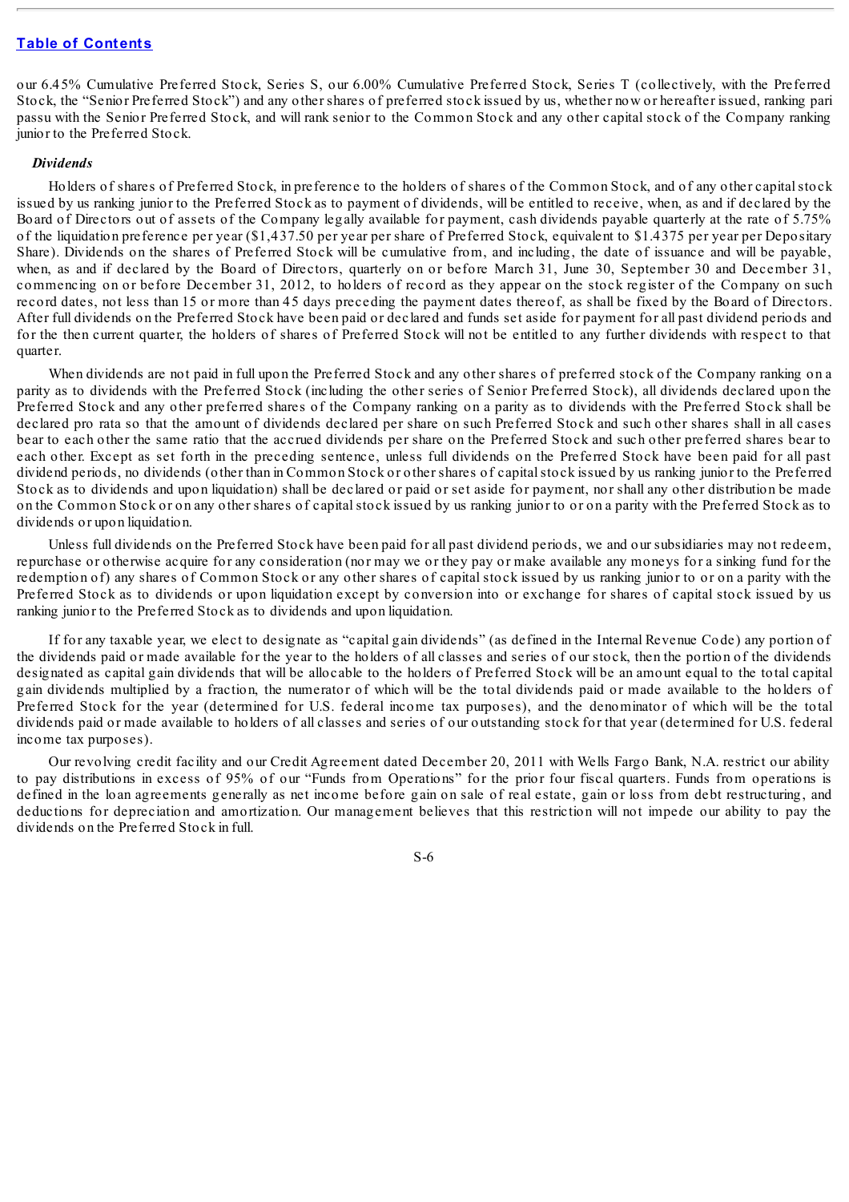our 6.45% Cumulative Preferred Stock, Series S, our 6.00% Cumulative Preferred Stock, Series T (collectively, with the Preferred Stock, the "Senior Preferred Stock") and any other shares of preferred stock issued by us, whether now or hereafter issued, ranking pari passu with the Senior Preferred Stock, and will rank senior to the Common Stock and any other capital stock of the Company ranking junior to the Preferred Stock.

***Dividends***

Holders of shares of Preferred Stock, in preference to the holders of shares of the Common Stock, and of any other capital stock issued by us ranking junior to the Preferred Stock as to payment of dividends, will be entitled to receive, when, as and if declared by the Board of Directors out of assets of the Company legally available for payment, cash dividends payable quarterly at the rate of 5.75% of the liquidation preference per year ($1,437.50 per year per share of Preferred Stock, equivalent to $1.4375 per year per Depositary Share). Dividends on the shares of Preferred Stock will be cumulative from, and including, the date of issuance and will be payable, when, as and if declared by the Board of Directors, quarterly on or before March 31, June 30, September 30 and December 31, commencing on or before December 31, 2012, to holders of record as they appear on the stock register of the Company on such record dates, not less than 15 or more than 45 days preceding the payment dates thereof, as shall be fixed by the Board of Directors. After full dividends on the Preferred Stock have been paid or declared and funds set aside for payment for all past dividend periods and for the then current quarter, the holders of shares of Preferred Stock will not be entitled to any further dividends with respect to that quarter.

When dividends are not paid in full upon the Preferred Stock and any other shares of preferred stock of the Company ranking on a parity as to dividends with the Preferred Stock (including the other series of Senior Preferred Stock), all dividends declared upon the Preferred Stock and any other preferred shares of the Company ranking on a parity as to dividends with the Preferred Stock shall be declared pro rata so that the amount of dividends declared per share on such Preferred Stock and such other shares shall in all cases bear to each other the same ratio that the accrued dividends per share on the Preferred Stock and such other preferred shares bear to each other. Except as set forth in the preceding sentence, unless full dividends on the Preferred Stock have been paid for all past dividend periods, no dividends (other than in Common Stock or other shares of capital stock issued by us ranking junior to the Preferred Stock as to dividends and upon liquidation) shall be declared or paid or set aside for payment, nor shall any other distribution be made on the Common Stock or on any other shares of capital stock issued by us ranking junior to or on a parity with the Preferred Stock as to dividends or upon liquidation.

Unless full dividends on the Preferred Stock have been paid for all past dividend periods, we and our subsidiaries may not redeem, repurchase or otherwise acquire for any consideration (nor may we or they pay or make available any moneys for a sinking fund for the redemption of) any shares of Common Stock or any other shares of capital stock issued by us ranking junior to or on a parity with the Preferred Stock as to dividends or upon liquidation except by conversion into or exchange for shares of capital stock issued by us ranking junior to the Preferred Stock as to dividends and upon liquidation.

If for any taxable year, we elect to designate as "capital gain dividends" (as defined in the Internal Revenue Code) any portion of the dividends paid or made available for the year to the holders of all classes and series of our stock, then the portion of the dividends designated as capital gain dividends that will be allocable to the holders of Preferred Stock will be an amount equal to the total capital gain dividends multiplied by a fraction, the numerator of which will be the total dividends paid or made available to the holders of Preferred Stock for the year (determined for U.S. federal income tax purposes), and the denominator of which will be the total dividends paid or made available to holders of all classes and series of our outstanding stock for that year (determined for U.S. federal income tax purposes).

Our revolving credit facility and our Credit Agreement dated December 20, 2011 with Wells Fargo Bank, N.A. restrict our ability to pay distributions in excess of 95% of our "Funds from Operations" for the prior four fiscal quarters. Funds from operations is defined in the loan agreements generally as net income before gain on sale of real estate, gain or loss from debt restructuring, and deductions for depreciation and amortization. Our management believes that this restriction will not impede our ability to pay the dividends on the Preferred Stock in full.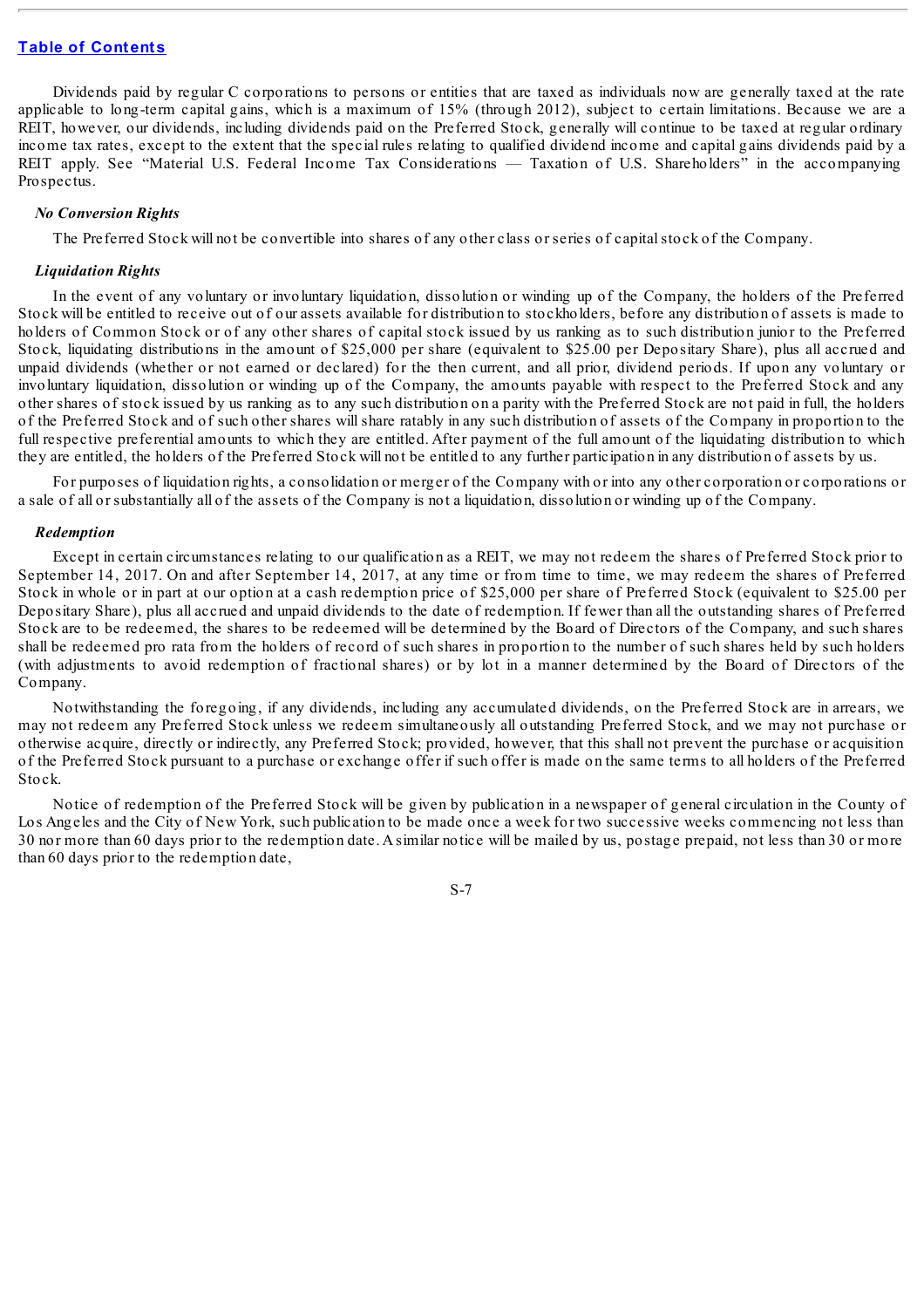Dividends paid by regular C corporations to persons or entities that are taxed as individuals now are generally taxed at the rate applicable to long-term capital gains, which is a maximum of 15% (through 2012), subject to certain limitations. Because we are a REIT, however, our dividends, including dividends paid on the Preferred Stock, generally will continue to be taxed at regular ordinary income tax rates, except to the extent that the special rules relating to qualified dividend income and capital gains dividends paid by a REIT apply. See "Material U.S. Federal Income Tax Considerations — Taxation of U.S. Shareholders" in the accompanying Prospectus.

***No Conversion Rights***

The Preferred Stock will not be convertible into shares of any other class or series of capital stock of the Company.

***Liquidation Rights***

In the event of any voluntary or involuntary liquidation, dissolution or winding up of the Company, the holders of the Preferred Stock will be entitled to receive out of our assets available for distribution to stockholders, before any distribution of assets is made to holders of Common Stock or of any other shares of capital stock issued by us ranking as to such distribution junior to the Preferred Stock, liquidating distributions in the amount of $25,000 per share (equivalent to $25.00 per Depositary Share), plus all accrued and unpaid dividends (whether or not earned or declared) for the then current, and all prior, dividend periods. If upon any voluntary or involuntary liquidation, dissolution or winding up of the Company, the amounts payable with respect to the Preferred Stock and any other shares of stock issued by us ranking as to any such distribution on a parity with the Preferred Stock are not paid in full, the holders of the Preferred Stock and of such other shares will share ratably in any such distribution of assets of the Company in proportion to the full respective preferential amounts to which they are entitled. After payment of the full amount of the liquidating distribution to which they are entitled, the holders of the Preferred Stock will not be entitled to any further participation in any distribution of assets by us.

For purposes of liquidation rights, a consolidation or merger of the Company with or into any other corporation or corporations or a sale of all or substantially all of the assets of the Company is not a liquidation, dissolution or winding up of the Company.

***Redemption***

Except in certain circumstances relating to our qualification as a REIT, we may not redeem the shares of Preferred Stock prior to September 14, 2017. On and after September 14, 2017, at any time or from time to time, we may redeem the shares of Preferred Stock in whole or in part at our option at a cash redemption price of $25,000 per share of Preferred Stock (equivalent to $25.00 per Depositary Share), plus all accrued and unpaid dividends to the date of redemption. If fewer than all the outstanding shares of Preferred Stock are to be redeemed, the shares to be redeemed will be determined by the Board of Directors of the Company, and such shares shall be redeemed pro rata from the holders of record of such shares in proportion to the number of such shares held by such holders (with adjustments to avoid redemption of fractional shares) or by lot in a manner determined by the Board of Directors of the Company.

Notwithstanding the foregoing, if any dividends, including any accumulated dividends, on the Preferred Stock are in arrears, we may not redeem any Preferred Stock unless we redeem simultaneously all outstanding Preferred Stock, and we may not purchase or otherwise acquire, directly or indirectly, any Preferred Stock; provided, however, that this shall not prevent the purchase or acquisition of the Preferred Stock pursuant to a purchase or exchange offer if such offer is made on the same terms to all holders of the Preferred Stock.

Notice of redemption of the Preferred Stock will be given by publication in a newspaper of general circulation in the County of Los Angeles and the City of New York, such publication to be made once a week for two successive weeks commencing not less than 30 nor more than 60 days prior to the redemption date. A similar notice will be mailed by us, postage prepaid, not less than 30 or more than 60 days prior to the redemption date,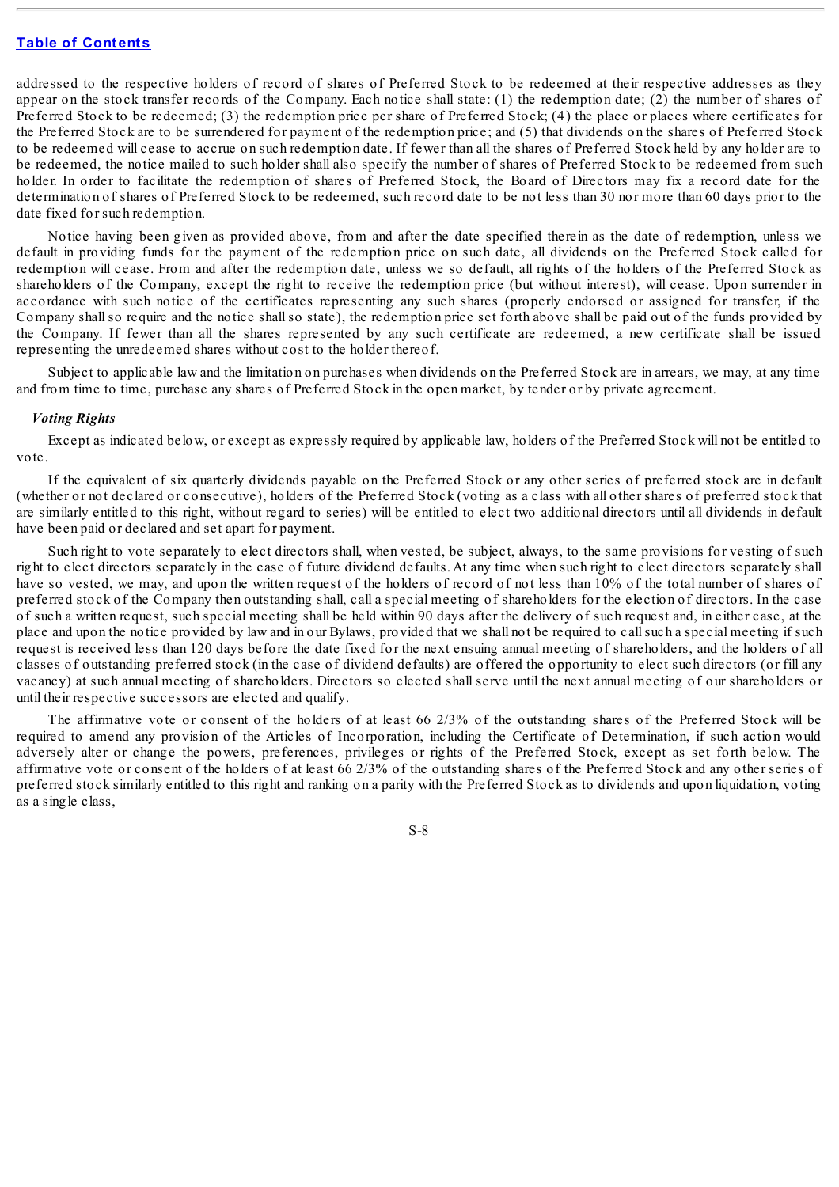addressed to the respective holders of record of shares of Preferred Stock to be redeemed at their respective addresses as they appear on the stock transfer records of the Company. Each notice shall state: (1) the redemption date; (2) the number of shares of Preferred Stock to be redeemed; (3) the redemption price per share of Preferred Stock; (4) the place or places where certificates for the Preferred Stock are to be surrendered for payment of the redemption price; and (5) that dividends on the shares of Preferred Stock to be redeemed will cease to accrue on such redemption date. If fewer than all the shares of Preferred Stock held by any holder are to be redeemed, the notice mailed to such holder shall also specify the number of shares of Preferred Stock to be redeemed from such holder. In order to facilitate the redemption of shares of Preferred Stock, the Board of Directors may fix a record date for the determination of shares of Preferred Stock to be redeemed, such record date to be not less than 30 nor more than 60 days prior to the date fixed for such redemption.

Notice having been given as provided above, from and after the date specified therein as the date of redemption, unless we default in providing funds for the payment of the redemption price on such date, all dividends on the Preferred Stock called for redemption will cease. From and after the redemption date, unless we so default, all rights of the holders of the Preferred Stock as shareholders of the Company, except the right to receive the redemption price (but without interest), will cease. Upon surrender in accordance with such notice of the certificates representing any such shares (properly endorsed or assigned for transfer, if the Company shall so require and the notice shall so state), the redemption price set forth above shall be paid out of the funds provided by the Company. If fewer than all the shares represented by any such certificate are redeemed, a new certificate shall be issued representing the unredeemed shares without cost to the holder thereof.

Subject to applicable law and the limitation on purchases when dividends on the Preferred Stock are in arrears, we may, at any time and from time to time, purchase any shares of Preferred Stock in the open market, by tender or by private agreement.

### *Voting Rights*

Except as indicated below, or except as expressly required by applicable law, holders of the Preferred Stock will not be entitled to vote.

If the equivalent of six quarterly dividends payable on the Preferred Stock or any other series of preferred stock are in default (whether or not declared or consecutive), holders of the Preferred Stock (voting as a class with all other shares of preferred stock that are similarly entitled to this right, without regard to series) will be entitled to elect two additional directors until all dividends in default have been paid or declared and set apart for payment.

Such right to vote separately to elect directors shall, when vested, be subject, always, to the same provisions for vesting of such right to elect directors separately in the case of future dividend defaults. At any time when such right to elect directors separately shall have so vested, we may, and upon the written request of the holders of record of not less than 10% of the total number of shares of preferred stock of the Company then outstanding shall, call a special meeting of shareholders for the election of directors. In the case of such a written request, such special meeting shall be held within 90 days after the delivery of such request and, in either case, at the place and upon the notice provided by law and in our Bylaws, provided that we shall not be required to call such a special meeting if such request is received less than 120 days before the date fixed for the next ensuing annual meeting of shareholders, and the holders of all classes of outstanding preferred stock (in the case of dividend defaults) are offered the opportunity to elect such directors (or fill any vacancy) at such annual meeting of shareholders. Directors so elected shall serve until the next annual meeting of our shareholders or until their respective successors are elected and qualify.

The affirmative vote or consent of the holders of at least 66 2/3% of the outstanding shares of the Preferred Stock will be required to amend any provision of the Articles of Incorporation, including the Certificate of Determination, if such action would adversely alter or change the powers, preferences, privileges or rights of the Preferred Stock, except as set forth below. The affirmative vote or consent of the holders of at least 66 2/3% of the outstanding shares of the Preferred Stock and any other series of preferred stock similarly entitled to this right and ranking on a parity with the Preferred Stock as to dividends and upon liquidation, voting as a single class,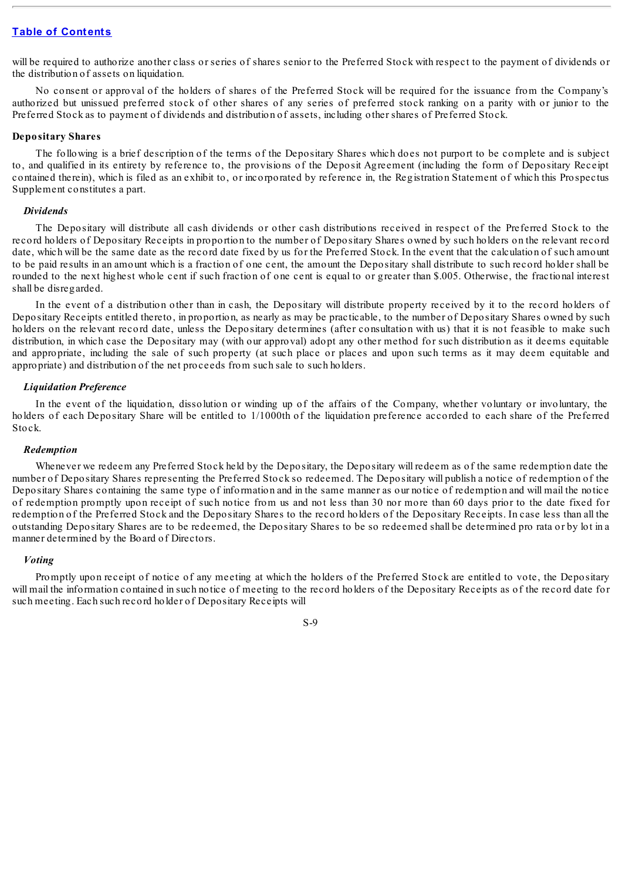will be required to authorize another class or series of shares senior to the Preferred Stock with respect to the payment of dividends or the distribution of assets on liquidation.

No consent or approval of the holders of shares of the Preferred Stock will be required for the issuance from the Company's authorized but unissued preferred stock of other shares of any series of preferred stock ranking on a parity with or junior to the Preferred Stock as to payment of dividends and distribution of assets, including other shares of Preferred Stock.

### Depositary Shares

The following is a brief description of the terms of the Depositary Shares which does not purport to be complete and is subject to, and qualified in its entirety by reference to, the provisions of the Deposit Agreement (including the form of Depositary Receipt contained therein), which is filed as an exhibit to, or incorporated by reference in, the Registration Statement of which this Prospectus Supplement constitutes a part.

#### *Dividends*

The Depositary will distribute all cash dividends or other cash distributions received in respect of the Preferred Stock to the record holders of Depositary Receipts in proportion to the number of Depositary Shares owned by such holders on the relevant record date, which will be the same date as the record date fixed by us for the Preferred Stock. In the event that the calculation of such amount to be paid results in an amount which is a fraction of one cent, the amount the Depositary shall distribute to such record holder shall be rounded to the next highest whole cent if such fraction of one cent is equal to or greater than $.005. Otherwise, the fractional interest shall be disregarded.

In the event of a distribution other than in cash, the Depositary will distribute property received by it to the record holders of Depositary Receipts entitled thereto, in proportion, as nearly as may be practicable, to the number of Depositary Shares owned by such holders on the relevant record date, unless the Depositary determines (after consultation with us) that it is not feasible to make such distribution, in which case the Depositary may (with our approval) adopt any other method for such distribution as it deems equitable and appropriate, including the sale of such property (at such place or places and upon such terms as it may deem equitable and appropriate) and distribution of the net proceeds from such sale to such holders.

#### *Liquidation Preference*

In the event of the liquidation, dissolution or winding up of the affairs of the Company, whether voluntary or involuntary, the holders of each Depositary Share will be entitled to 1/1000th of the liquidation preference accorded to each share of the Preferred Stock.

#### *Redemption*

Whenever we redeem any Preferred Stock held by the Depositary, the Depositary will redeem as of the same redemption date the number of Depositary Shares representing the Preferred Stock so redeemed. The Depositary will publish a notice of redemption of the Depositary Shares containing the same type of information and in the same manner as our notice of redemption and will mail the notice of redemption promptly upon receipt of such notice from us and not less than 30 nor more than 60 days prior to the date fixed for redemption of the Preferred Stock and the Depositary Shares to the record holders of the Depositary Receipts. In case less than all the outstanding Depositary Shares are to be redeemed, the Depositary Shares to be so redeemed shall be determined pro rata or by lot in a manner determined by the Board of Directors.

#### *Voting*

Promptly upon receipt of notice of any meeting at which the holders of the Preferred Stock are entitled to vote, the Depositary will mail the information contained in such notice of meeting to the record holders of the Depositary Receipts as of the record date for such meeting. Each such record holder of Depositary Receipts will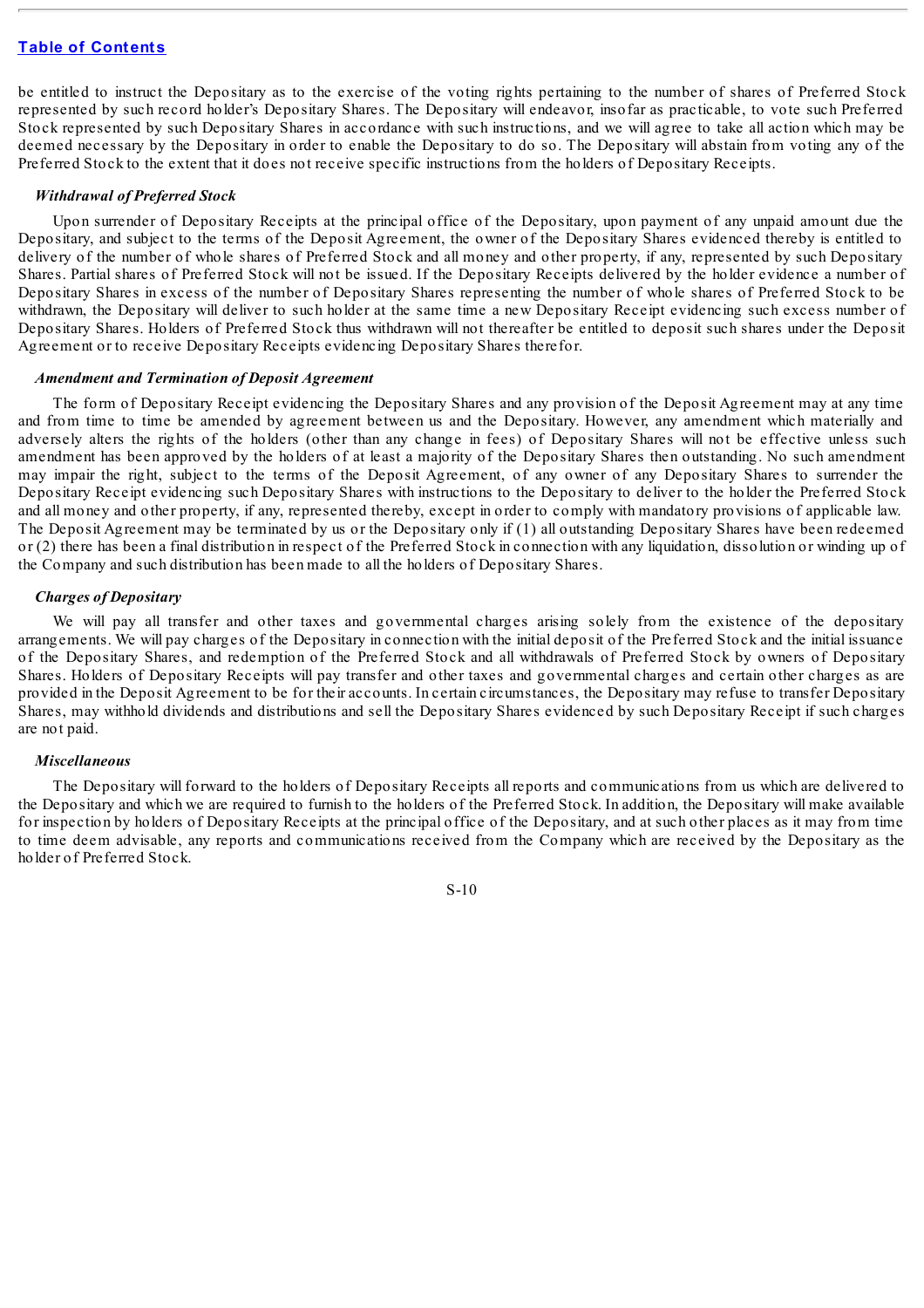be entitled to instruct the Depositary as to the exercise of the voting rights pertaining to the number of shares of Preferred Stock represented by such record holder's Depositary Shares. The Depositary will endeavor, insofar as practicable, to vote such Preferred Stock represented by such Depositary Shares in accordance with such instructions, and we will agree to take all action which may be deemed necessary by the Depositary in order to enable the Depositary to do so. The Depositary will abstain from voting any of the Preferred Stock to the extent that it does not receive specific instructions from the holders of Depositary Receipts.

***Withdrawal of Preferred Stock***

Upon surrender of Depositary Receipts at the principal office of the Depositary, upon payment of any unpaid amount due the Depositary, and subject to the terms of the Deposit Agreement, the owner of the Depositary Shares evidenced thereby is entitled to delivery of the number of whole shares of Preferred Stock and all money and other property, if any, represented by such Depositary Shares. Partial shares of Preferred Stock will not be issued. If the Depositary Receipts delivered by the holder evidence a number of Depositary Shares in excess of the number of Depositary Shares representing the number of whole shares of Preferred Stock to be withdrawn, the Depositary will deliver to such holder at the same time a new Depositary Receipt evidencing such excess number of Depositary Shares. Holders of Preferred Stock thus withdrawn will not thereafter be entitled to deposit such shares under the Deposit Agreement or to receive Depositary Receipts evidencing Depositary Shares therefor.

***Amendment and Termination of Deposit Agreement***

The form of Depositary Receipt evidencing the Depositary Shares and any provision of the Deposit Agreement may at any time and from time to time be amended by agreement between us and the Depositary. However, any amendment which materially and adversely alters the rights of the holders (other than any change in fees) of Depositary Shares will not be effective unless such amendment has been approved by the holders of at least a majority of the Depositary Shares then outstanding. No such amendment may impair the right, subject to the terms of the Deposit Agreement, of any owner of any Depositary Shares to surrender the Depositary Receipt evidencing such Depositary Shares with instructions to the Depositary to deliver to the holder the Preferred Stock and all money and other property, if any, represented thereby, except in order to comply with mandatory provisions of applicable law. The Deposit Agreement may be terminated by us or the Depositary only if (1) all outstanding Depositary Shares have been redeemed or (2) there has been a final distribution in respect of the Preferred Stock in connection with any liquidation, dissolution or winding up of the Company and such distribution has been made to all the holders of Depositary Shares.

***Charges of Depositary***

We will pay all transfer and other taxes and governmental charges arising solely from the existence of the depositary arrangements. We will pay charges of the Depositary in connection with the initial deposit of the Preferred Stock and the initial issuance of the Depositary Shares, and redemption of the Preferred Stock and all withdrawals of Preferred Stock by owners of Depositary Shares. Holders of Depositary Receipts will pay transfer and other taxes and governmental charges and certain other charges as are provided in the Deposit Agreement to be for their accounts. In certain circumstances, the Depositary may refuse to transfer Depositary Shares, may withhold dividends and distributions and sell the Depositary Shares evidenced by such Depositary Receipt if such charges are not paid.

***Miscellaneous***

The Depositary will forward to the holders of Depositary Receipts all reports and communications from us which are delivered to the Depositary and which we are required to furnish to the holders of the Preferred Stock. In addition, the Depositary will make available for inspection by holders of Depositary Receipts at the principal office of the Depositary, and at such other places as it may from time to time deem advisable, any reports and communications received from the Company which are received by the Depositary as the holder of Preferred Stock.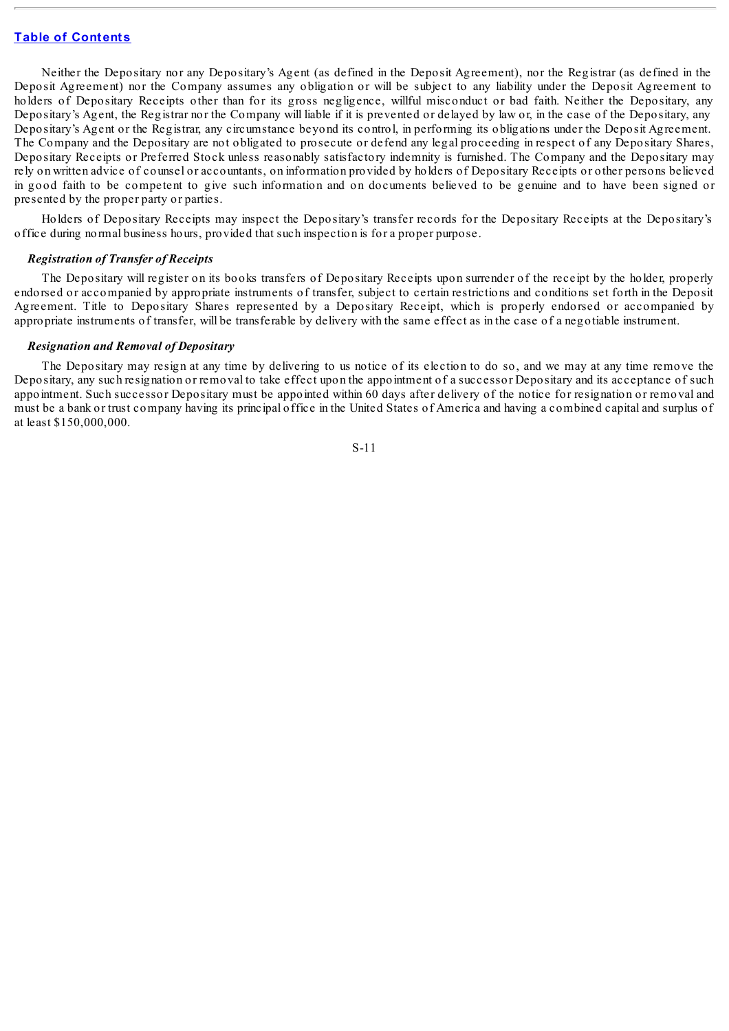Neither the Depositary nor any Depositary's Agent (as defined in the Deposit Agreement), nor the Registrar (as defined in the Deposit Agreement) nor the Company assumes any obligation or will be subject to any liability under the Deposit Agreement to holders of Depositary Receipts other than for its gross negligence, willful misconduct or bad faith. Neither the Depositary, any Depositary's Agent, the Registrar nor the Company will liable if it is prevented or delayed by law or, in the case of the Depositary, any Depositary's Agent or the Registrar, any circumstance beyond its control, in performing its obligations under the Deposit Agreement. The Company and the Depositary are not obligated to prosecute or defend any legal proceeding in respect of any Depositary Shares, Depositary Receipts or Preferred Stock unless reasonably satisfactory indemnity is furnished. The Company and the Depositary may rely on written advice of counsel or accountants, on information provided by holders of Depositary Receipts or other persons believed in good faith to be competent to give such information and on documents believed to be genuine and to have been signed or presented by the proper party or parties.

Holders of Depositary Receipts may inspect the Depositary's transfer records for the Depositary Receipts at the Depositary's office during normal business hours, provided that such inspection is for a proper purpose.

### *Registration of Transfer of Receipts*

The Depositary will register on its books transfers of Depositary Receipts upon surrender of the receipt by the holder, properly endorsed or accompanied by appropriate instruments of transfer, subject to certain restrictions and conditions set forth in the Deposit Agreement. Title to Depositary Shares represented by a Depositary Receipt, which is properly endorsed or accompanied by appropriate instruments of transfer, will be transferable by delivery with the same effect as in the case of a negotiable instrument.

### *Resignation and Removal of Depositary*

The Depositary may resign at any time by delivering to us notice of its election to do so, and we may at any time remove the Depositary, any such resignation or removal to take effect upon the appointment of a successor Depositary and its acceptance of such appointment. Such successor Depositary must be appointed within 60 days after delivery of the notice for resignation or removal and must be a bank or trust company having its principal office in the United States of America and having a combined capital and surplus of at least $150,000,000.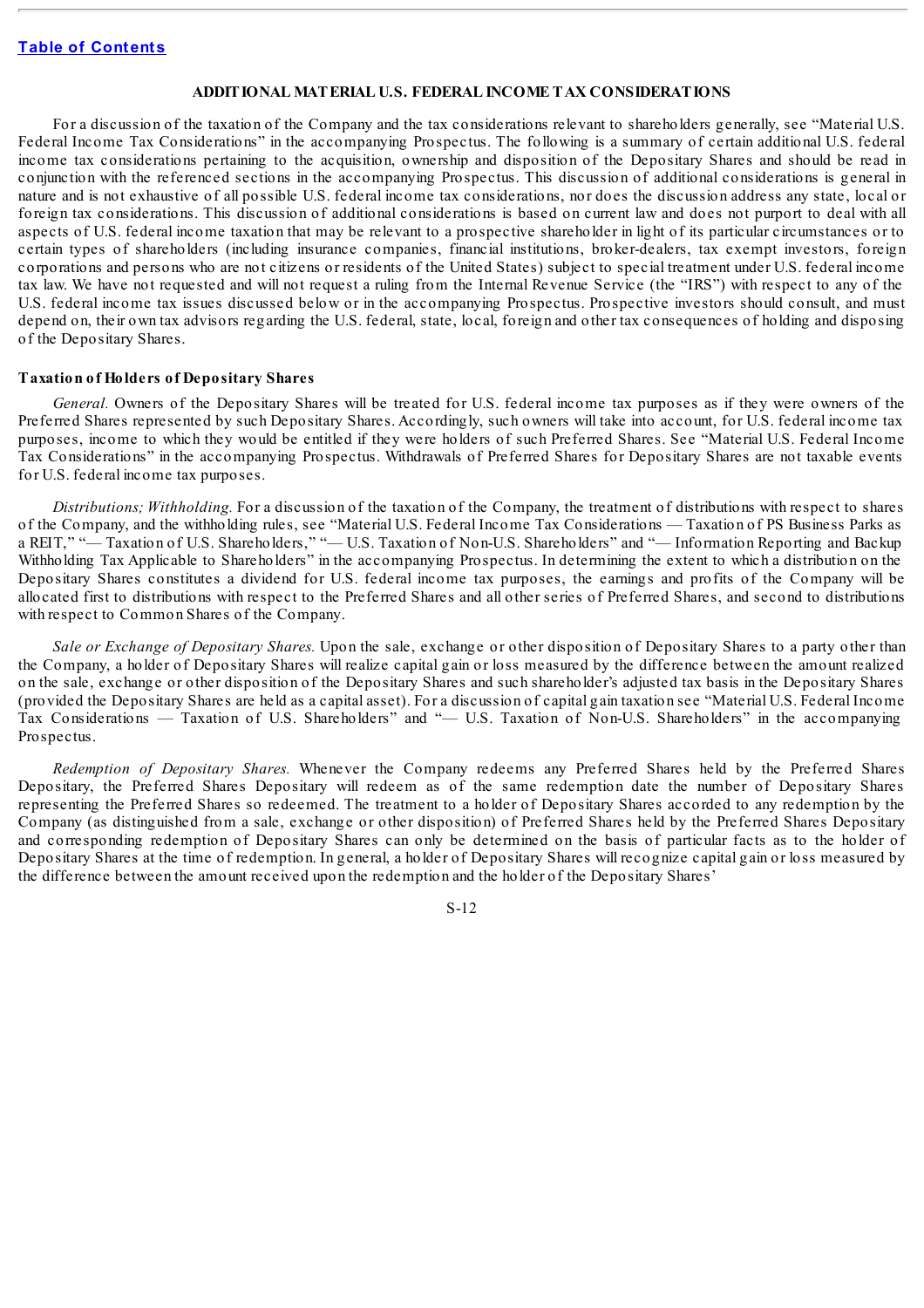## ADDITIONAL MATERIAL U.S. FEDERAL INCOME TAX CONSIDERATIONS

For a discussion of the taxation of the Company and the tax considerations relevant to shareholders generally, see "Material U.S. Federal Income Tax Considerations" in the accompanying Prospectus. The following is a summary of certain additional U.S. federal income tax considerations pertaining to the acquisition, ownership and disposition of the Depositary Shares and should be read in conjunction with the referenced sections in the accompanying Prospectus. This discussion of additional considerations is general in nature and is not exhaustive of all possible U.S. federal income tax considerations, nor does the discussion address any state, local or foreign tax considerations. This discussion of additional considerations is based on current law and does not purport to deal with all aspects of U.S. federal income taxation that may be relevant to a prospective shareholder in light of its particular circumstances or to certain types of shareholders (including insurance companies, financial institutions, broker-dealers, tax exempt investors, foreign corporations and persons who are not citizens or residents of the United States) subject to special treatment under U.S. federal income tax law. We have not requested and will not request a ruling from the Internal Revenue Service (the "IRS") with respect to any of the U.S. federal income tax issues discussed below or in the accompanying Prospectus. Prospective investors should consult, and must depend on, their own tax advisors regarding the U.S. federal, state, local, foreign and other tax consequences of holding and disposing of the Depositary Shares.

### Taxation of Holders of Depositary Shares

*General.* Owners of the Depositary Shares will be treated for U.S. federal income tax purposes as if they were owners of the Preferred Shares represented by such Depositary Shares. Accordingly, such owners will take into account, for U.S. federal income tax purposes, income to which they would be entitled if they were holders of such Preferred Shares. See "Material U.S. Federal Income Tax Considerations" in the accompanying Prospectus. Withdrawals of Preferred Shares for Depositary Shares are not taxable events for U.S. federal income tax purposes.

*Distributions; Withholding.* For a discussion of the taxation of the Company, the treatment of distributions with respect to shares of the Company, and the withholding rules, see "Material U.S. Federal Income Tax Considerations — Taxation of PS Business Parks as a REIT," "— Taxation of U.S. Shareholders," "— U.S. Taxation of Non-U.S. Shareholders" and "— Information Reporting and Backup Withholding Tax Applicable to Shareholders" in the accompanying Prospectus. In determining the extent to which a distribution on the Depositary Shares constitutes a dividend for U.S. federal income tax purposes, the earnings and profits of the Company will be allocated first to distributions with respect to the Preferred Shares and all other series of Preferred Shares, and second to distributions with respect to Common Shares of the Company.

*Sale or Exchange of Depositary Shares.* Upon the sale, exchange or other disposition of Depositary Shares to a party other than the Company, a holder of Depositary Shares will realize capital gain or loss measured by the difference between the amount realized on the sale, exchange or other disposition of the Depositary Shares and such shareholder's adjusted tax basis in the Depositary Shares (provided the Depositary Shares are held as a capital asset). For a discussion of capital gain taxation see "Material U.S. Federal Income Tax Considerations — Taxation of U.S. Shareholders" and "— U.S. Taxation of Non-U.S. Shareholders" in the accompanying Prospectus.

*Redemption of Depositary Shares.* Whenever the Company redeems any Preferred Shares held by the Preferred Shares Depositary, the Preferred Shares Depositary will redeem as of the same redemption date the number of Depositary Shares representing the Preferred Shares so redeemed. The treatment to a holder of Depositary Shares accorded to any redemption by the Company (as distinguished from a sale, exchange or other disposition) of Preferred Shares held by the Preferred Shares Depositary and corresponding redemption of Depositary Shares can only be determined on the basis of particular facts as to the holder of Depositary Shares at the time of redemption. In general, a holder of Depositary Shares will recognize capital gain or loss measured by the difference between the amount received upon the redemption and the holder of the Depositary Shares'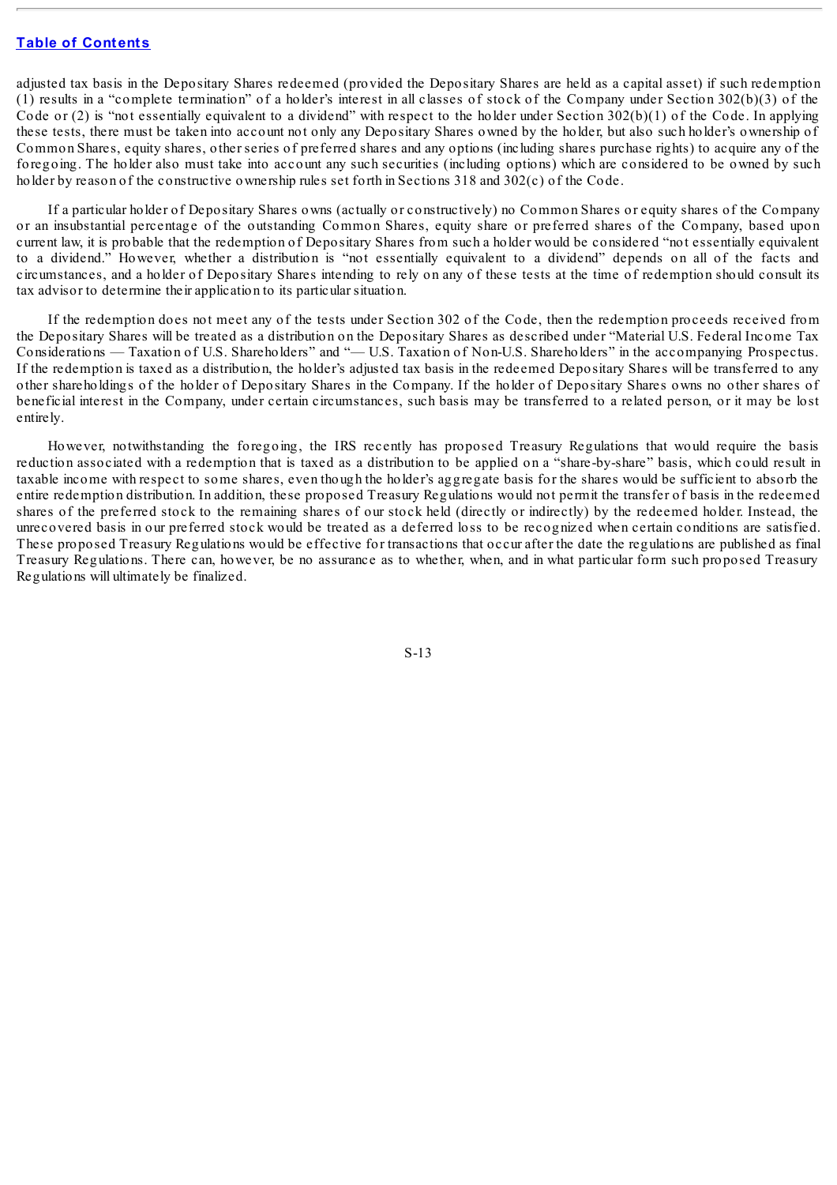adjusted tax basis in the Depositary Shares redeemed (provided the Depositary Shares are held as a capital asset) if such redemption (1) results in a "complete termination" of a holder's interest in all classes of stock of the Company under Section 302(b)(3) of the Code or (2) is "not essentially equivalent to a dividend" with respect to the holder under Section 302(b)(1) of the Code. In applying these tests, there must be taken into account not only any Depositary Shares owned by the holder, but also such holder's ownership of Common Shares, equity shares, other series of preferred shares and any options (including shares purchase rights) to acquire any of the foregoing. The holder also must take into account any such securities (including options) which are considered to be owned by such holder by reason of the constructive ownership rules set forth in Sections 318 and 302(c) of the Code.

If a particular holder of Depositary Shares owns (actually or constructively) no Common Shares or equity shares of the Company or an insubstantial percentage of the outstanding Common Shares, equity share or preferred shares of the Company, based upon current law, it is probable that the redemption of Depositary Shares from such a holder would be considered "not essentially equivalent to a dividend." However, whether a distribution is "not essentially equivalent to a dividend" depends on all of the facts and circumstances, and a holder of Depositary Shares intending to rely on any of these tests at the time of redemption should consult its tax advisor to determine their application to its particular situation.

If the redemption does not meet any of the tests under Section 302 of the Code, then the redemption proceeds received from the Depositary Shares will be treated as a distribution on the Depositary Shares as described under "Material U.S. Federal Income Tax Considerations — Taxation of U.S. Shareholders" and "— U.S. Taxation of Non-U.S. Shareholders" in the accompanying Prospectus. If the redemption is taxed as a distribution, the holder's adjusted tax basis in the redeemed Depositary Shares will be transferred to any other shareholdings of the holder of Depositary Shares in the Company. If the holder of Depositary Shares owns no other shares of beneficial interest in the Company, under certain circumstances, such basis may be transferred to a related person, or it may be lost entirely.

However, notwithstanding the foregoing, the IRS recently has proposed Treasury Regulations that would require the basis reduction associated with a redemption that is taxed as a distribution to be applied on a "share-by-share" basis, which could result in taxable income with respect to some shares, even though the holder's aggregate basis for the shares would be sufficient to absorb the entire redemption distribution. In addition, these proposed Treasury Regulations would not permit the transfer of basis in the redeemed shares of the preferred stock to the remaining shares of our stock held (directly or indirectly) by the redeemed holder. Instead, the unrecovered basis in our preferred stock would be treated as a deferred loss to be recognized when certain conditions are satisfied. These proposed Treasury Regulations would be effective for transactions that occur after the date the regulations are published as final Treasury Regulations. There can, however, be no assurance as to whether, when, and in what particular form such proposed Treasury Regulations will ultimately be finalized.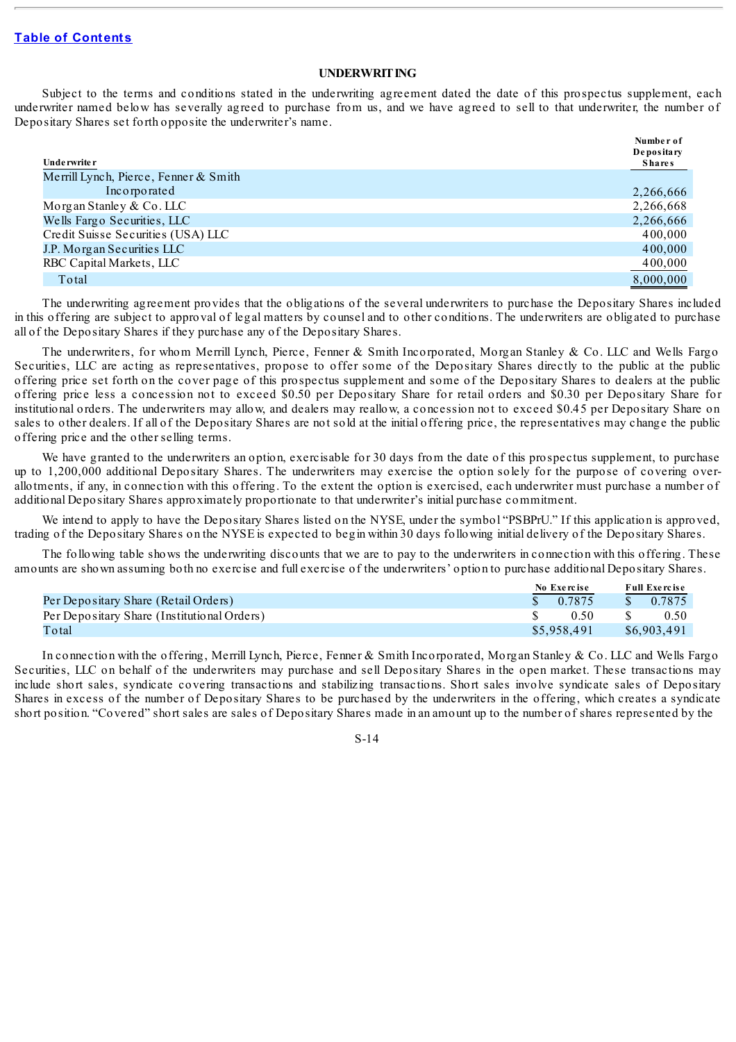[Table of Contents](#)

## UNDERWRITING

Subject to the terms and conditions stated in the underwriting agreement dated the date of this prospectus supplement, each underwriter named below has severally agreed to purchase from us, and we have agreed to sell to that underwriter, the number of Depositary Shares set forth opposite the underwriter's name.

| Underwriter | Number of Depositary Shares |
|---|---|
| Merrill Lynch, Pierce, Fenner & Smith Incorporated | 2,266,666 |
| Morgan Stanley & Co. LLC | 2,266,668 |
| Wells Fargo Securities, LLC | 2,266,666 |
| Credit Suisse Securities (USA) LLC | 400,000 |
| J.P. Morgan Securities LLC | 400,000 |
| RBC Capital Markets, LLC | 400,000 |
| Total | 8,000,000 |

The underwriting agreement provides that the obligations of the several underwriters to purchase the Depositary Shares included in this offering are subject to approval of legal matters by counsel and to other conditions. The underwriters are obligated to purchase all of the Depositary Shares if they purchase any of the Depositary Shares.

The underwriters, for whom Merrill Lynch, Pierce, Fenner & Smith Incorporated, Morgan Stanley & Co. LLC and Wells Fargo Securities, LLC are acting as representatives, propose to offer some of the Depositary Shares directly to the public at the public offering price set forth on the cover page of this prospectus supplement and some of the Depositary Shares to dealers at the public offering price less a concession not to exceed $0.50 per Depositary Share for retail orders and $0.30 per Depositary Share for institutional orders. The underwriters may allow, and dealers may reallow, a concession not to exceed $0.45 per Depositary Share on sales to other dealers. If all of the Depositary Shares are not sold at the initial offering price, the representatives may change the public offering price and the other selling terms.

We have granted to the underwriters an option, exercisable for 30 days from the date of this prospectus supplement, to purchase up to 1,200,000 additional Depositary Shares. The underwriters may exercise the option solely for the purpose of covering over-allotments, if any, in connection with this offering. To the extent the option is exercised, each underwriter must purchase a number of additional Depositary Shares approximately proportionate to that underwriter's initial purchase commitment.

We intend to apply to have the Depositary Shares listed on the NYSE, under the symbol "PSBPrU." If this application is approved, trading of the Depositary Shares on the NYSE is expected to begin within 30 days following initial delivery of the Depositary Shares.

The following table shows the underwriting discounts that we are to pay to the underwriters in connection with this offering. These amounts are shown assuming both no exercise and full exercise of the underwriters' option to purchase additional Depositary Shares.

| | No Exercise | Full Exercise |
|---|---|---|
| Per Depositary Share (Retail Orders) | $ 0.7875 | $ 0.7875 |
| Per Depositary Share (Institutional Orders) | $ 0.50 | $ 0.50 |
| Total | $5,958,491 | $6,903,491 |

In connection with the offering, Merrill Lynch, Pierce, Fenner & Smith Incorporated, Morgan Stanley & Co. LLC and Wells Fargo Securities, LLC on behalf of the underwriters may purchase and sell Depositary Shares in the open market. These transactions may include short sales, syndicate covering transactions and stabilizing transactions. Short sales involve syndicate sales of Depositary Shares in excess of the number of Depositary Shares to be purchased by the underwriters in the offering, which creates a syndicate short position. "Covered" short sales are sales of Depositary Shares made in an amount up to the number of shares represented by the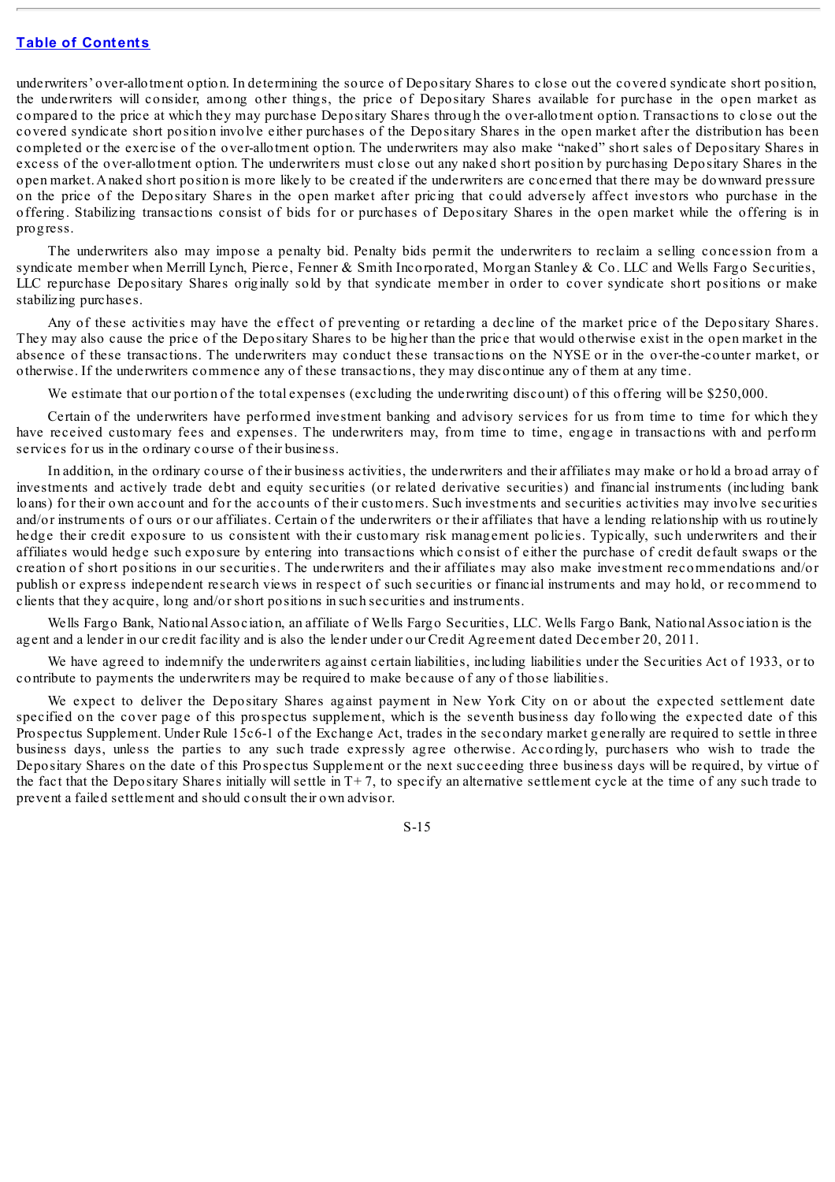underwriters' over-allotment option. In determining the source of Depositary Shares to close out the covered syndicate short position, the underwriters will consider, among other things, the price of Depositary Shares available for purchase in the open market as compared to the price at which they may purchase Depositary Shares through the over-allotment option. Transactions to close out the covered syndicate short position involve either purchases of the Depositary Shares in the open market after the distribution has been completed or the exercise of the over-allotment option. The underwriters may also make "naked" short sales of Depositary Shares in excess of the over-allotment option. The underwriters must close out any naked short position by purchasing Depositary Shares in the open market. A naked short position is more likely to be created if the underwriters are concerned that there may be downward pressure on the price of the Depositary Shares in the open market after pricing that could adversely affect investors who purchase in the offering. Stabilizing transactions consist of bids for or purchases of Depositary Shares in the open market while the offering is in progress.

The underwriters also may impose a penalty bid. Penalty bids permit the underwriters to reclaim a selling concession from a syndicate member when Merrill Lynch, Pierce, Fenner & Smith Incorporated, Morgan Stanley & Co. LLC and Wells Fargo Securities, LLC repurchase Depositary Shares originally sold by that syndicate member in order to cover syndicate short positions or make stabilizing purchases.

Any of these activities may have the effect of preventing or retarding a decline of the market price of the Depositary Shares. They may also cause the price of the Depositary Shares to be higher than the price that would otherwise exist in the open market in the absence of these transactions. The underwriters may conduct these transactions on the NYSE or in the over-the-counter market, or otherwise. If the underwriters commence any of these transactions, they may discontinue any of them at any time.

We estimate that our portion of the total expenses (excluding the underwriting discount) of this offering will be $250,000.

Certain of the underwriters have performed investment banking and advisory services for us from time to time for which they have received customary fees and expenses. The underwriters may, from time to time, engage in transactions with and perform services for us in the ordinary course of their business.

In addition, in the ordinary course of their business activities, the underwriters and their affiliates may make or hold a broad array of investments and actively trade debt and equity securities (or related derivative securities) and financial instruments (including bank loans) for their own account and for the accounts of their customers. Such investments and securities activities may involve securities and/or instruments of ours or our affiliates. Certain of the underwriters or their affiliates that have a lending relationship with us routinely hedge their credit exposure to us consistent with their customary risk management policies. Typically, such underwriters and their affiliates would hedge such exposure by entering into transactions which consist of either the purchase of credit default swaps or the creation of short positions in our securities. The underwriters and their affiliates may also make investment recommendations and/or publish or express independent research views in respect of such securities or financial instruments and may hold, or recommend to clients that they acquire, long and/or short positions in such securities and instruments.

Wells Fargo Bank, National Association, an affiliate of Wells Fargo Securities, LLC. Wells Fargo Bank, National Association is the agent and a lender in our credit facility and is also the lender under our Credit Agreement dated December 20, 2011.

We have agreed to indemnify the underwriters against certain liabilities, including liabilities under the Securities Act of 1933, or to contribute to payments the underwriters may be required to make because of any of those liabilities.

We expect to deliver the Depositary Shares against payment in New York City on or about the expected settlement date specified on the cover page of this prospectus supplement, which is the seventh business day following the expected date of this Prospectus Supplement. Under Rule 15c6-1 of the Exchange Act, trades in the secondary market generally are required to settle in three business days, unless the parties to any such trade expressly agree otherwise. Accordingly, purchasers who wish to trade the Depositary Shares on the date of this Prospectus Supplement or the next succeeding three business days will be required, by virtue of the fact that the Depositary Shares initially will settle in T+7, to specify an alternative settlement cycle at the time of any such trade to prevent a failed settlement and should consult their own advisor.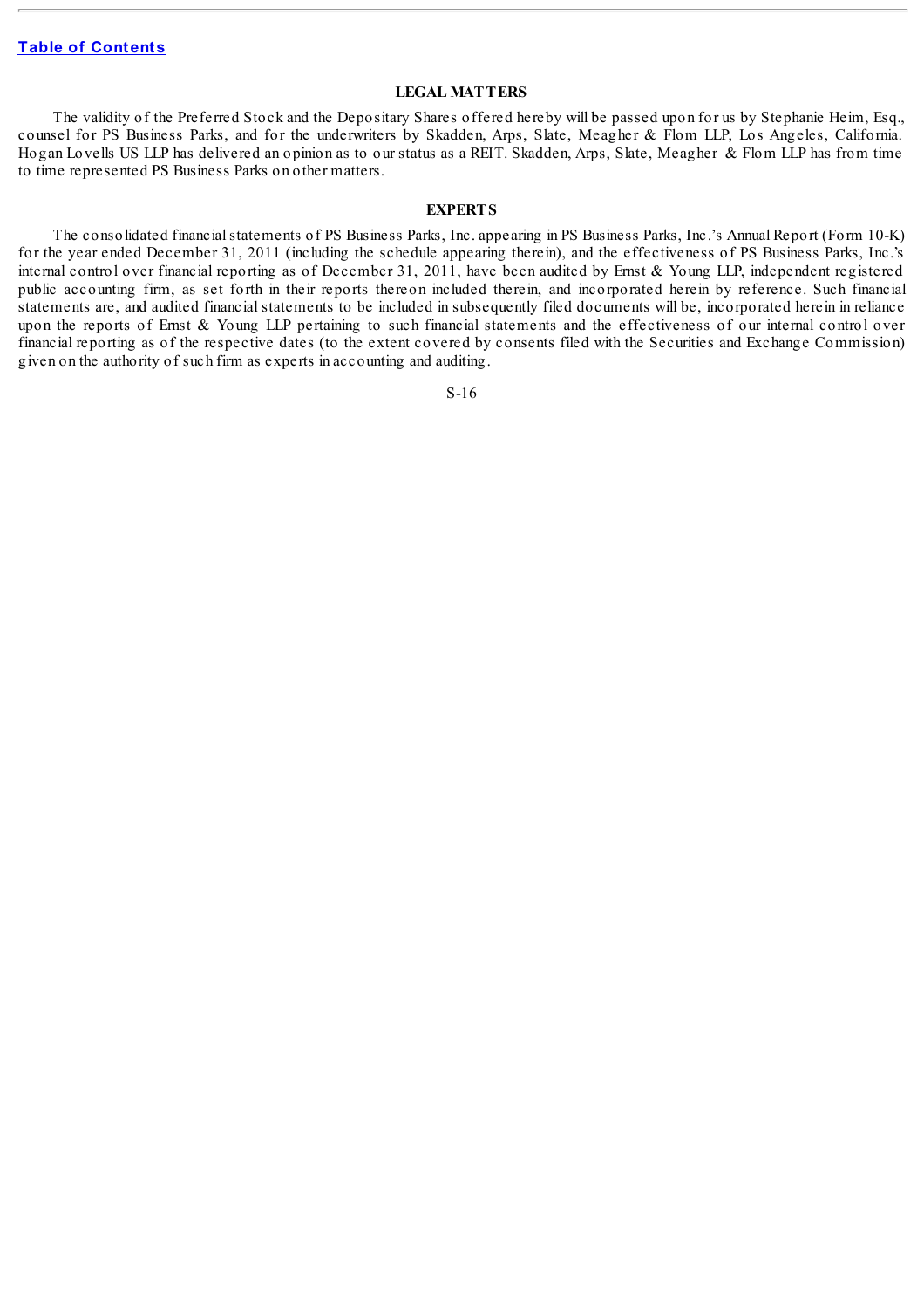## LEGAL MATTERS

The validity of the Preferred Stock and the Depositary Shares offered hereby will be passed upon for us by Stephanie Heim, Esq., counsel for PS Business Parks, and for the underwriters by Skadden, Arps, Slate, Meagher & Flom LLP, Los Angeles, California. Hogan Lovells US LLP has delivered an opinion as to our status as a REIT. Skadden, Arps, Slate, Meagher & Flom LLP has from time to time represented PS Business Parks on other matters.

## EXPERTS

The consolidated financial statements of PS Business Parks, Inc. appearing in PS Business Parks, Inc.'s Annual Report (Form 10-K) for the year ended December 31, 2011 (including the schedule appearing therein), and the effectiveness of PS Business Parks, Inc.'s internal control over financial reporting as of December 31, 2011, have been audited by Ernst & Young LLP, independent registered public accounting firm, as set forth in their reports thereon included therein, and incorporated herein by reference. Such financial statements are, and audited financial statements to be included in subsequently filed documents will be, incorporated herein in reliance upon the reports of Ernst & Young LLP pertaining to such financial statements and the effectiveness of our internal control over financial reporting as of the respective dates (to the extent covered by consents filed with the Securities and Exchange Commission) given on the authority of such firm as experts in accounting and auditing.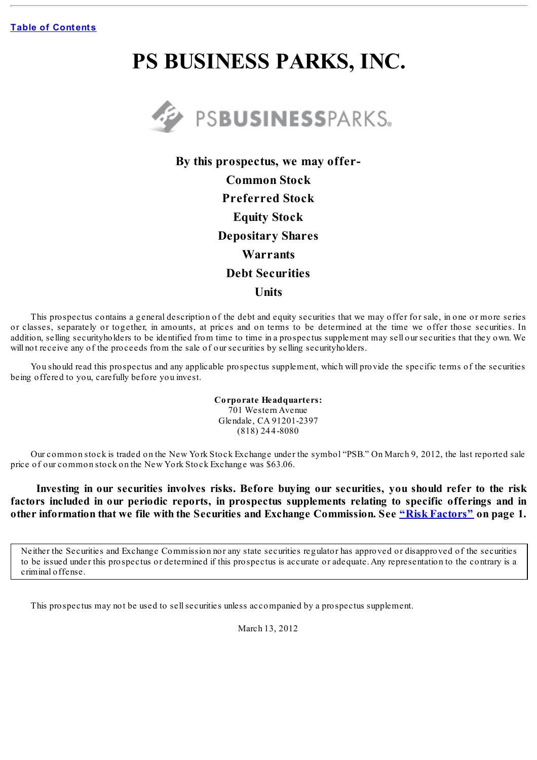Table of Contents

# PS BUSINESS PARKS, INC.

**By this prospectus, we may offer-**

**Common Stock**

**Preferred Stock**

**Equity Stock**

**Depositary Shares**

**Warrants**

**Debt Securities**

**Units**

This prospectus contains a general description of the debt and equity securities that we may offer for sale, in one or more series or classes, separately or together, in amounts, at prices and on terms to be determined at the time we offer those securities. In addition, selling securityholders to be identified from time to time in a prospectus supplement may sell our securities that they own. We will not receive any of the proceeds from the sale of our securities by selling securityholders.

You should read this prospectus and any applicable prospectus supplement, which will provide the specific terms of the securities being offered to you, carefully before you invest.

**Corporate Headquarters:**
701 Western Avenue
Glendale, CA 91201-2397
(818) 244-8080

Our common stock is traded on the New York Stock Exchange under the symbol "PSB." On March 9, 2012, the last reported sale price of our common stock on the New York Stock Exchange was $63.06.

**Investing in our securities involves risks. Before buying our securities, you should refer to the risk factors included in our periodic reports, in prospectus supplements relating to specific offerings and in other information that we file with the Securities and Exchange Commission. See "Risk Factors" on page 1.**

Neither the Securities and Exchange Commission nor any state securities regulator has approved or disapproved of the securities to be issued under this prospectus or determined if this prospectus is accurate or adequate. Any representation to the contrary is a criminal offense.

This prospectus may not be used to sell securities unless accompanied by a prospectus supplement.

March 13, 2012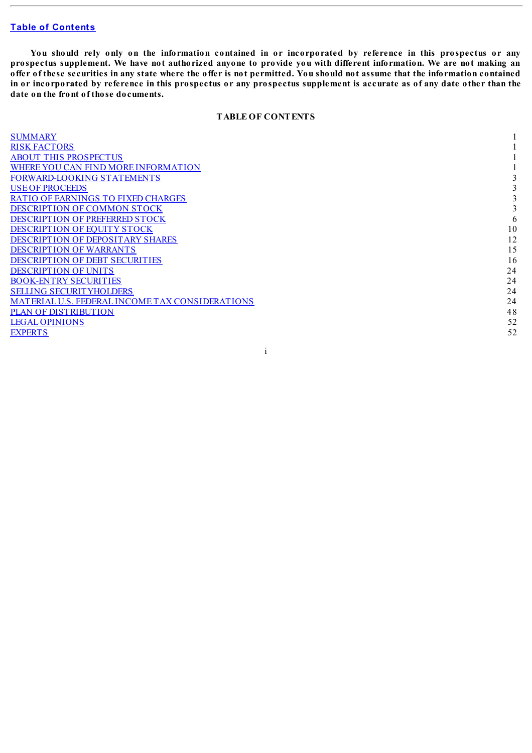**Table of Contents**

**You should rely only on the information contained in or incorporated by reference in this prospectus or any prospectus supplement. We have not authorized anyone to provide you with different information. We are not making an offer of these securities in any state where the offer is not permitted. You should not assume that the information contained in or incorporated by reference in this prospectus or any prospectus supplement is accurate as of any date other than the date on the front of those documents.**

**TABLE OF CONTENTS**

| | |
|---|---|
| SUMMARY | 1 |
| RISK FACTORS | 1 |
| ABOUT THIS PROSPECTUS | 1 |
| WHERE YOU CAN FIND MORE INFORMATION | 1 |
| FORWARD-LOOKING STATEMENTS | 3 |
| USE OF PROCEEDS | 3 |
| RATIO OF EARNINGS TO FIXED CHARGES | 3 |
| DESCRIPTION OF COMMON STOCK | 3 |
| DESCRIPTION OF PREFERRED STOCK | 6 |
| DESCRIPTION OF EQUITY STOCK | 10 |
| DESCRIPTION OF DEPOSITARY SHARES | 12 |
| DESCRIPTION OF WARRANTS | 15 |
| DESCRIPTION OF DEBT SECURITIES | 16 |
| DESCRIPTION OF UNITS | 24 |
| BOOK-ENTRY SECURITIES | 24 |
| SELLING SECURITYHOLDERS | 24 |
| MATERIAL U.S. FEDERAL INCOME TAX CONSIDERATIONS | 24 |
| PLAN OF DISTRIBUTION | 48 |
| LEGAL OPINIONS | 52 |
| EXPERTS | 52 |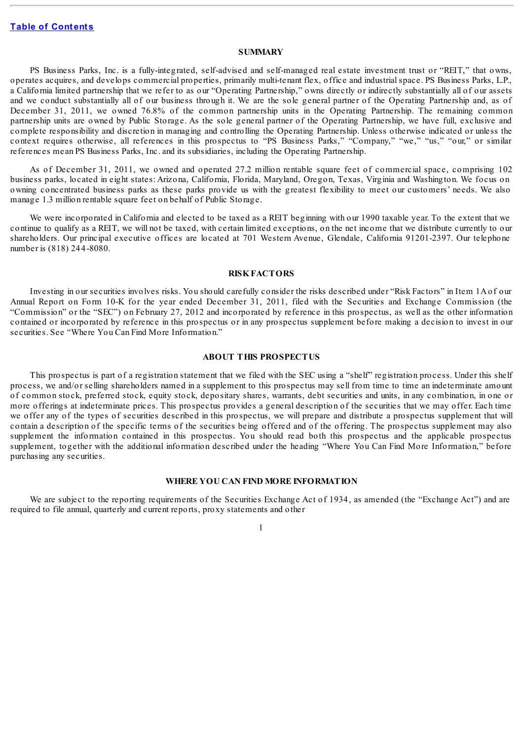## SUMMARY

PS Business Parks, Inc. is a fully-integrated, self-advised and self-managed real estate investment trust or "REIT," that owns, operates acquires, and develops commercial properties, primarily multi-tenant flex, office and industrial space. PS Business Parks, L.P., a California limited partnership that we refer to as our "Operating Partnership," owns directly or indirectly substantially all of our assets and we conduct substantially all of our business through it. We are the sole general partner of the Operating Partnership and, as of December 31, 2011, we owned 76.8% of the common partnership units in the Operating Partnership. The remaining common partnership units are owned by Public Storage. As the sole general partner of the Operating Partnership, we have full, exclusive and complete responsibility and discretion in managing and controlling the Operating Partnership. Unless otherwise indicated or unless the context requires otherwise, all references in this prospectus to "PS Business Parks," "Company," "we," "us," "our," or similar references mean PS Business Parks, Inc. and its subsidiaries, including the Operating Partnership.

As of December 31, 2011, we owned and operated 27.2 million rentable square feet of commercial space, comprising 102 business parks, located in eight states: Arizona, California, Florida, Maryland, Oregon, Texas, Virginia and Washington. We focus on owning concentrated business parks as these parks provide us with the greatest flexibility to meet our customers' needs. We also manage 1.3 million rentable square feet on behalf of Public Storage.

We were incorporated in California and elected to be taxed as a REIT beginning with our 1990 taxable year. To the extent that we continue to qualify as a REIT, we will not be taxed, with certain limited exceptions, on the net income that we distribute currently to our shareholders. Our principal executive offices are located at 701 Western Avenue, Glendale, California 91201-2397. Our telephone number is (818) 244-8080.

## RISK FACTORS

Investing in our securities involves risks. You should carefully consider the risks described under "Risk Factors" in Item 1A of our Annual Report on Form 10-K for the year ended December 31, 2011, filed with the Securities and Exchange Commission (the "Commission" or the "SEC") on February 27, 2012 and incorporated by reference in this prospectus, as well as the other information contained or incorporated by reference in this prospectus or in any prospectus supplement before making a decision to invest in our securities. See "Where You Can Find More Information."

## ABOUT THIS PROSPECTUS

This prospectus is part of a registration statement that we filed with the SEC using a "shelf" registration process. Under this shelf process, we and/or selling shareholders named in a supplement to this prospectus may sell from time to time an indeterminate amount of common stock, preferred stock, equity stock, depositary shares, warrants, debt securities and units, in any combination, in one or more offerings at indeterminate prices. This prospectus provides a general description of the securities that we may offer. Each time we offer any of the types of securities described in this prospectus, we will prepare and distribute a prospectus supplement that will contain a description of the specific terms of the securities being offered and of the offering. The prospectus supplement may also supplement the information contained in this prospectus. You should read both this prospectus and the applicable prospectus supplement, together with the additional information described under the heading "Where You Can Find More Information," before purchasing any securities.

## WHERE YOU CAN FIND MORE INFORMATION

We are subject to the reporting requirements of the Securities Exchange Act of 1934, as amended (the "Exchange Act") and are required to file annual, quarterly and current reports, proxy statements and other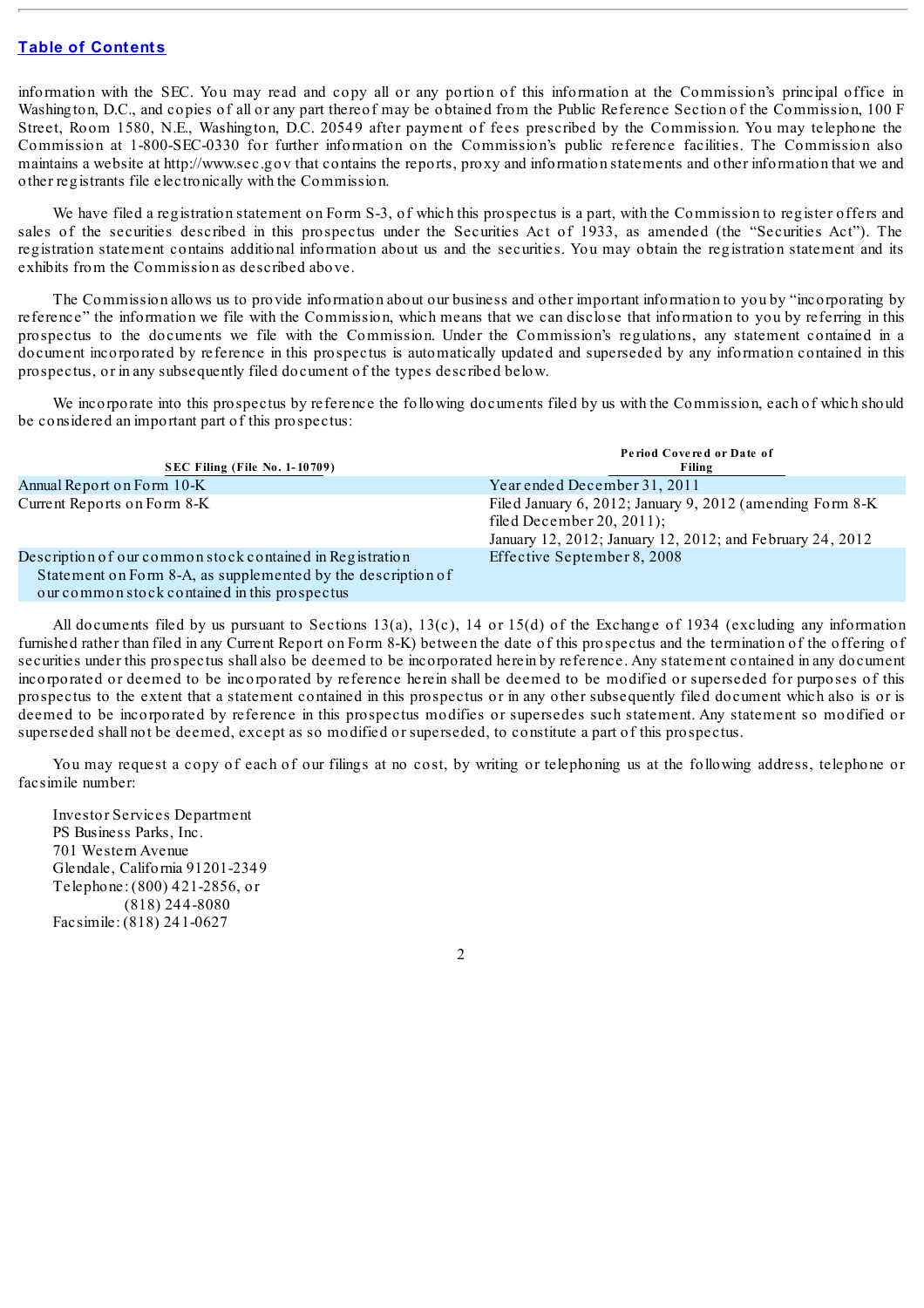information with the SEC. You may read and copy all or any portion of this information at the Commission's principal office in Washington, D.C., and copies of all or any part thereof may be obtained from the Public Reference Section of the Commission, 100 F Street, Room 1580, N.E., Washington, D.C. 20549 after payment of fees prescribed by the Commission. You may telephone the Commission at 1-800-SEC-0330 for further information on the Commission's public reference facilities. The Commission also maintains a website at http://www.sec.gov that contains the reports, proxy and information statements and other information that we and other registrants file electronically with the Commission.

We have filed a registration statement on Form S-3, of which this prospectus is a part, with the Commission to register offers and sales of the securities described in this prospectus under the Securities Act of 1933, as amended (the "Securities Act"). The registration statement contains additional information about us and the securities. You may obtain the registration statement and its exhibits from the Commission as described above.

The Commission allows us to provide information about our business and other important information to you by "incorporating by reference" the information we file with the Commission, which means that we can disclose that information to you by referring in this prospectus to the documents we file with the Commission. Under the Commission's regulations, any statement contained in a document incorporated by reference in this prospectus is automatically updated and superseded by any information contained in this prospectus, or in any subsequently filed document of the types described below.

We incorporate into this prospectus by reference the following documents filed by us with the Commission, each of which should be considered an important part of this prospectus:

| SEC Filing (File No. 1-10709) | Period Covered or Date of Filing |
|---|---|
| Annual Report on Form 10-K | Year ended December 31, 2011 |
| Current Reports on Form 8-K | Filed January 6, 2012; January 9, 2012 (amending Form 8-K filed December 20, 2011); January 12, 2012; January 12, 2012; and February 24, 2012 |
| Description of our common stock contained in Registration Statement on Form 8-A, as supplemented by the description of our common stock contained in this prospectus | Effective September 8, 2008 |

All documents filed by us pursuant to Sections 13(a), 13(c), 14 or 15(d) of the Exchange of 1934 (excluding any information furnished rather than filed in any Current Report on Form 8-K) between the date of this prospectus and the termination of the offering of securities under this prospectus shall also be deemed to be incorporated herein by reference. Any statement contained in any document incorporated or deemed to be incorporated by reference herein shall be deemed to be modified or superseded for purposes of this prospectus to the extent that a statement contained in this prospectus or in any other subsequently filed document which also is or is deemed to be incorporated by reference in this prospectus modifies or supersedes such statement. Any statement so modified or superseded shall not be deemed, except as so modified or superseded, to constitute a part of this prospectus.

You may request a copy of each of our filings at no cost, by writing or telephoning us at the following address, telephone or facsimile number:

Investor Services Department
PS Business Parks, Inc.
701 Western Avenue
Glendale, California 91201-2349
Telephone: (800) 421-2856, or
(818) 244-8080
Facsimile: (818) 241-0627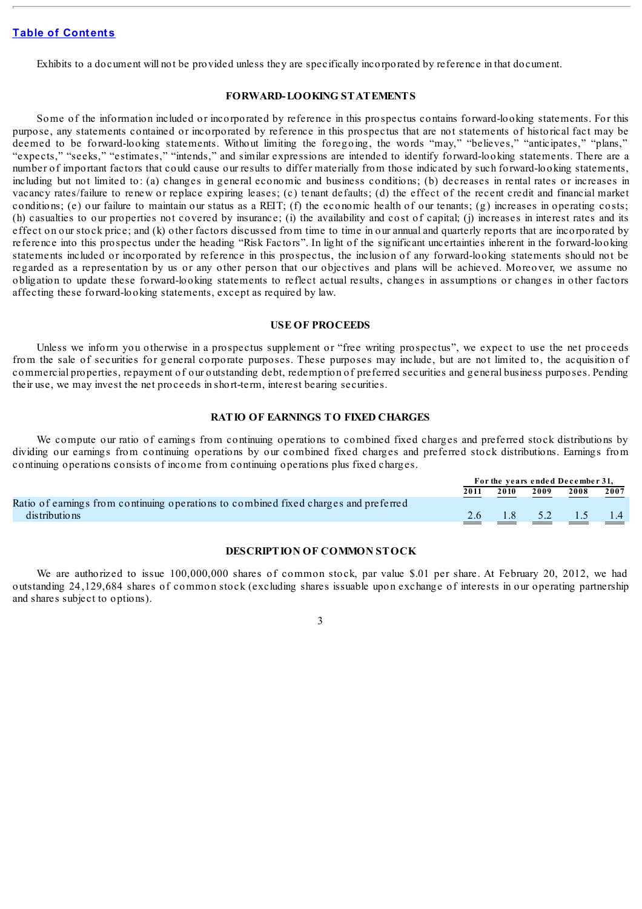[Table of Contents](#)

Exhibits to a document will not be provided unless they are specifically incorporated by reference in that document.

## FORWARD-LOOKING STATEMENTS

Some of the information included or incorporated by reference in this prospectus contains forward-looking statements. For this purpose, any statements contained or incorporated by reference in this prospectus that are not statements of historical fact may be deemed to be forward-looking statements. Without limiting the foregoing, the words "may," "believes," "anticipates," "plans," "expects," "seeks," "estimates," "intends," and similar expressions are intended to identify forward-looking statements. There are a number of important factors that could cause our results to differ materially from those indicated by such forward-looking statements, including but not limited to: (a) changes in general economic and business conditions; (b) decreases in rental rates or increases in vacancy rates/failure to renew or replace expiring leases; (c) tenant defaults; (d) the effect of the recent credit and financial market conditions; (e) our failure to maintain our status as a REIT; (f) the economic health of our tenants; (g) increases in operating costs; (h) casualties to our properties not covered by insurance; (i) the availability and cost of capital; (j) increases in interest rates and its effect on our stock price; and (k) other factors discussed from time to time in our annual and quarterly reports that are incorporated by reference into this prospectus under the heading "Risk Factors". In light of the significant uncertainties inherent in the forward-looking statements included or incorporated by reference in this prospectus, the inclusion of any forward-looking statements should not be regarded as a representation by us or any other person that our objectives and plans will be achieved. Moreover, we assume no obligation to update these forward-looking statements to reflect actual results, changes in assumptions or changes in other factors affecting these forward-looking statements, except as required by law.

## USE OF PROCEEDS

Unless we inform you otherwise in a prospectus supplement or "free writing prospectus", we expect to use the net proceeds from the sale of securities for general corporate purposes. These purposes may include, but are not limited to, the acquisition of commercial properties, repayment of our outstanding debt, redemption of preferred securities and general business purposes. Pending their use, we may invest the net proceeds in short-term, interest bearing securities.

## RATIO OF EARNINGS TO FIXED CHARGES

We compute our ratio of earnings from continuing operations to combined fixed charges and preferred stock distributions by dividing our earnings from continuing operations by our combined fixed charges and preferred stock distributions. Earnings from continuing operations consists of income from continuing operations plus fixed charges.

| | For the years ended December 31, | | | | |
|---|---|---|---|---|---|
| | 2011 | 2010 | 2009 | 2008 | 2007 |
| Ratio of earnings from continuing operations to combined fixed charges and preferred distributions | 2.6 | 1.8 | 5.2 | 1.5 | 1.4 |

## DESCRIPTION OF COMMON STOCK

We are authorized to issue 100,000,000 shares of common stock, par value $.01 per share. At February 20, 2012, we had outstanding 24,129,684 shares of common stock (excluding shares issuable upon exchange of interests in our operating partnership and shares subject to options).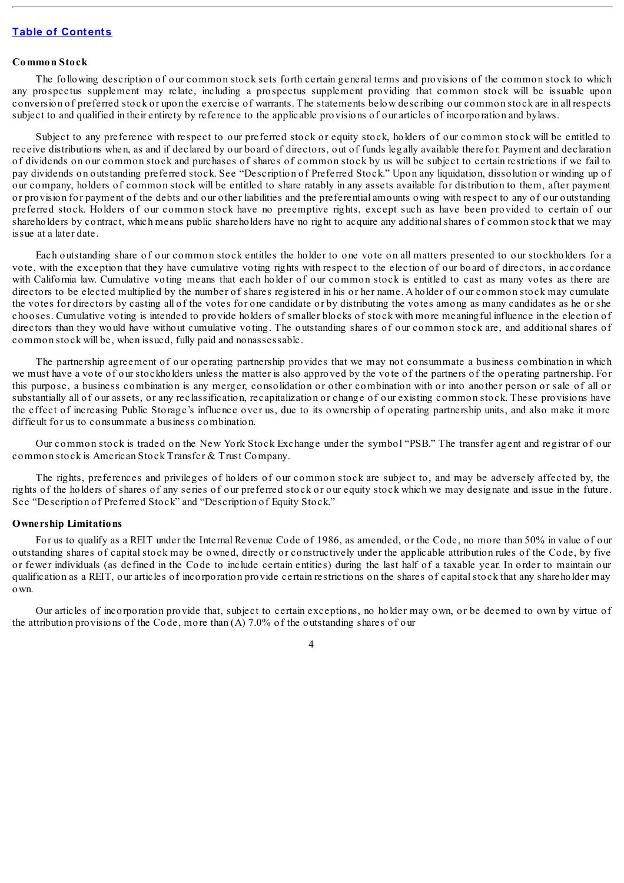### Common Stock

The following description of our common stock sets forth certain general terms and provisions of the common stock to which any prospectus supplement may relate, including a prospectus supplement providing that common stock will be issuable upon conversion of preferred stock or upon the exercise of warrants. The statements below describing our common stock are in all respects subject to and qualified in their entirety by reference to the applicable provisions of our articles of incorporation and bylaws.

Subject to any preference with respect to our preferred stock or equity stock, holders of our common stock will be entitled to receive distributions when, as and if declared by our board of directors, out of funds legally available therefor. Payment and declaration of dividends on our common stock and purchases of shares of common stock by us will be subject to certain restrictions if we fail to pay dividends on outstanding preferred stock. See "Description of Preferred Stock." Upon any liquidation, dissolution or winding up of our company, holders of common stock will be entitled to share ratably in any assets available for distribution to them, after payment or provision for payment of the debts and our other liabilities and the preferential amounts owing with respect to any of our outstanding preferred stock. Holders of our common stock have no preemptive rights, except such as have been provided to certain of our shareholders by contract, which means public shareholders have no right to acquire any additional shares of common stock that we may issue at a later date.

Each outstanding share of our common stock entitles the holder to one vote on all matters presented to our stockholders for a vote, with the exception that they have cumulative voting rights with respect to the election of our board of directors, in accordance with California law. Cumulative voting means that each holder of our common stock is entitled to cast as many votes as there are directors to be elected multiplied by the number of shares registered in his or her name. A holder of our common stock may cumulate the votes for directors by casting all of the votes for one candidate or by distributing the votes among as many candidates as he or she chooses. Cumulative voting is intended to provide holders of smaller blocks of stock with more meaningful influence in the election of directors than they would have without cumulative voting. The outstanding shares of our common stock are, and additional shares of common stock will be, when issued, fully paid and nonassessable.

The partnership agreement of our operating partnership provides that we may not consummate a business combination in which we must have a vote of our stockholders unless the matter is also approved by the vote of the partners of the operating partnership. For this purpose, a business combination is any merger, consolidation or other combination with or into another person or sale of all or substantially all of our assets, or any reclassification, recapitalization or change of our existing common stock. These provisions have the effect of increasing Public Storage's influence over us, due to its ownership of operating partnership units, and also make it more difficult for us to consummate a business combination.

Our common stock is traded on the New York Stock Exchange under the symbol "PSB." The transfer agent and registrar of our common stock is American Stock Transfer & Trust Company.

The rights, preferences and privileges of holders of our common stock are subject to, and may be adversely affected by, the rights of the holders of shares of any series of our preferred stock or our equity stock which we may designate and issue in the future. See "Description of Preferred Stock" and "Description of Equity Stock."

### Ownership Limitations

For us to qualify as a REIT under the Internal Revenue Code of 1986, as amended, or the Code, no more than 50% in value of our outstanding shares of capital stock may be owned, directly or constructively under the applicable attribution rules of the Code, by five or fewer individuals (as defined in the Code to include certain entities) during the last half of a taxable year. In order to maintain our qualification as a REIT, our articles of incorporation provide certain restrictions on the shares of capital stock that any shareholder may own.

Our articles of incorporation provide that, subject to certain exceptions, no holder may own, or be deemed to own by virtue of the attribution provisions of the Code, more than (A) 7.0% of the outstanding shares of our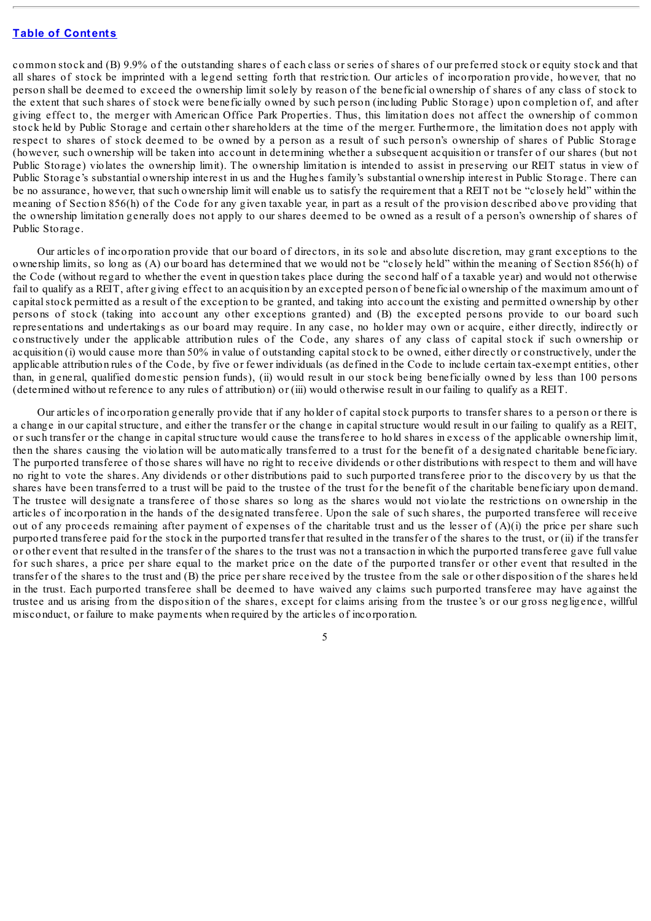common stock and (B) 9.9% of the outstanding shares of each class or series of shares of our preferred stock or equity stock and that all shares of stock be imprinted with a legend setting forth that restriction. Our articles of incorporation provide, however, that no person shall be deemed to exceed the ownership limit solely by reason of the beneficial ownership of shares of any class of stock to the extent that such shares of stock were beneficially owned by such person (including Public Storage) upon completion of, and after giving effect to, the merger with American Office Park Properties. Thus, this limitation does not affect the ownership of common stock held by Public Storage and certain other shareholders at the time of the merger. Furthermore, the limitation does not apply with respect to shares of stock deemed to be owned by a person as a result of such person's ownership of shares of Public Storage (however, such ownership will be taken into account in determining whether a subsequent acquisition or transfer of our shares (but not Public Storage) violates the ownership limit). The ownership limitation is intended to assist in preserving our REIT status in view of Public Storage's substantial ownership interest in us and the Hughes family's substantial ownership interest in Public Storage. There can be no assurance, however, that such ownership limit will enable us to satisfy the requirement that a REIT not be "closely held" within the meaning of Section 856(h) of the Code for any given taxable year, in part as a result of the provision described above providing that the ownership limitation generally does not apply to our shares deemed to be owned as a result of a person's ownership of shares of Public Storage.

Our articles of incorporation provide that our board of directors, in its sole and absolute discretion, may grant exceptions to the ownership limits, so long as (A) our board has determined that we would not be "closely held" within the meaning of Section 856(h) of the Code (without regard to whether the event in question takes place during the second half of a taxable year) and would not otherwise fail to qualify as a REIT, after giving effect to an acquisition by an excepted person of beneficial ownership of the maximum amount of capital stock permitted as a result of the exception to be granted, and taking into account the existing and permitted ownership by other persons of stock (taking into account any other exceptions granted) and (B) the excepted persons provide to our board such representations and undertakings as our board may require. In any case, no holder may own or acquire, either directly, indirectly or constructively under the applicable attribution rules of the Code, any shares of any class of capital stock if such ownership or acquisition (i) would cause more than 50% in value of outstanding capital stock to be owned, either directly or constructively, under the applicable attribution rules of the Code, by five or fewer individuals (as defined in the Code to include certain tax-exempt entities, other than, in general, qualified domestic pension funds), (ii) would result in our stock being beneficially owned by less than 100 persons (determined without reference to any rules of attribution) or (iii) would otherwise result in our failing to qualify as a REIT.

Our articles of incorporation generally provide that if any holder of capital stock purports to transfer shares to a person or there is a change in our capital structure, and either the transfer or the change in capital structure would result in our failing to qualify as a REIT, or such transfer or the change in capital structure would cause the transferee to hold shares in excess of the applicable ownership limit, then the shares causing the violation will be automatically transferred to a trust for the benefit of a designated charitable beneficiary. The purported transferee of those shares will have no right to receive dividends or other distributions with respect to them and will have no right to vote the shares. Any dividends or other distributions paid to such purported transferee prior to the discovery by us that the shares have been transferred to a trust will be paid to the trustee of the trust for the benefit of the charitable beneficiary upon demand. The trustee will designate a transferee of those shares so long as the shares would not violate the restrictions on ownership in the articles of incorporation in the hands of the designated transferee. Upon the sale of such shares, the purported transferee will receive out of any proceeds remaining after payment of expenses of the charitable trust and us the lesser of (A)(i) the price per share such purported transferee paid for the stock in the purported transfer that resulted in the transfer of the shares to the trust, or (ii) if the transfer or other event that resulted in the transfer of the shares to the trust was not a transaction in which the purported transferee gave full value for such shares, a price per share equal to the market price on the date of the purported transfer or other event that resulted in the transfer of the shares to the trust and (B) the price per share received by the trustee from the sale or other disposition of the shares held in the trust. Each purported transferee shall be deemed to have waived any claims such purported transferee may have against the trustee and us arising from the disposition of the shares, except for claims arising from the trustee's or our gross negligence, willful misconduct, or failure to make payments when required by the articles of incorporation.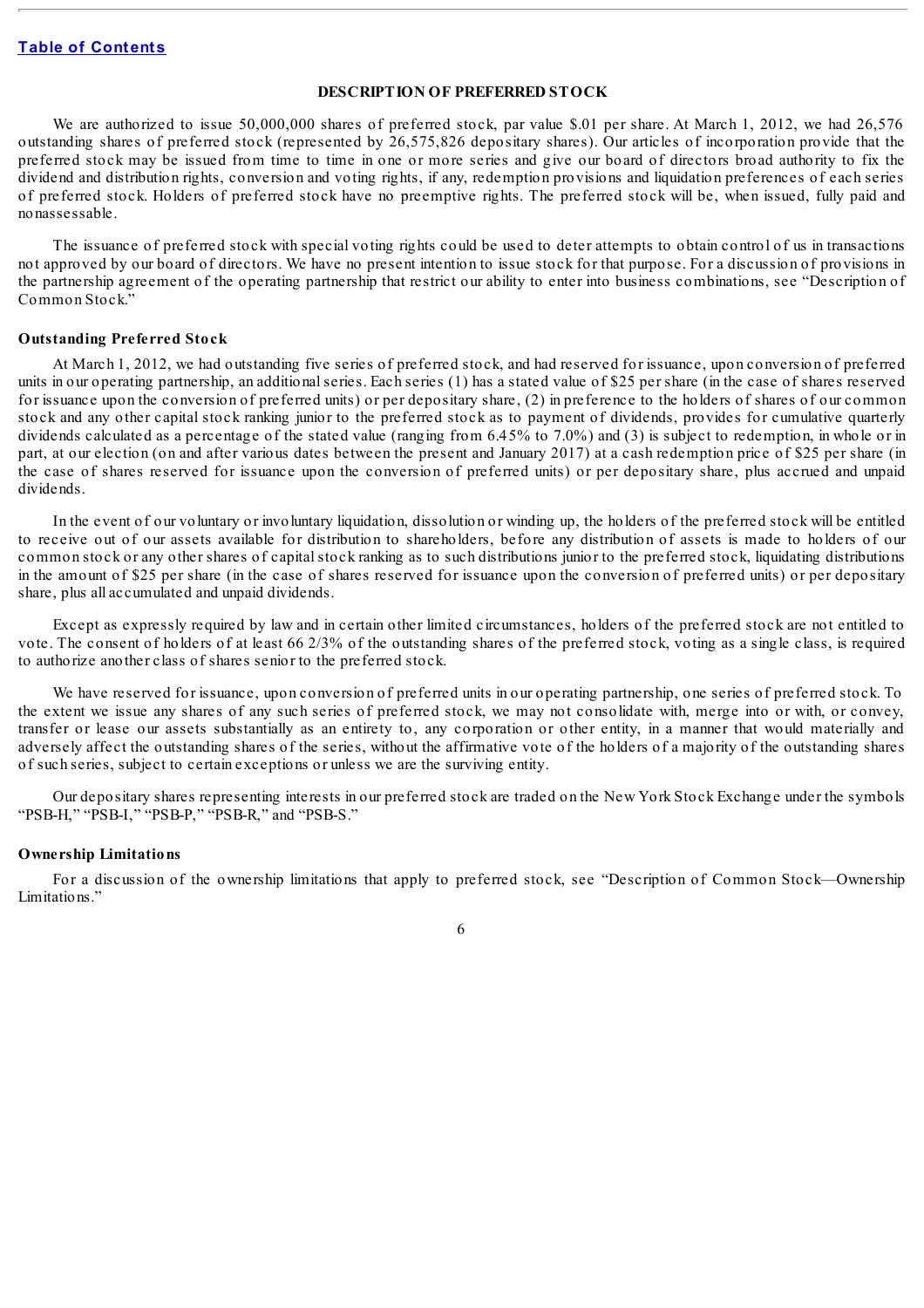## DESCRIPTION OF PREFERRED STOCK

We are authorized to issue 50,000,000 shares of preferred stock, par value $.01 per share. At March 1, 2012, we had 26,576 outstanding shares of preferred stock (represented by 26,575,826 depositary shares). Our articles of incorporation provide that the preferred stock may be issued from time to time in one or more series and give our board of directors broad authority to fix the dividend and distribution rights, conversion and voting rights, if any, redemption provisions and liquidation preferences of each series of preferred stock. Holders of preferred stock have no preemptive rights. The preferred stock will be, when issued, fully paid and nonassessable.

The issuance of preferred stock with special voting rights could be used to deter attempts to obtain control of us in transactions not approved by our board of directors. We have no present intention to issue stock for that purpose. For a discussion of provisions in the partnership agreement of the operating partnership that restrict our ability to enter into business combinations, see "Description of Common Stock."

### Outstanding Preferred Stock

At March 1, 2012, we had outstanding five series of preferred stock, and had reserved for issuance, upon conversion of preferred units in our operating partnership, an additional series. Each series (1) has a stated value of $25 per share (in the case of shares reserved for issuance upon the conversion of preferred units) or per depositary share, (2) in preference to the holders of shares of our common stock and any other capital stock ranking junior to the preferred stock as to payment of dividends, provides for cumulative quarterly dividends calculated as a percentage of the stated value (ranging from 6.45% to 7.0%) and (3) is subject to redemption, in whole or in part, at our election (on and after various dates between the present and January 2017) at a cash redemption price of $25 per share (in the case of shares reserved for issuance upon the conversion of preferred units) or per depositary share, plus accrued and unpaid dividends.

In the event of our voluntary or involuntary liquidation, dissolution or winding up, the holders of the preferred stock will be entitled to receive out of our assets available for distribution to shareholders, before any distribution of assets is made to holders of our common stock or any other shares of capital stock ranking as to such distributions junior to the preferred stock, liquidating distributions in the amount of $25 per share (in the case of shares reserved for issuance upon the conversion of preferred units) or per depositary share, plus all accumulated and unpaid dividends.

Except as expressly required by law and in certain other limited circumstances, holders of the preferred stock are not entitled to vote. The consent of holders of at least 66 2/3% of the outstanding shares of the preferred stock, voting as a single class, is required to authorize another class of shares senior to the preferred stock.

We have reserved for issuance, upon conversion of preferred units in our operating partnership, one series of preferred stock. To the extent we issue any shares of any such series of preferred stock, we may not consolidate with, merge into or with, or convey, transfer or lease our assets substantially as an entirety to, any corporation or other entity, in a manner that would materially and adversely affect the outstanding shares of the series, without the affirmative vote of the holders of a majority of the outstanding shares of such series, subject to certain exceptions or unless we are the surviving entity.

Our depositary shares representing interests in our preferred stock are traded on the New York Stock Exchange under the symbols "PSB-H," "PSB-I," "PSB-P," "PSB-R," and "PSB-S."

### Ownership Limitations

For a discussion of the ownership limitations that apply to preferred stock, see "Description of Common Stock—Ownership Limitations."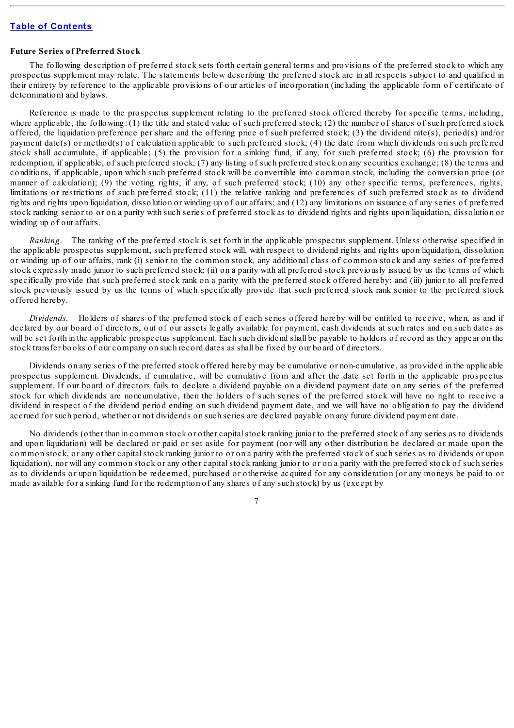**Future Series of Preferred Stock**

The following description of preferred stock sets forth certain general terms and provisions of the preferred stock to which any prospectus supplement may relate. The statements below describing the preferred stock are in all respects subject to and qualified in their entirety by reference to the applicable provisions of our articles of incorporation (including the applicable form of certificate of determination) and bylaws.

Reference is made to the prospectus supplement relating to the preferred stock offered thereby for specific terms, including, where applicable, the following: (1) the title and stated value of such preferred stock; (2) the number of shares of such preferred stock offered, the liquidation preference per share and the offering price of such preferred stock; (3) the dividend rate(s), period(s) and/or payment date(s) or method(s) of calculation applicable to such preferred stock; (4) the date from which dividends on such preferred stock shall accumulate, if applicable; (5) the provision for a sinking fund, if any, for such preferred stock; (6) the provision for redemption, if applicable, of such preferred stock; (7) any listing of such preferred stock on any securities exchange; (8) the terms and conditions, if applicable, upon which such preferred stock will be convertible into common stock, including the conversion price (or manner of calculation); (9) the voting rights, if any, of such preferred stock; (10) any other specific terms, preferences, rights, limitations or restrictions of such preferred stock; (11) the relative ranking and preferences of such preferred stock as to dividend rights and rights upon liquidation, dissolution or winding up of our affairs; and (12) any limitations on issuance of any series of preferred stock ranking senior to or on a parity with such series of preferred stock as to dividend rights and rights upon liquidation, dissolution or winding up of our affairs.

*Ranking*. The ranking of the preferred stock is set forth in the applicable prospectus supplement. Unless otherwise specified in the applicable prospectus supplement, such preferred stock will, with respect to dividend rights and rights upon liquidation, dissolution or winding up of our affairs, rank (i) senior to the common stock, any additional class of common stock and any series of preferred stock expressly made junior to such preferred stock; (ii) on a parity with all preferred stock previously issued by us the terms of which specifically provide that such preferred stock rank on a parity with the preferred stock offered hereby; and (iii) junior to all preferred stock previously issued by us the terms of which specifically provide that such preferred stock rank senior to the preferred stock offered hereby.

*Dividends*. Holders of shares of the preferred stock of each series offered hereby will be entitled to receive, when, as and if declared by our board of directors, out of our assets legally available for payment, cash dividends at such rates and on such dates as will be set forth in the applicable prospectus supplement. Each such dividend shall be payable to holders of record as they appear on the stock transfer books of our company on such record dates as shall be fixed by our board of directors.

Dividends on any series of the preferred stock offered hereby may be cumulative or non-cumulative, as provided in the applicable prospectus supplement. Dividends, if cumulative, will be cumulative from and after the date set forth in the applicable prospectus supplement. If our board of directors fails to declare a dividend payable on a dividend payment date on any series of the preferred stock for which dividends are noncumulative, then the holders of such series of the preferred stock will have no right to receive a dividend in respect of the dividend period ending on such dividend payment date, and we will have no obligation to pay the dividend accrued for such period, whether or not dividends on such series are declared payable on any future dividend payment date.

No dividends (other than in common stock or other capital stock ranking junior to the preferred stock of any series as to dividends and upon liquidation) will be declared or paid or set aside for payment (nor will any other distribution be declared or made upon the common stock, or any other capital stock ranking junior to or on a parity with the preferred stock of such series as to dividends or upon liquidation), nor will any common stock or any other capital stock ranking junior to or on a parity with the preferred stock of such series as to dividends or upon liquidation be redeemed, purchased or otherwise acquired for any consideration (or any moneys be paid to or made available for a sinking fund for the redemption of any shares of any such stock) by us (except by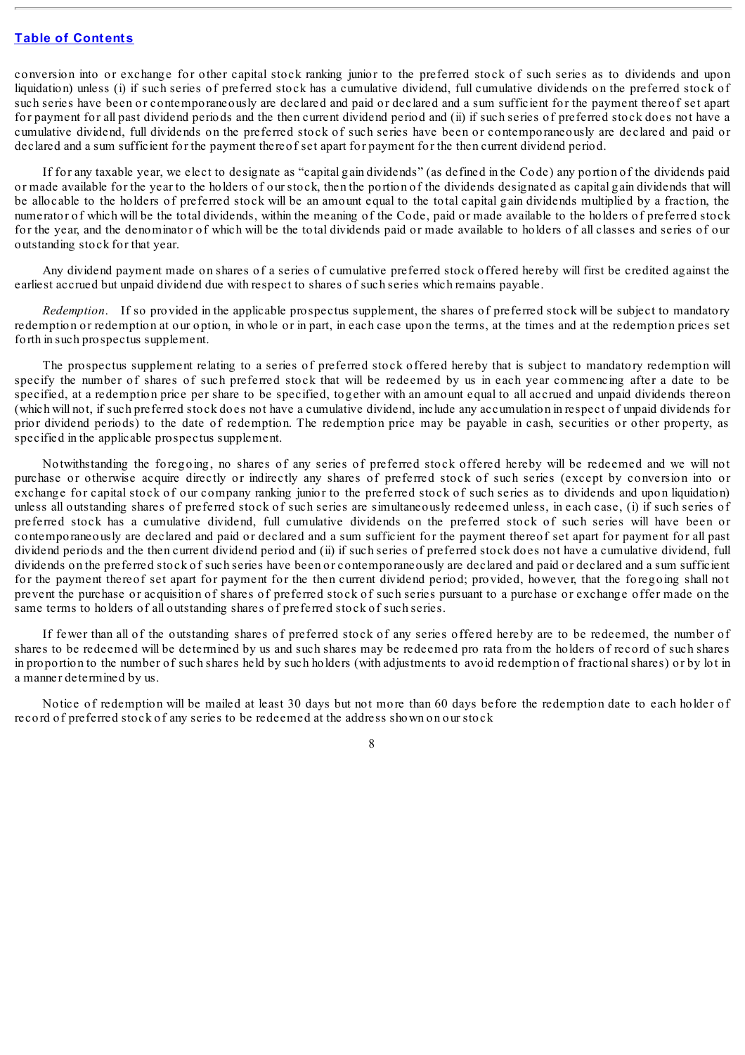conversion into or exchange for other capital stock ranking junior to the preferred stock of such series as to dividends and upon liquidation) unless (i) if such series of preferred stock has a cumulative dividend, full cumulative dividends on the preferred stock of such series have been or contemporaneously are declared and paid or declared and a sum sufficient for the payment thereof set apart for payment for all past dividend periods and the then current dividend period and (ii) if such series of preferred stock does not have a cumulative dividend, full dividends on the preferred stock of such series have been or contemporaneously are declared and paid or declared and a sum sufficient for the payment thereof set apart for payment for the then current dividend period.

If for any taxable year, we elect to designate as "capital gain dividends" (as defined in the Code) any portion of the dividends paid or made available for the year to the holders of our stock, then the portion of the dividends designated as capital gain dividends that will be allocable to the holders of preferred stock will be an amount equal to the total capital gain dividends multiplied by a fraction, the numerator of which will be the total dividends, within the meaning of the Code, paid or made available to the holders of preferred stock for the year, and the denominator of which will be the total dividends paid or made available to holders of all classes and series of our outstanding stock for that year.

Any dividend payment made on shares of a series of cumulative preferred stock offered hereby will first be credited against the earliest accrued but unpaid dividend due with respect to shares of such series which remains payable.

*Redemption*. If so provided in the applicable prospectus supplement, the shares of preferred stock will be subject to mandatory redemption or redemption at our option, in whole or in part, in each case upon the terms, at the times and at the redemption prices set forth in such prospectus supplement.

The prospectus supplement relating to a series of preferred stock offered hereby that is subject to mandatory redemption will specify the number of shares of such preferred stock that will be redeemed by us in each year commencing after a date to be specified, at a redemption price per share to be specified, together with an amount equal to all accrued and unpaid dividends thereon (which will not, if such preferred stock does not have a cumulative dividend, include any accumulation in respect of unpaid dividends for prior dividend periods) to the date of redemption. The redemption price may be payable in cash, securities or other property, as specified in the applicable prospectus supplement.

Notwithstanding the foregoing, no shares of any series of preferred stock offered hereby will be redeemed and we will not purchase or otherwise acquire directly or indirectly any shares of preferred stock of such series (except by conversion into or exchange for capital stock of our company ranking junior to the preferred stock of such series as to dividends and upon liquidation) unless all outstanding shares of preferred stock of such series are simultaneously redeemed unless, in each case, (i) if such series of preferred stock has a cumulative dividend, full cumulative dividends on the preferred stock of such series will have been or contemporaneously are declared and paid or declared and a sum sufficient for the payment thereof set apart for payment for all past dividend periods and the then current dividend period and (ii) if such series of preferred stock does not have a cumulative dividend, full dividends on the preferred stock of such series have been or contemporaneously are declared and paid or declared and a sum sufficient for the payment thereof set apart for payment for the then current dividend period; provided, however, that the foregoing shall not prevent the purchase or acquisition of shares of preferred stock of such series pursuant to a purchase or exchange offer made on the same terms to holders of all outstanding shares of preferred stock of such series.

If fewer than all of the outstanding shares of preferred stock of any series offered hereby are to be redeemed, the number of shares to be redeemed will be determined by us and such shares may be redeemed pro rata from the holders of record of such shares in proportion to the number of such shares held by such holders (with adjustments to avoid redemption of fractional shares) or by lot in a manner determined by us.

Notice of redemption will be mailed at least 30 days but not more than 60 days before the redemption date to each holder of record of preferred stock of any series to be redeemed at the address shown on our stock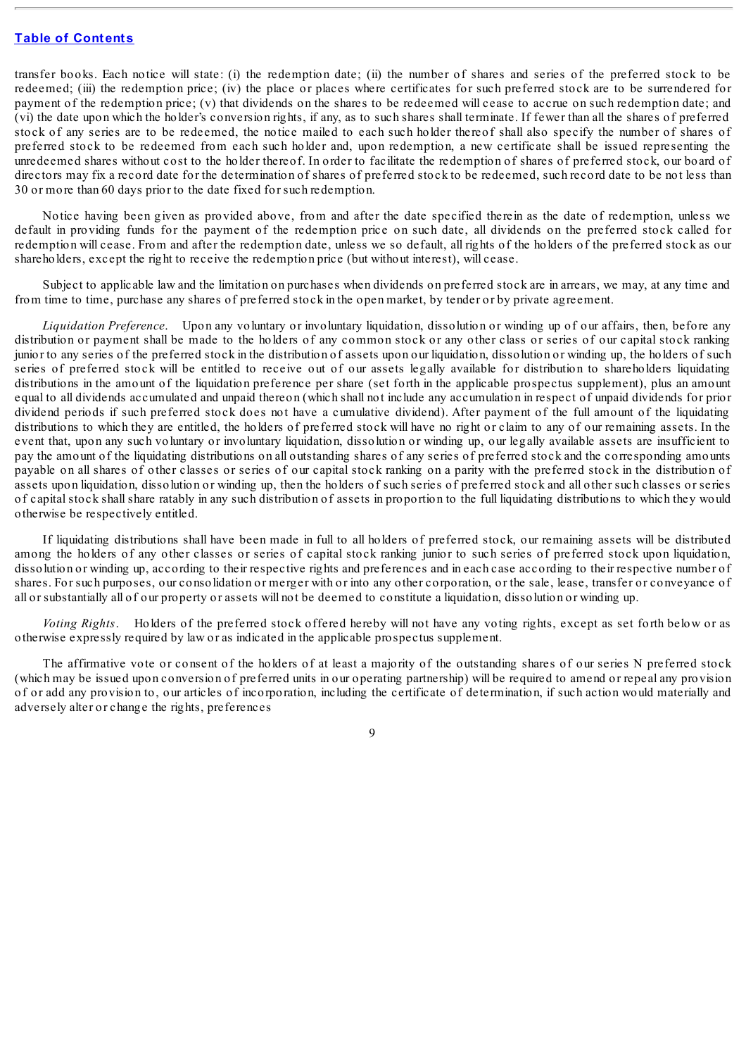transfer books. Each notice will state: (i) the redemption date; (ii) the number of shares and series of the preferred stock to be redeemed; (iii) the redemption price; (iv) the place or places where certificates for such preferred stock are to be surrendered for payment of the redemption price; (v) that dividends on the shares to be redeemed will cease to accrue on such redemption date; and (vi) the date upon which the holder's conversion rights, if any, as to such shares shall terminate. If fewer than all the shares of preferred stock of any series are to be redeemed, the notice mailed to each such holder thereof shall also specify the number of shares of preferred stock to be redeemed from each such holder and, upon redemption, a new certificate shall be issued representing the unredeemed shares without cost to the holder thereof. In order to facilitate the redemption of shares of preferred stock, our board of directors may fix a record date for the determination of shares of preferred stock to be redeemed, such record date to be not less than 30 or more than 60 days prior to the date fixed for such redemption.

Notice having been given as provided above, from and after the date specified therein as the date of redemption, unless we default in providing funds for the payment of the redemption price on such date, all dividends on the preferred stock called for redemption will cease. From and after the redemption date, unless we so default, all rights of the holders of the preferred stock as our shareholders, except the right to receive the redemption price (but without interest), will cease.

Subject to applicable law and the limitation on purchases when dividends on preferred stock are in arrears, we may, at any time and from time to time, purchase any shares of preferred stock in the open market, by tender or by private agreement.

*Liquidation Preference*. Upon any voluntary or involuntary liquidation, dissolution or winding up of our affairs, then, before any distribution or payment shall be made to the holders of any common stock or any other class or series of our capital stock ranking junior to any series of the preferred stock in the distribution of assets upon our liquidation, dissolution or winding up, the holders of such series of preferred stock will be entitled to receive out of our assets legally available for distribution to shareholders liquidating distributions in the amount of the liquidation preference per share (set forth in the applicable prospectus supplement), plus an amount equal to all dividends accumulated and unpaid thereon (which shall not include any accumulation in respect of unpaid dividends for prior dividend periods if such preferred stock does not have a cumulative dividend). After payment of the full amount of the liquidating distributions to which they are entitled, the holders of preferred stock will have no right or claim to any of our remaining assets. In the event that, upon any such voluntary or involuntary liquidation, dissolution or winding up, our legally available assets are insufficient to pay the amount of the liquidating distributions on all outstanding shares of any series of preferred stock and the corresponding amounts payable on all shares of other classes or series of our capital stock ranking on a parity with the preferred stock in the distribution of assets upon liquidation, dissolution or winding up, then the holders of such series of preferred stock and all other such classes or series of capital stock shall share ratably in any such distribution of assets in proportion to the full liquidating distributions to which they would otherwise be respectively entitled.

If liquidating distributions shall have been made in full to all holders of preferred stock, our remaining assets will be distributed among the holders of any other classes or series of capital stock ranking junior to such series of preferred stock upon liquidation, dissolution or winding up, according to their respective rights and preferences and in each case according to their respective number of shares. For such purposes, our consolidation or merger with or into any other corporation, or the sale, lease, transfer or conveyance of all or substantially all of our property or assets will not be deemed to constitute a liquidation, dissolution or winding up.

*Voting Rights*. Holders of the preferred stock offered hereby will not have any voting rights, except as set forth below or as otherwise expressly required by law or as indicated in the applicable prospectus supplement.

The affirmative vote or consent of the holders of at least a majority of the outstanding shares of our series N preferred stock (which may be issued upon conversion of preferred units in our operating partnership) will be required to amend or repeal any provision of or add any provision to, our articles of incorporation, including the certificate of determination, if such action would materially and adversely alter or change the rights, preferences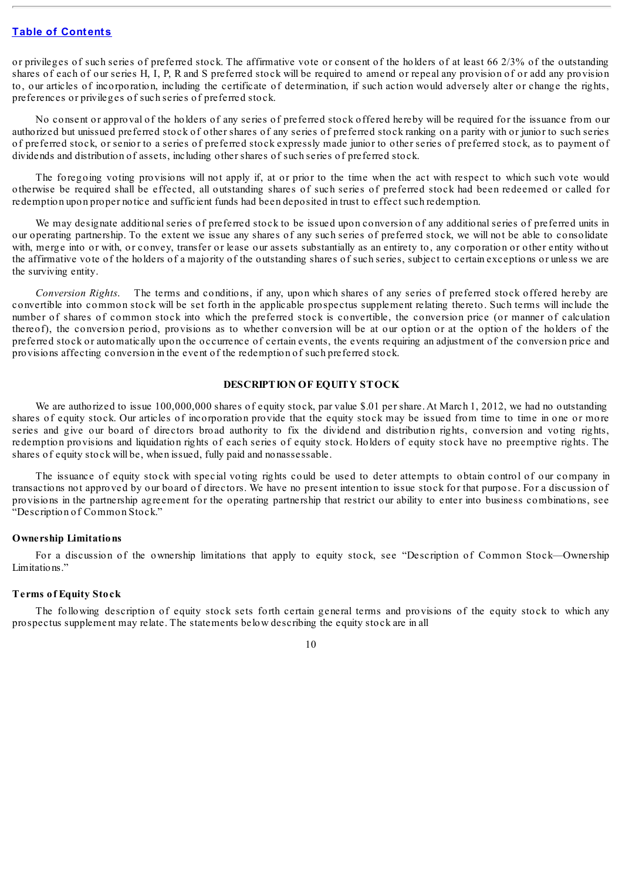or privileges of such series of preferred stock. The affirmative vote or consent of the holders of at least 66 2/3% of the outstanding shares of each of our series H, I, P, R and S preferred stock will be required to amend or repeal any provision of or add any provision to, our articles of incorporation, including the certificate of determination, if such action would adversely alter or change the rights, preferences or privileges of such series of preferred stock.

No consent or approval of the holders of any series of preferred stock offered hereby will be required for the issuance from our authorized but unissued preferred stock of other shares of any series of preferred stock ranking on a parity with or junior to such series of preferred stock, or senior to a series of preferred stock expressly made junior to other series of preferred stock, as to payment of dividends and distribution of assets, including other shares of such series of preferred stock.

The foregoing voting provisions will not apply if, at or prior to the time when the act with respect to which such vote would otherwise be required shall be effected, all outstanding shares of such series of preferred stock had been redeemed or called for redemption upon proper notice and sufficient funds had been deposited in trust to effect such redemption.

We may designate additional series of preferred stock to be issued upon conversion of any additional series of preferred units in our operating partnership. To the extent we issue any shares of any such series of preferred stock, we will not be able to consolidate with, merge into or with, or convey, transfer or lease our assets substantially as an entirety to, any corporation or other entity without the affirmative vote of the holders of a majority of the outstanding shares of such series, subject to certain exceptions or unless we are the surviving entity.

*Conversion Rights.* The terms and conditions, if any, upon which shares of any series of preferred stock offered hereby are convertible into common stock will be set forth in the applicable prospectus supplement relating thereto. Such terms will include the number of shares of common stock into which the preferred stock is convertible, the conversion price (or manner of calculation thereof), the conversion period, provisions as to whether conversion will be at our option or at the option of the holders of the preferred stock or automatically upon the occurrence of certain events, the events requiring an adjustment of the conversion price and provisions affecting conversion in the event of the redemption of such preferred stock.

## DESCRIPTION OF EQUITY STOCK

We are authorized to issue 100,000,000 shares of equity stock, par value $.01 per share. At March 1, 2012, we had no outstanding shares of equity stock. Our articles of incorporation provide that the equity stock may be issued from time to time in one or more series and give our board of directors broad authority to fix the dividend and distribution rights, conversion and voting rights, redemption provisions and liquidation rights of each series of equity stock. Holders of equity stock have no preemptive rights. The shares of equity stock will be, when issued, fully paid and nonassessable.

The issuance of equity stock with special voting rights could be used to deter attempts to obtain control of our company in transactions not approved by our board of directors. We have no present intention to issue stock for that purpose. For a discussion of provisions in the partnership agreement for the operating partnership that restrict our ability to enter into business combinations, see "Description of Common Stock."

### Ownership Limitations

For a discussion of the ownership limitations that apply to equity stock, see "Description of Common Stock—Ownership Limitations."

### Terms of Equity Stock

The following description of equity stock sets forth certain general terms and provisions of the equity stock to which any prospectus supplement may relate. The statements below describing the equity stock are in all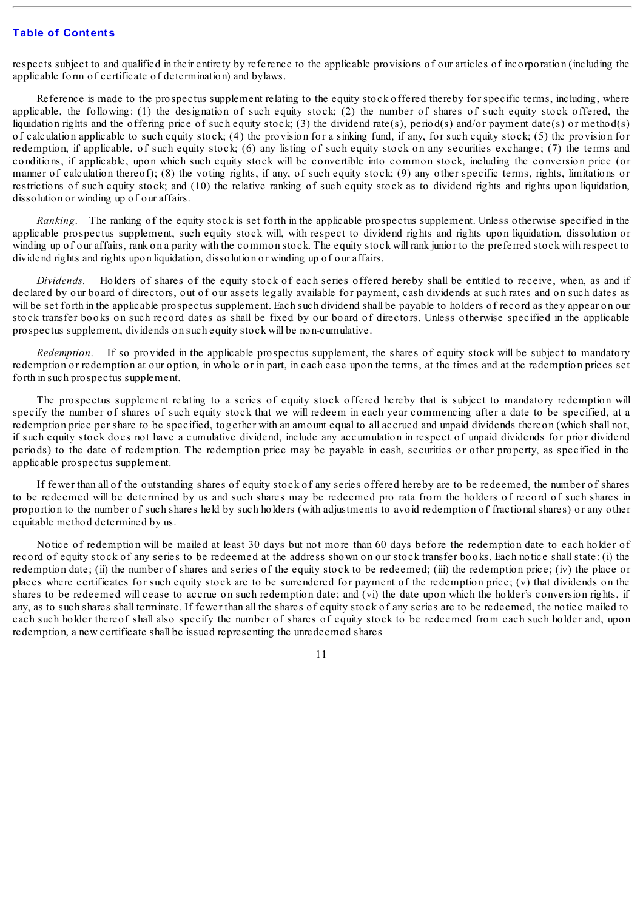respects subject to and qualified in their entirety by reference to the applicable provisions of our articles of incorporation (including the applicable form of certificate of determination) and bylaws.

Reference is made to the prospectus supplement relating to the equity stock offered thereby for specific terms, including, where applicable, the following: (1) the designation of such equity stock; (2) the number of shares of such equity stock offered, the liquidation rights and the offering price of such equity stock; (3) the dividend rate(s), period(s) and/or payment date(s) or method(s) of calculation applicable to such equity stock; (4) the provision for a sinking fund, if any, for such equity stock; (5) the provision for redemption, if applicable, of such equity stock; (6) any listing of such equity stock on any securities exchange; (7) the terms and conditions, if applicable, upon which such equity stock will be convertible into common stock, including the conversion price (or manner of calculation thereof); (8) the voting rights, if any, of such equity stock; (9) any other specific terms, rights, limitations or restrictions of such equity stock; and (10) the relative ranking of such equity stock as to dividend rights and rights upon liquidation, dissolution or winding up of our affairs.

*Ranking*. The ranking of the equity stock is set forth in the applicable prospectus supplement. Unless otherwise specified in the applicable prospectus supplement, such equity stock will, with respect to dividend rights and rights upon liquidation, dissolution or winding up of our affairs, rank on a parity with the common stock. The equity stock will rank junior to the preferred stock with respect to dividend rights and rights upon liquidation, dissolution or winding up of our affairs.

*Dividends*. Holders of shares of the equity stock of each series offered hereby shall be entitled to receive, when, as and if declared by our board of directors, out of our assets legally available for payment, cash dividends at such rates and on such dates as will be set forth in the applicable prospectus supplement. Each such dividend shall be payable to holders of record as they appear on our stock transfer books on such record dates as shall be fixed by our board of directors. Unless otherwise specified in the applicable prospectus supplement, dividends on such equity stock will be non-cumulative.

*Redemption*. If so provided in the applicable prospectus supplement, the shares of equity stock will be subject to mandatory redemption or redemption at our option, in whole or in part, in each case upon the terms, at the times and at the redemption prices set forth in such prospectus supplement.

The prospectus supplement relating to a series of equity stock offered hereby that is subject to mandatory redemption will specify the number of shares of such equity stock that we will redeem in each year commencing after a date to be specified, at a redemption price per share to be specified, together with an amount equal to all accrued and unpaid dividends thereon (which shall not, if such equity stock does not have a cumulative dividend, include any accumulation in respect of unpaid dividends for prior dividend periods) to the date of redemption. The redemption price may be payable in cash, securities or other property, as specified in the applicable prospectus supplement.

If fewer than all of the outstanding shares of equity stock of any series offered hereby are to be redeemed, the number of shares to be redeemed will be determined by us and such shares may be redeemed pro rata from the holders of record of such shares in proportion to the number of such shares held by such holders (with adjustments to avoid redemption of fractional shares) or any other equitable method determined by us.

Notice of redemption will be mailed at least 30 days but not more than 60 days before the redemption date to each holder of record of equity stock of any series to be redeemed at the address shown on our stock transfer books. Each notice shall state: (i) the redemption date; (ii) the number of shares and series of the equity stock to be redeemed; (iii) the redemption price; (iv) the place or places where certificates for such equity stock are to be surrendered for payment of the redemption price; (v) that dividends on the shares to be redeemed will cease to accrue on such redemption date; and (vi) the date upon which the holder's conversion rights, if any, as to such shares shall terminate. If fewer than all the shares of equity stock of any series are to be redeemed, the notice mailed to each such holder thereof shall also specify the number of shares of equity stock to be redeemed from each such holder and, upon redemption, a new certificate shall be issued representing the unredeemed shares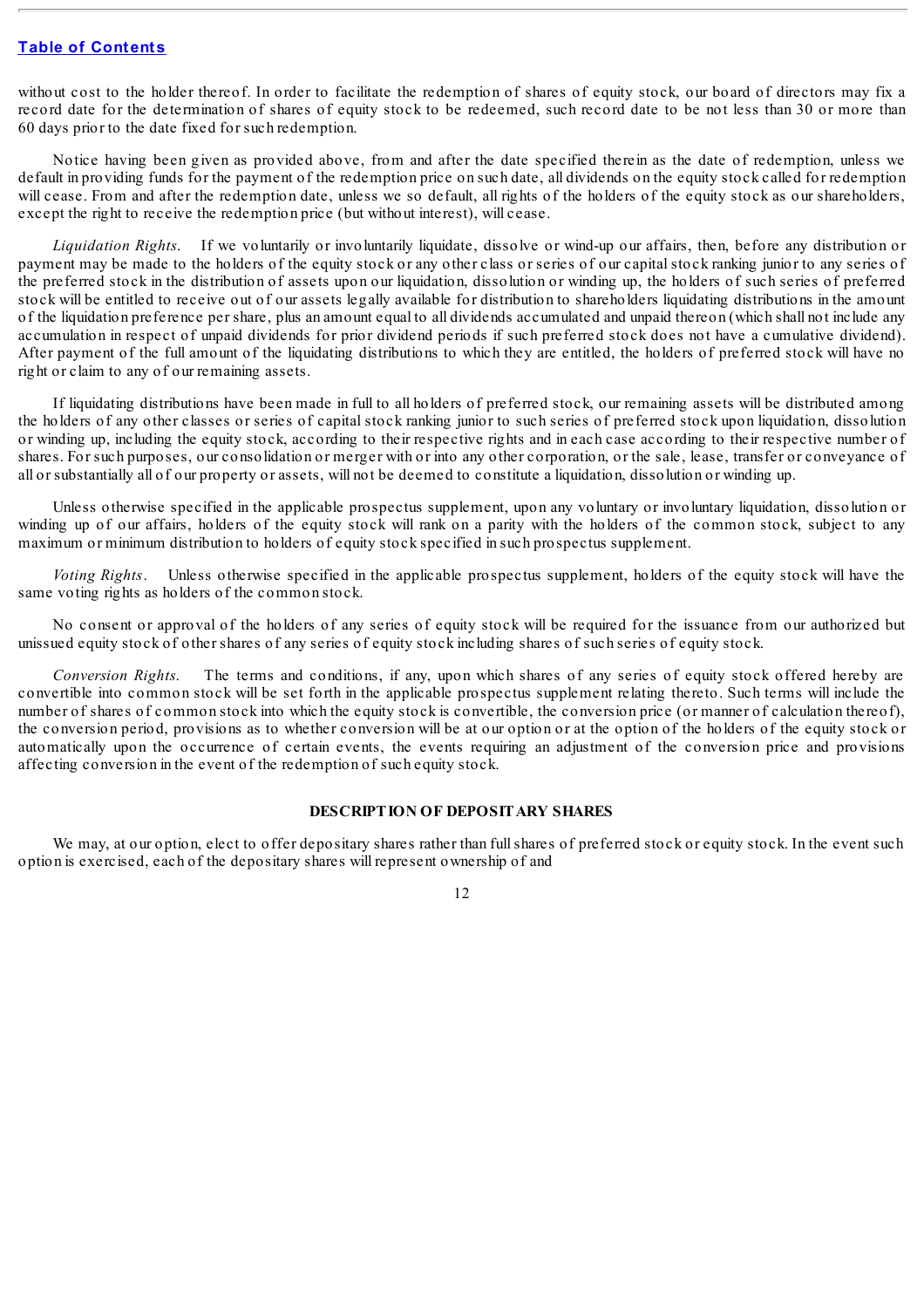without cost to the holder thereof. In order to facilitate the redemption of shares of equity stock, our board of directors may fix a record date for the determination of shares of equity stock to be redeemed, such record date to be not less than 30 or more than 60 days prior to the date fixed for such redemption.

Notice having been given as provided above, from and after the date specified therein as the date of redemption, unless we default in providing funds for the payment of the redemption price on such date, all dividends on the equity stock called for redemption will cease. From and after the redemption date, unless we so default, all rights of the holders of the equity stock as our shareholders, except the right to receive the redemption price (but without interest), will cease.

*Liquidation Rights.* If we voluntarily or involuntarily liquidate, dissolve or wind-up our affairs, then, before any distribution or payment may be made to the holders of the equity stock or any other class or series of our capital stock ranking junior to any series of the preferred stock in the distribution of assets upon our liquidation, dissolution or winding up, the holders of such series of preferred stock will be entitled to receive out of our assets legally available for distribution to shareholders liquidating distributions in the amount of the liquidation preference per share, plus an amount equal to all dividends accumulated and unpaid thereon (which shall not include any accumulation in respect of unpaid dividends for prior dividend periods if such preferred stock does not have a cumulative dividend). After payment of the full amount of the liquidating distributions to which they are entitled, the holders of preferred stock will have no right or claim to any of our remaining assets.

If liquidating distributions have been made in full to all holders of preferred stock, our remaining assets will be distributed among the holders of any other classes or series of capital stock ranking junior to such series of preferred stock upon liquidation, dissolution or winding up, including the equity stock, according to their respective rights and in each case according to their respective number of shares. For such purposes, our consolidation or merger with or into any other corporation, or the sale, lease, transfer or conveyance of all or substantially all of our property or assets, will not be deemed to constitute a liquidation, dissolution or winding up.

Unless otherwise specified in the applicable prospectus supplement, upon any voluntary or involuntary liquidation, dissolution or winding up of our affairs, holders of the equity stock will rank on a parity with the holders of the common stock, subject to any maximum or minimum distribution to holders of equity stock specified in such prospectus supplement.

*Voting Rights.* Unless otherwise specified in the applicable prospectus supplement, holders of the equity stock will have the same voting rights as holders of the common stock.

No consent or approval of the holders of any series of equity stock will be required for the issuance from our authorized but unissued equity stock of other shares of any series of equity stock including shares of such series of equity stock.

*Conversion Rights.* The terms and conditions, if any, upon which shares of any series of equity stock offered hereby are convertible into common stock will be set forth in the applicable prospectus supplement relating thereto. Such terms will include the number of shares of common stock into which the equity stock is convertible, the conversion price (or manner of calculation thereof), the conversion period, provisions as to whether conversion will be at our option or at the option of the holders of the equity stock or automatically upon the occurrence of certain events, the events requiring an adjustment of the conversion price and provisions affecting conversion in the event of the redemption of such equity stock.

## DESCRIPTION OF DEPOSITARY SHARES

We may, at our option, elect to offer depositary shares rather than full shares of preferred stock or equity stock. In the event such option is exercised, each of the depositary shares will represent ownership of and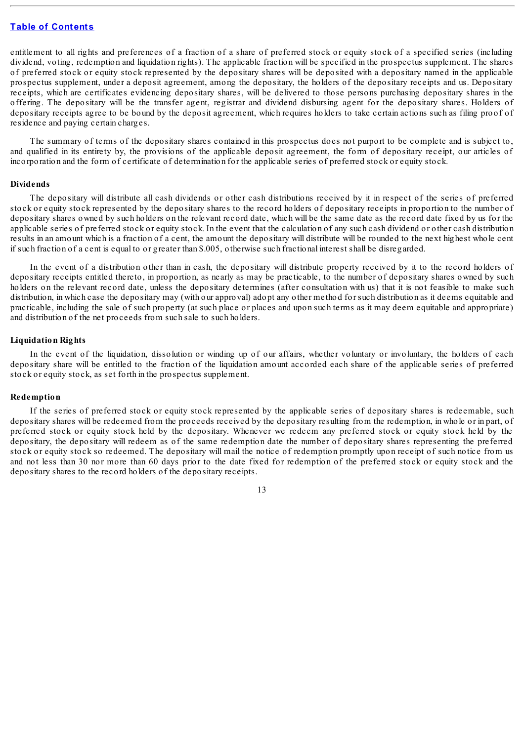entitlement to all rights and preferences of a fraction of a share of preferred stock or equity stock of a specified series (including dividend, voting, redemption and liquidation rights). The applicable fraction will be specified in the prospectus supplement. The shares of preferred stock or equity stock represented by the depositary shares will be deposited with a depositary named in the applicable prospectus supplement, under a deposit agreement, among the depositary, the holders of the depositary receipts and us. Depositary receipts, which are certificates evidencing depositary shares, will be delivered to those persons purchasing depositary shares in the offering. The depositary will be the transfer agent, registrar and dividend disbursing agent for the depositary shares. Holders of depositary receipts agree to be bound by the deposit agreement, which requires holders to take certain actions such as filing proof of residence and paying certain charges.

The summary of terms of the depositary shares contained in this prospectus does not purport to be complete and is subject to, and qualified in its entirety by, the provisions of the applicable deposit agreement, the form of depositary receipt, our articles of incorporation and the form of certificate of determination for the applicable series of preferred stock or equity stock.

**Dividends**

The depositary will distribute all cash dividends or other cash distributions received by it in respect of the series of preferred stock or equity stock represented by the depositary shares to the record holders of depositary receipts in proportion to the number of depositary shares owned by such holders on the relevant record date, which will be the same date as the record date fixed by us for the applicable series of preferred stock or equity stock. In the event that the calculation of any such cash dividend or other cash distribution results in an amount which is a fraction of a cent, the amount the depositary will distribute will be rounded to the next highest whole cent if such fraction of a cent is equal to or greater than $.005, otherwise such fractional interest shall be disregarded.

In the event of a distribution other than in cash, the depositary will distribute property received by it to the record holders of depositary receipts entitled thereto, in proportion, as nearly as may be practicable, to the number of depositary shares owned by such holders on the relevant record date, unless the depositary determines (after consultation with us) that it is not feasible to make such distribution, in which case the depositary may (with our approval) adopt any other method for such distribution as it deems equitable and practicable, including the sale of such property (at such place or places and upon such terms as it may deem equitable and appropriate) and distribution of the net proceeds from such sale to such holders.

**Liquidation Rights**

In the event of the liquidation, dissolution or winding up of our affairs, whether voluntary or involuntary, the holders of each depositary share will be entitled to the fraction of the liquidation amount accorded each share of the applicable series of preferred stock or equity stock, as set forth in the prospectus supplement.

**Redemption**

If the series of preferred stock or equity stock represented by the applicable series of depositary shares is redeemable, such depositary shares will be redeemed from the proceeds received by the depositary resulting from the redemption, in whole or in part, of preferred stock or equity stock held by the depositary. Whenever we redeem any preferred stock or equity stock held by the depositary, the depositary will redeem as of the same redemption date the number of depositary shares representing the preferred stock or equity stock so redeemed. The depositary will mail the notice of redemption promptly upon receipt of such notice from us and not less than 30 nor more than 60 days prior to the date fixed for redemption of the preferred stock or equity stock and the depositary shares to the record holders of the depositary receipts.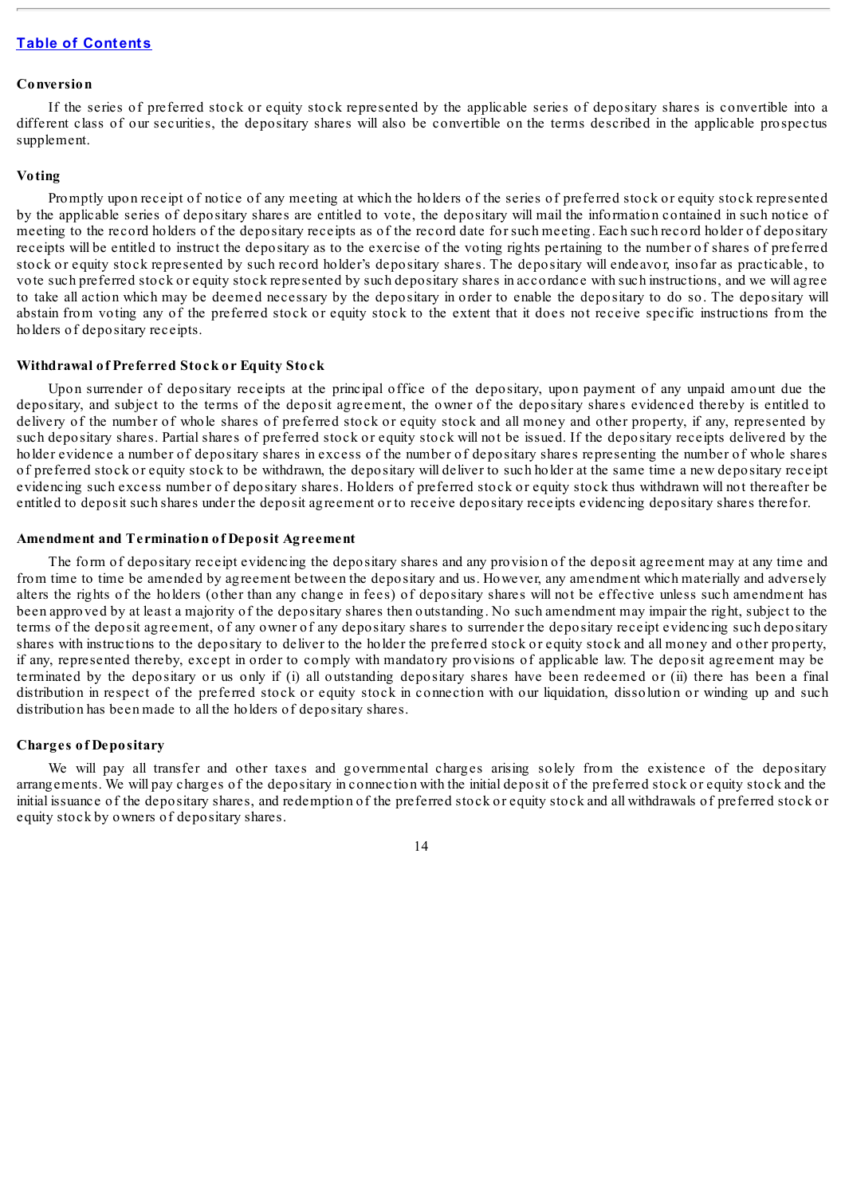[Table of Contents](#)

### Conversion

If the series of preferred stock or equity stock represented by the applicable series of depositary shares is convertible into a different class of our securities, the depositary shares will also be convertible on the terms described in the applicable prospectus supplement.

### Voting

Promptly upon receipt of notice of any meeting at which the holders of the series of preferred stock or equity stock represented by the applicable series of depositary shares are entitled to vote, the depositary will mail the information contained in such notice of meeting to the record holders of the depositary receipts as of the record date for such meeting. Each such record holder of depositary receipts will be entitled to instruct the depositary as to the exercise of the voting rights pertaining to the number of shares of preferred stock or equity stock represented by such record holder's depositary shares. The depositary will endeavor, insofar as practicable, to vote such preferred stock or equity stock represented by such depositary shares in accordance with such instructions, and we will agree to take all action which may be deemed necessary by the depositary in order to enable the depositary to do so. The depositary will abstain from voting any of the preferred stock or equity stock to the extent that it does not receive specific instructions from the holders of depositary receipts.

### Withdrawal of Preferred Stock or Equity Stock

Upon surrender of depositary receipts at the principal office of the depositary, upon payment of any unpaid amount due the depositary, and subject to the terms of the deposit agreement, the owner of the depositary shares evidenced thereby is entitled to delivery of the number of whole shares of preferred stock or equity stock and all money and other property, if any, represented by such depositary shares. Partial shares of preferred stock or equity stock will not be issued. If the depositary receipts delivered by the holder evidence a number of depositary shares in excess of the number of depositary shares representing the number of whole shares of preferred stock or equity stock to be withdrawn, the depositary will deliver to such holder at the same time a new depositary receipt evidencing such excess number of depositary shares. Holders of preferred stock or equity stock thus withdrawn will not thereafter be entitled to deposit such shares under the deposit agreement or to receive depositary receipts evidencing depositary shares therefor.

### Amendment and Termination of Deposit Agreement

The form of depositary receipt evidencing the depositary shares and any provision of the deposit agreement may at any time and from time to time be amended by agreement between the depositary and us. However, any amendment which materially and adversely alters the rights of the holders (other than any change in fees) of depositary shares will not be effective unless such amendment has been approved by at least a majority of the depositary shares then outstanding. No such amendment may impair the right, subject to the terms of the deposit agreement, of any owner of any depositary shares to surrender the depositary receipt evidencing such depositary shares with instructions to the depositary to deliver to the holder the preferred stock or equity stock and all money and other property, if any, represented thereby, except in order to comply with mandatory provisions of applicable law. The deposit agreement may be terminated by the depositary or us only if (i) all outstanding depositary shares have been redeemed or (ii) there has been a final distribution in respect of the preferred stock or equity stock in connection with our liquidation, dissolution or winding up and such distribution has been made to all the holders of depositary shares.

### Charges of Depositary

We will pay all transfer and other taxes and governmental charges arising solely from the existence of the depositary arrangements. We will pay charges of the depositary in connection with the initial deposit of the preferred stock or equity stock and the initial issuance of the depositary shares, and redemption of the preferred stock or equity stock and all withdrawals of preferred stock or equity stock by owners of depositary shares.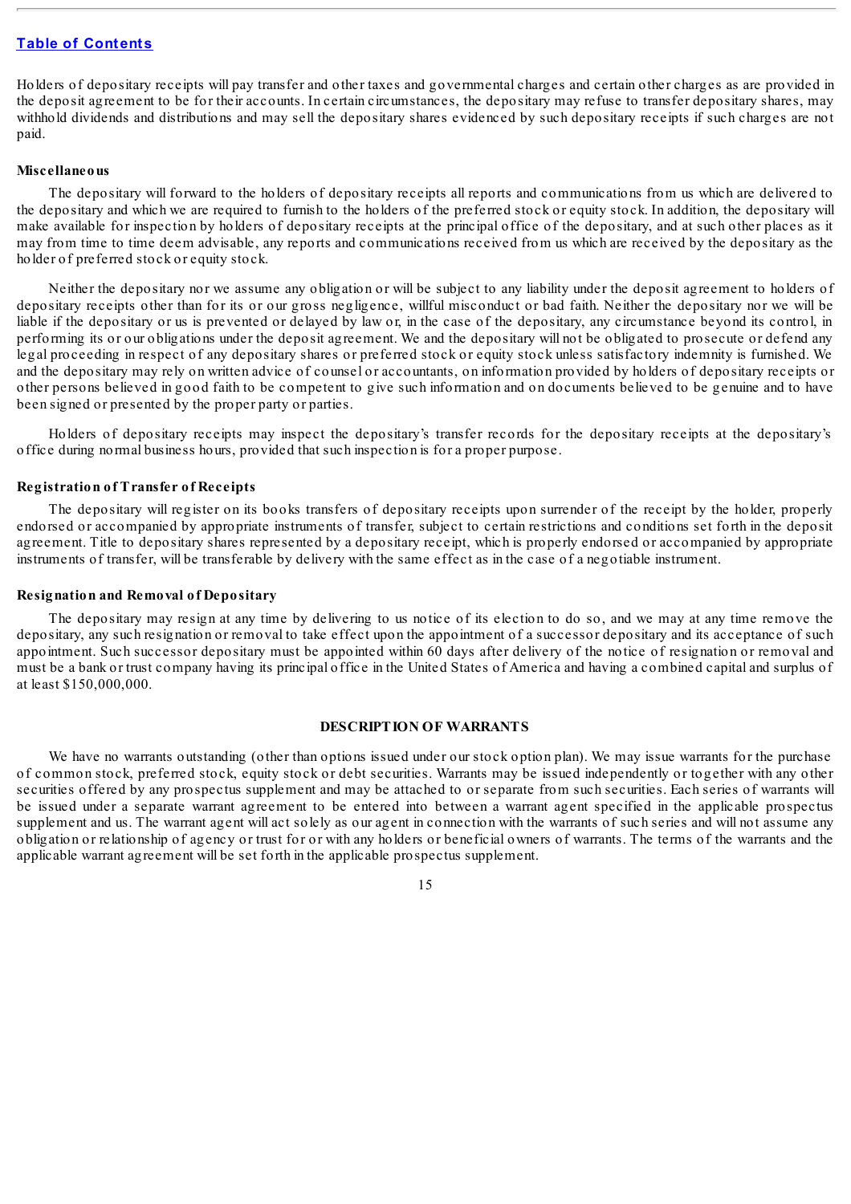Holders of depositary receipts will pay transfer and other taxes and governmental charges and certain other charges as are provided in the deposit agreement to be for their accounts. In certain circumstances, the depositary may refuse to transfer depositary shares, may withhold dividends and distributions and may sell the depositary shares evidenced by such depositary receipts if such charges are not paid.

**Miscellaneous**

The depositary will forward to the holders of depositary receipts all reports and communications from us which are delivered to the depositary and which we are required to furnish to the holders of the preferred stock or equity stock. In addition, the depositary will make available for inspection by holders of depositary receipts at the principal office of the depositary, and at such other places as it may from time to time deem advisable, any reports and communications received from us which are received by the depositary as the holder of preferred stock or equity stock.

Neither the depositary nor we assume any obligation or will be subject to any liability under the deposit agreement to holders of depositary receipts other than for its or our gross negligence, willful misconduct or bad faith. Neither the depositary nor we will be liable if the depositary or us is prevented or delayed by law or, in the case of the depositary, any circumstance beyond its control, in performing its or our obligations under the deposit agreement. We and the depositary will not be obligated to prosecute or defend any legal proceeding in respect of any depositary shares or preferred stock or equity stock unless satisfactory indemnity is furnished. We and the depositary may rely on written advice of counsel or accountants, on information provided by holders of depositary receipts or other persons believed in good faith to be competent to give such information and on documents believed to be genuine and to have been signed or presented by the proper party or parties.

Holders of depositary receipts may inspect the depositary's transfer records for the depositary receipts at the depositary's office during normal business hours, provided that such inspection is for a proper purpose.

**Registration of Transfer of Receipts**

The depositary will register on its books transfers of depositary receipts upon surrender of the receipt by the holder, properly endorsed or accompanied by appropriate instruments of transfer, subject to certain restrictions and conditions set forth in the deposit agreement. Title to depositary shares represented by a depositary receipt, which is properly endorsed or accompanied by appropriate instruments of transfer, will be transferable by delivery with the same effect as in the case of a negotiable instrument.

**Resignation and Removal of Depositary**

The depositary may resign at any time by delivering to us notice of its election to do so, and we may at any time remove the depositary, any such resignation or removal to take effect upon the appointment of a successor depositary and its acceptance of such appointment. Such successor depositary must be appointed within 60 days after delivery of the notice of resignation or removal and must be a bank or trust company having its principal office in the United States of America and having a combined capital and surplus of at least $150,000,000.

## DESCRIPTION OF WARRANTS

We have no warrants outstanding (other than options issued under our stock option plan). We may issue warrants for the purchase of common stock, preferred stock, equity stock or debt securities. Warrants may be issued independently or together with any other securities offered by any prospectus supplement and may be attached to or separate from such securities. Each series of warrants will be issued under a separate warrant agreement to be entered into between a warrant agent specified in the applicable prospectus supplement and us. The warrant agent will act solely as our agent in connection with the warrants of such series and will not assume any obligation or relationship of agency or trust for or with any holders or beneficial owners of warrants. The terms of the warrants and the applicable warrant agreement will be set forth in the applicable prospectus supplement.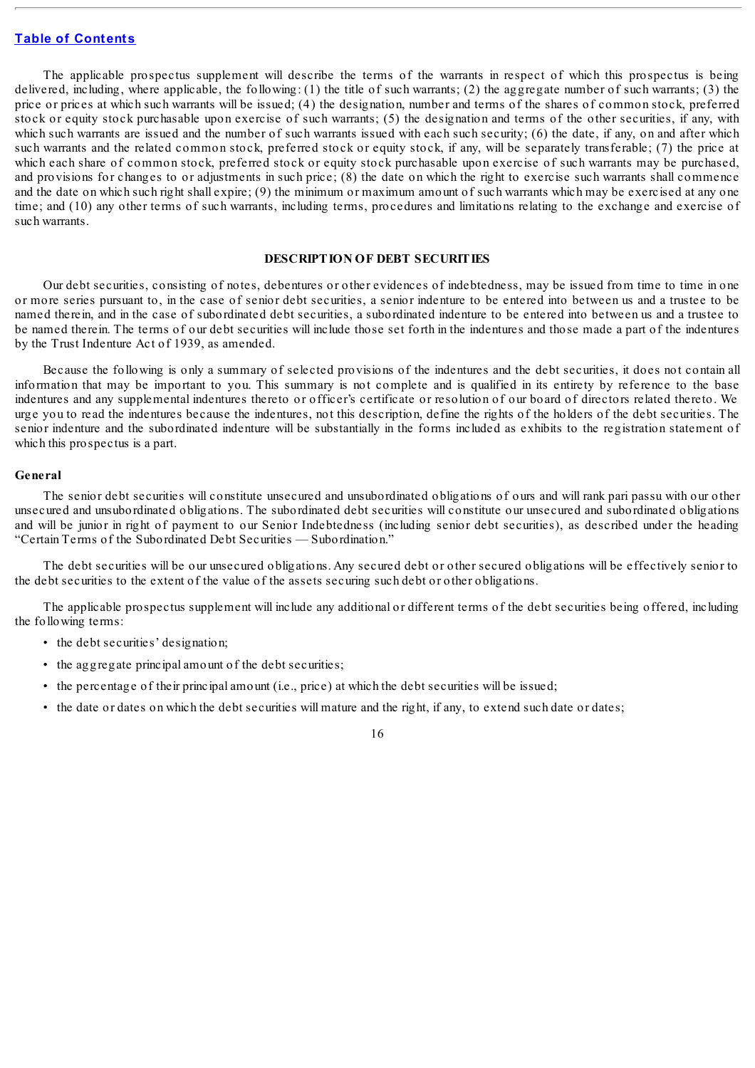The applicable prospectus supplement will describe the terms of the warrants in respect of which this prospectus is being delivered, including, where applicable, the following: (1) the title of such warrants; (2) the aggregate number of such warrants; (3) the price or prices at which such warrants will be issued; (4) the designation, number and terms of the shares of common stock, preferred stock or equity stock purchasable upon exercise of such warrants; (5) the designation and terms of the other securities, if any, with which such warrants are issued and the number of such warrants issued with each such security; (6) the date, if any, on and after which such warrants and the related common stock, preferred stock or equity stock, if any, will be separately transferable; (7) the price at which each share of common stock, preferred stock or equity stock purchasable upon exercise of such warrants may be purchased, and provisions for changes to or adjustments in such price; (8) the date on which the right to exercise such warrants shall commence and the date on which such right shall expire; (9) the minimum or maximum amount of such warrants which may be exercised at any one time; and (10) any other terms of such warrants, including terms, procedures and limitations relating to the exchange and exercise of such warrants.

## DESCRIPTION OF DEBT SECURITIES

Our debt securities, consisting of notes, debentures or other evidences of indebtedness, may be issued from time to time in one or more series pursuant to, in the case of senior debt securities, a senior indenture to be entered into between us and a trustee to be named therein, and in the case of subordinated debt securities, a subordinated indenture to be entered into between us and a trustee to be named therein. The terms of our debt securities will include those set forth in the indentures and those made a part of the indentures by the Trust Indenture Act of 1939, as amended.

Because the following is only a summary of selected provisions of the indentures and the debt securities, it does not contain all information that may be important to you. This summary is not complete and is qualified in its entirety by reference to the base indentures and any supplemental indentures thereto or officer's certificate or resolution of our board of directors related thereto. We urge you to read the indentures because the indentures, not this description, define the rights of the holders of the debt securities. The senior indenture and the subordinated indenture will be substantially in the forms included as exhibits to the registration statement of which this prospectus is a part.

### General

The senior debt securities will constitute unsecured and unsubordinated obligations of ours and will rank pari passu with our other unsecured and unsubordinated obligations. The subordinated debt securities will constitute our unsecured and subordinated obligations and will be junior in right of payment to our Senior Indebtedness (including senior debt securities), as described under the heading "Certain Terms of the Subordinated Debt Securities — Subordination."

The debt securities will be our unsecured obligations. Any secured debt or other secured obligations will be effectively senior to the debt securities to the extent of the value of the assets securing such debt or other obligations.

The applicable prospectus supplement will include any additional or different terms of the debt securities being offered, including the following terms:

- the debt securities' designation;
- the aggregate principal amount of the debt securities;
- the percentage of their principal amount (i.e., price) at which the debt securities will be issued;
- the date or dates on which the debt securities will mature and the right, if any, to extend such date or dates;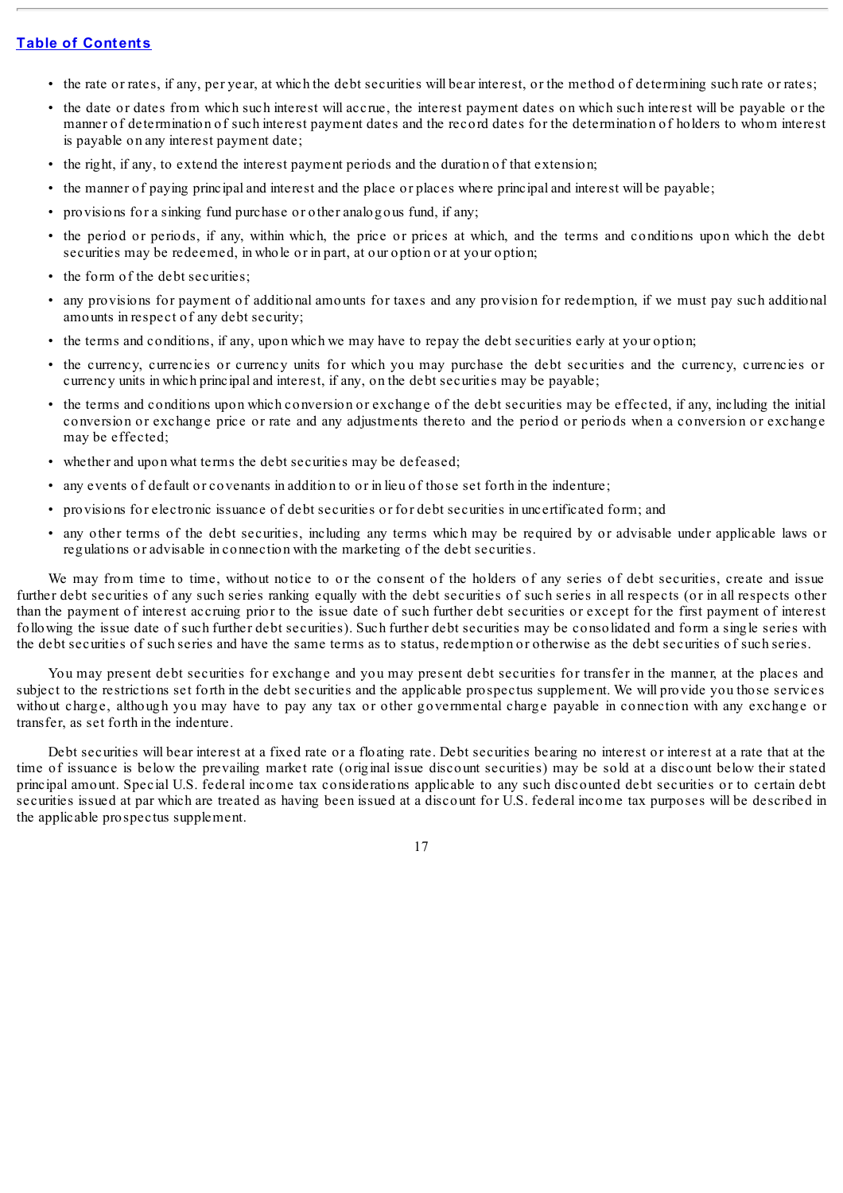- the rate or rates, if any, per year, at which the debt securities will bear interest, or the method of determining such rate or rates;
- the date or dates from which such interest will accrue, the interest payment dates on which such interest will be payable or the manner of determination of such interest payment dates and the record dates for the determination of holders to whom interest is payable on any interest payment date;
- the right, if any, to extend the interest payment periods and the duration of that extension;
- the manner of paying principal and interest and the place or places where principal and interest will be payable;
- provisions for a sinking fund purchase or other analogous fund, if any;
- the period or periods, if any, within which, the price or prices at which, and the terms and conditions upon which the debt securities may be redeemed, in whole or in part, at our option or at your option;
- the form of the debt securities;
- any provisions for payment of additional amounts for taxes and any provision for redemption, if we must pay such additional amounts in respect of any debt security;
- the terms and conditions, if any, upon which we may have to repay the debt securities early at your option;
- the currency, currencies or currency units for which you may purchase the debt securities and the currency, currencies or currency units in which principal and interest, if any, on the debt securities may be payable;
- the terms and conditions upon which conversion or exchange of the debt securities may be effected, if any, including the initial conversion or exchange price or rate and any adjustments thereto and the period or periods when a conversion or exchange may be effected;
- whether and upon what terms the debt securities may be defeased;
- any events of default or covenants in addition to or in lieu of those set forth in the indenture;
- provisions for electronic issuance of debt securities or for debt securities in uncertificated form; and
- any other terms of the debt securities, including any terms which may be required by or advisable under applicable laws or regulations or advisable in connection with the marketing of the debt securities.

We may from time to time, without notice to or the consent of the holders of any series of debt securities, create and issue further debt securities of any such series ranking equally with the debt securities of such series in all respects (or in all respects other than the payment of interest accruing prior to the issue date of such further debt securities or except for the first payment of interest following the issue date of such further debt securities). Such further debt securities may be consolidated and form a single series with the debt securities of such series and have the same terms as to status, redemption or otherwise as the debt securities of such series.

You may present debt securities for exchange and you may present debt securities for transfer in the manner, at the places and subject to the restrictions set forth in the debt securities and the applicable prospectus supplement. We will provide you those services without charge, although you may have to pay any tax or other governmental charge payable in connection with any exchange or transfer, as set forth in the indenture.

Debt securities will bear interest at a fixed rate or a floating rate. Debt securities bearing no interest or interest at a rate that at the time of issuance is below the prevailing market rate (original issue discount securities) may be sold at a discount below their stated principal amount. Special U.S. federal income tax considerations applicable to any such discounted debt securities or to certain debt securities issued at par which are treated as having been issued at a discount for U.S. federal income tax purposes will be described in the applicable prospectus supplement.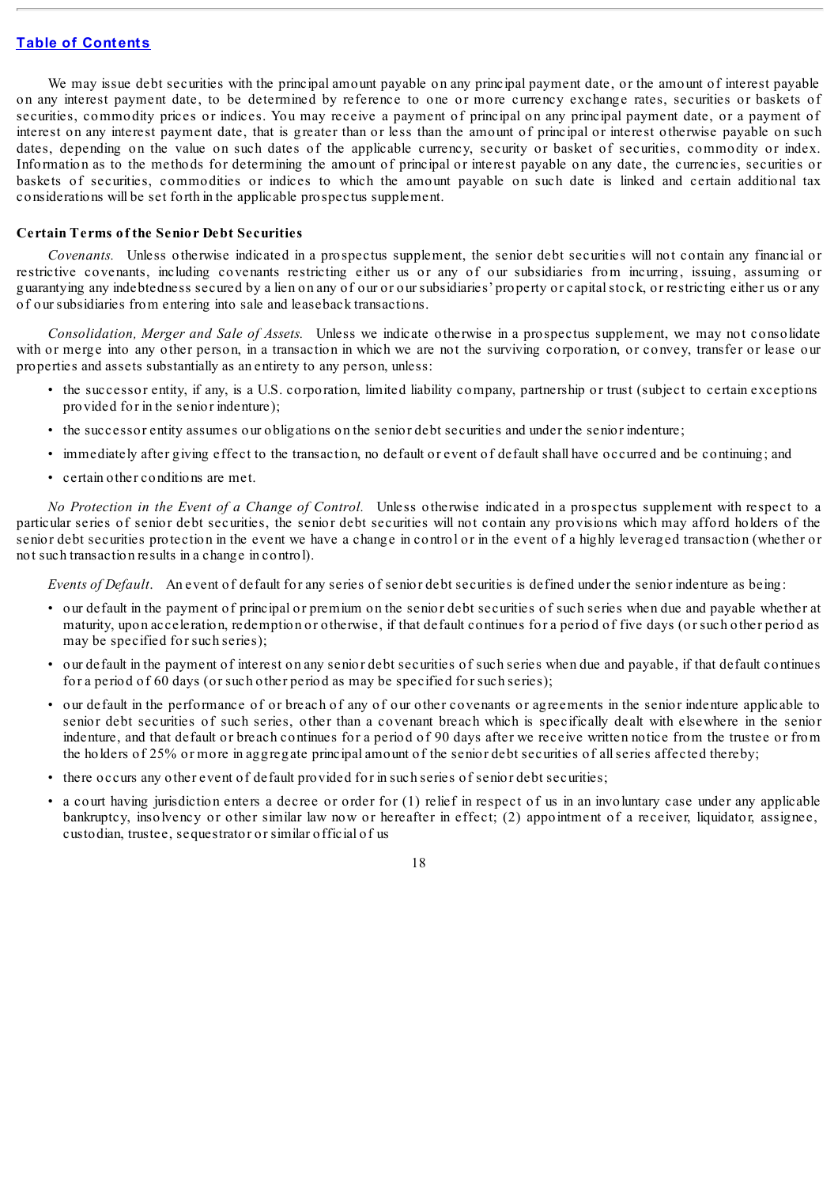We may issue debt securities with the principal amount payable on any principal payment date, or the amount of interest payable on any interest payment date, to be determined by reference to one or more currency exchange rates, securities or baskets of securities, commodity prices or indices. You may receive a payment of principal on any principal payment date, or a payment of interest on any interest payment date, that is greater than or less than the amount of principal or interest otherwise payable on such dates, depending on the value on such dates of the applicable currency, security or basket of securities, commodity or index. Information as to the methods for determining the amount of principal or interest payable on any date, the currencies, securities or baskets of securities, commodities or indices to which the amount payable on such date is linked and certain additional tax considerations will be set forth in the applicable prospectus supplement.

**Certain Terms of the Senior Debt Securities**

*Covenants.* Unless otherwise indicated in a prospectus supplement, the senior debt securities will not contain any financial or restrictive covenants, including covenants restricting either us or any of our subsidiaries from incurring, issuing, assuming or guarantying any indebtedness secured by a lien on any of our or our subsidiaries' property or capital stock, or restricting either us or any of our subsidiaries from entering into sale and leaseback transactions.

*Consolidation, Merger and Sale of Assets.* Unless we indicate otherwise in a prospectus supplement, we may not consolidate with or merge into any other person, in a transaction in which we are not the surviving corporation, or convey, transfer or lease our properties and assets substantially as an entirety to any person, unless:

- the successor entity, if any, is a U.S. corporation, limited liability company, partnership or trust (subject to certain exceptions provided for in the senior indenture);
- the successor entity assumes our obligations on the senior debt securities and under the senior indenture;
- immediately after giving effect to the transaction, no default or event of default shall have occurred and be continuing; and
- certain other conditions are met.

*No Protection in the Event of a Change of Control.* Unless otherwise indicated in a prospectus supplement with respect to a particular series of senior debt securities, the senior debt securities will not contain any provisions which may afford holders of the senior debt securities protection in the event we have a change in control or in the event of a highly leveraged transaction (whether or not such transaction results in a change in control).

*Events of Default.* An event of default for any series of senior debt securities is defined under the senior indenture as being:

- our default in the payment of principal or premium on the senior debt securities of such series when due and payable whether at maturity, upon acceleration, redemption or otherwise, if that default continues for a period of five days (or such other period as may be specified for such series);
- our default in the payment of interest on any senior debt securities of such series when due and payable, if that default continues for a period of 60 days (or such other period as may be specified for such series);
- our default in the performance of or breach of any of our other covenants or agreements in the senior indenture applicable to senior debt securities of such series, other than a covenant breach which is specifically dealt with elsewhere in the senior indenture, and that default or breach continues for a period of 90 days after we receive written notice from the trustee or from the holders of 25% or more in aggregate principal amount of the senior debt securities of all series affected thereby;
- there occurs any other event of default provided for in such series of senior debt securities;
- a court having jurisdiction enters a decree or order for (1) relief in respect of us in an involuntary case under any applicable bankruptcy, insolvency or other similar law now or hereafter in effect; (2) appointment of a receiver, liquidator, assignee, custodian, trustee, sequestrator or similar official of us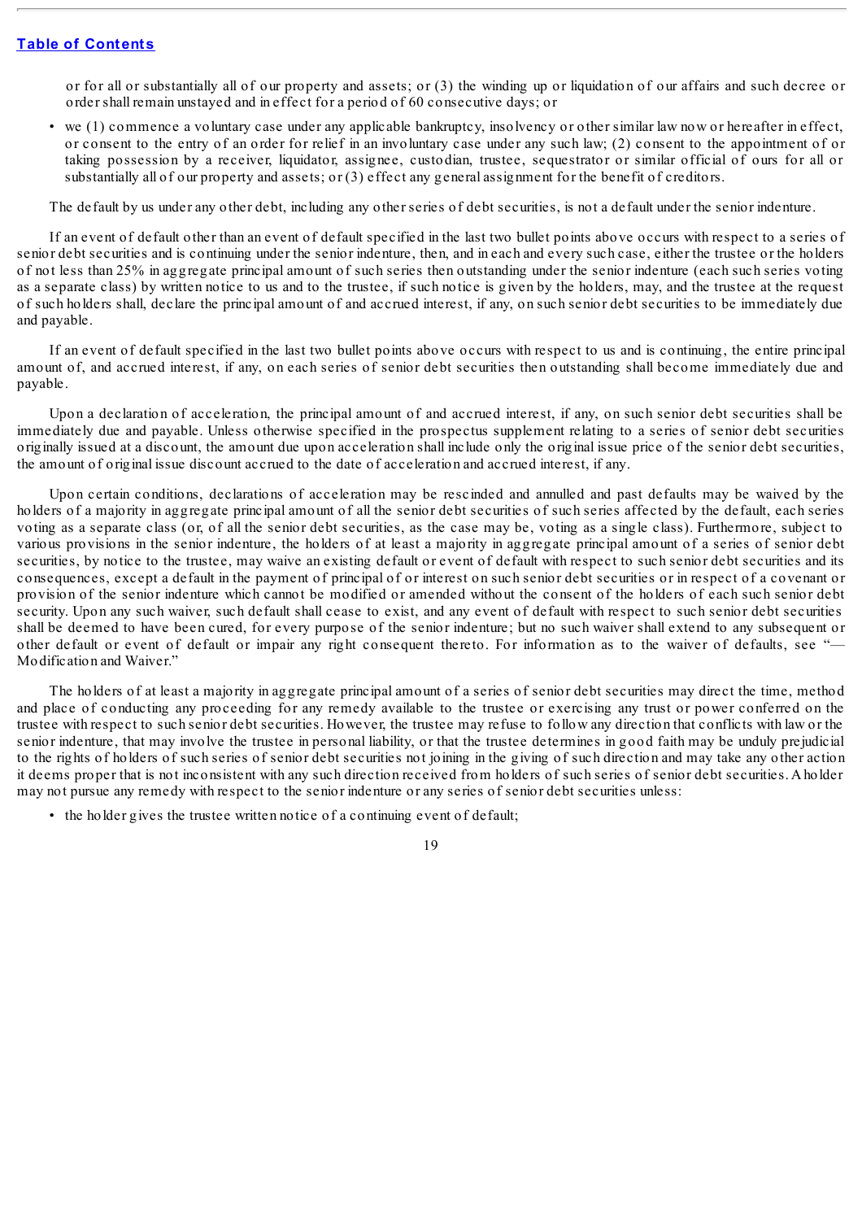or for all or substantially all of our property and assets; or (3) the winding up or liquidation of our affairs and such decree or order shall remain unstayed and in effect for a period of 60 consecutive days; or

- we (1) commence a voluntary case under any applicable bankruptcy, insolvency or other similar law now or hereafter in effect, or consent to the entry of an order for relief in an involuntary case under any such law; (2) consent to the appointment of or taking possession by a receiver, liquidator, assignee, custodian, trustee, sequestrator or similar official of ours for all or substantially all of our property and assets; or (3) effect any general assignment for the benefit of creditors.

The default by us under any other debt, including any other series of debt securities, is not a default under the senior indenture.

If an event of default other than an event of default specified in the last two bullet points above occurs with respect to a series of senior debt securities and is continuing under the senior indenture, then, and in each and every such case, either the trustee or the holders of not less than 25% in aggregate principal amount of such series then outstanding under the senior indenture (each such series voting as a separate class) by written notice to us and to the trustee, if such notice is given by the holders, may, and the trustee at the request of such holders shall, declare the principal amount of and accrued interest, if any, on such senior debt securities to be immediately due and payable.

If an event of default specified in the last two bullet points above occurs with respect to us and is continuing, the entire principal amount of, and accrued interest, if any, on each series of senior debt securities then outstanding shall become immediately due and payable.

Upon a declaration of acceleration, the principal amount of and accrued interest, if any, on such senior debt securities shall be immediately due and payable. Unless otherwise specified in the prospectus supplement relating to a series of senior debt securities originally issued at a discount, the amount due upon acceleration shall include only the original issue price of the senior debt securities, the amount of original issue discount accrued to the date of acceleration and accrued interest, if any.

Upon certain conditions, declarations of acceleration may be rescinded and annulled and past defaults may be waived by the holders of a majority in aggregate principal amount of all the senior debt securities of such series affected by the default, each series voting as a separate class (or, of all the senior debt securities, as the case may be, voting as a single class). Furthermore, subject to various provisions in the senior indenture, the holders of at least a majority in aggregate principal amount of a series of senior debt securities, by notice to the trustee, may waive an existing default or event of default with respect to such senior debt securities and its consequences, except a default in the payment of principal of or interest on such senior debt securities or in respect of a covenant or provision of the senior indenture which cannot be modified or amended without the consent of the holders of each such senior debt security. Upon any such waiver, such default shall cease to exist, and any event of default with respect to such senior debt securities shall be deemed to have been cured, for every purpose of the senior indenture; but no such waiver shall extend to any subsequent or other default or event of default or impair any right consequent thereto. For information as to the waiver of defaults, see "—Modification and Waiver."

The holders of at least a majority in aggregate principal amount of a series of senior debt securities may direct the time, method and place of conducting any proceeding for any remedy available to the trustee or exercising any trust or power conferred on the trustee with respect to such senior debt securities. However, the trustee may refuse to follow any direction that conflicts with law or the senior indenture, that may involve the trustee in personal liability, or that the trustee determines in good faith may be unduly prejudicial to the rights of holders of such series of senior debt securities not joining in the giving of such direction and may take any other action it deems proper that is not inconsistent with any such direction received from holders of such series of senior debt securities. A holder may not pursue any remedy with respect to the senior indenture or any series of senior debt securities unless:

- the holder gives the trustee written notice of a continuing event of default;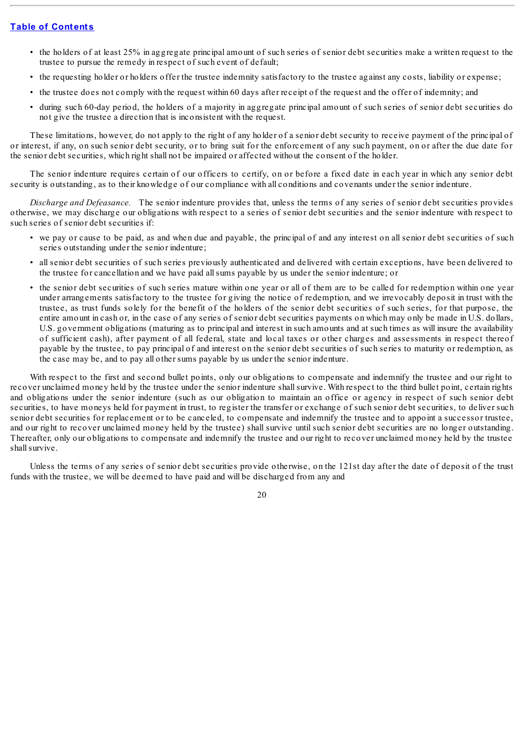- the holders of at least 25% in aggregate principal amount of such series of senior debt securities make a written request to the trustee to pursue the remedy in respect of such event of default;
- the requesting holder or holders offer the trustee indemnity satisfactory to the trustee against any costs, liability or expense;
- the trustee does not comply with the request within 60 days after receipt of the request and the offer of indemnity; and
- during such 60-day period, the holders of a majority in aggregate principal amount of such series of senior debt securities do not give the trustee a direction that is inconsistent with the request.

These limitations, however, do not apply to the right of any holder of a senior debt security to receive payment of the principal of or interest, if any, on such senior debt security, or to bring suit for the enforcement of any such payment, on or after the due date for the senior debt securities, which right shall not be impaired or affected without the consent of the holder.

The senior indenture requires certain of our officers to certify, on or before a fixed date in each year in which any senior debt security is outstanding, as to their knowledge of our compliance with all conditions and covenants under the senior indenture.

*Discharge and Defeasance.* The senior indenture provides that, unless the terms of any series of senior debt securities provides otherwise, we may discharge our obligations with respect to a series of senior debt securities and the senior indenture with respect to such series of senior debt securities if:

- we pay or cause to be paid, as and when due and payable, the principal of and any interest on all senior debt securities of such series outstanding under the senior indenture;
- all senior debt securities of such series previously authenticated and delivered with certain exceptions, have been delivered to the trustee for cancellation and we have paid all sums payable by us under the senior indenture; or
- the senior debt securities of such series mature within one year or all of them are to be called for redemption within one year under arrangements satisfactory to the trustee for giving the notice of redemption, and we irrevocably deposit in trust with the trustee, as trust funds solely for the benefit of the holders of the senior debt securities of such series, for that purpose, the entire amount in cash or, in the case of any series of senior debt securities payments on which may only be made in U.S. dollars, U.S. government obligations (maturing as to principal and interest in such amounts and at such times as will insure the availability of sufficient cash), after payment of all federal, state and local taxes or other charges and assessments in respect thereof payable by the trustee, to pay principal of and interest on the senior debt securities of such series to maturity or redemption, as the case may be, and to pay all other sums payable by us under the senior indenture.

With respect to the first and second bullet points, only our obligations to compensate and indemnify the trustee and our right to recover unclaimed money held by the trustee under the senior indenture shall survive. With respect to the third bullet point, certain rights and obligations under the senior indenture (such as our obligation to maintain an office or agency in respect of such senior debt securities, to have moneys held for payment in trust, to register the transfer or exchange of such senior debt securities, to deliver such senior debt securities for replacement or to be canceled, to compensate and indemnify the trustee and to appoint a successor trustee, and our right to recover unclaimed money held by the trustee) shall survive until such senior debt securities are no longer outstanding. Thereafter, only our obligations to compensate and indemnify the trustee and our right to recover unclaimed money held by the trustee shall survive.

Unless the terms of any series of senior debt securities provide otherwise, on the 121st day after the date of deposit of the trust funds with the trustee, we will be deemed to have paid and will be discharged from any and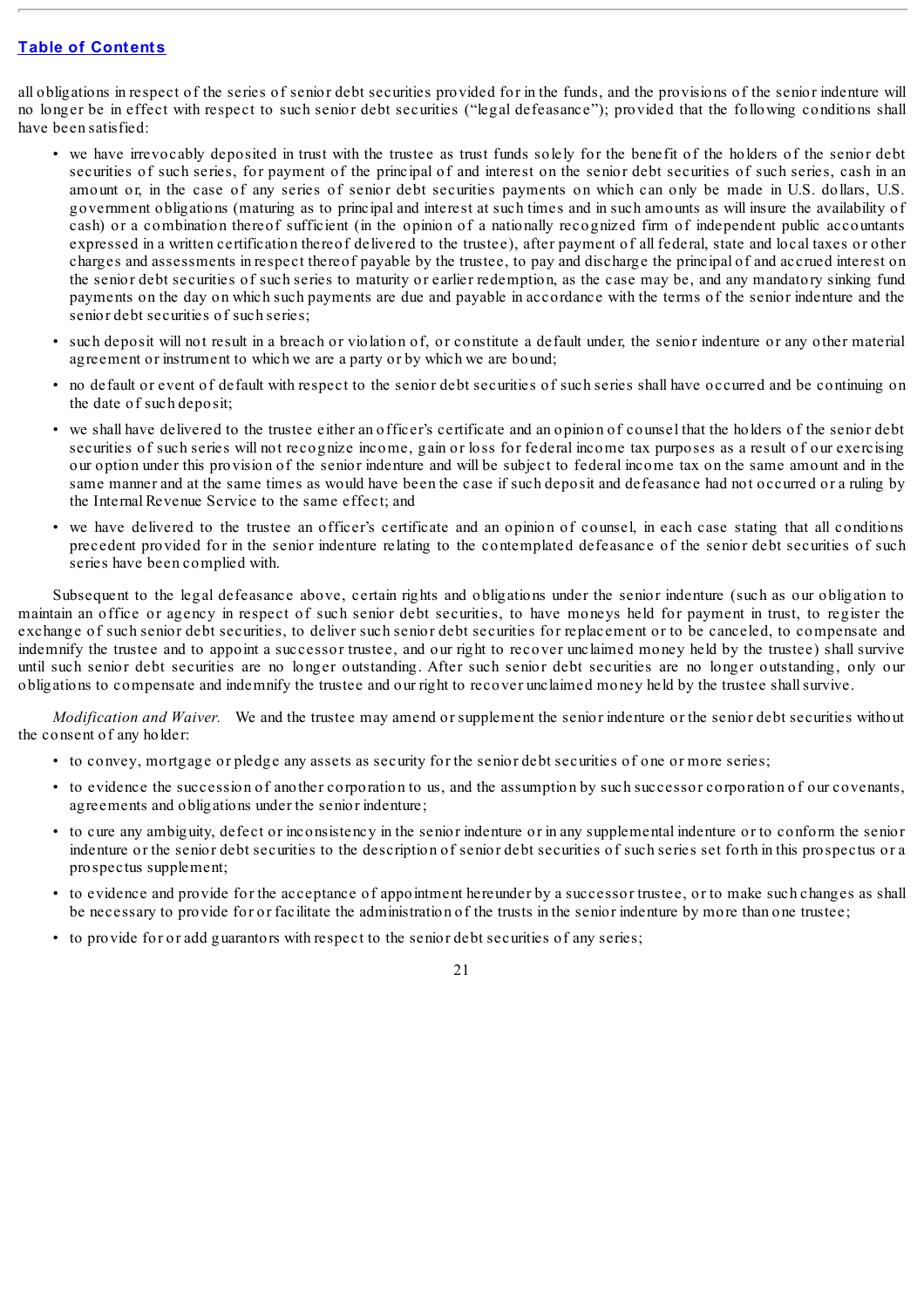all obligations in respect of the series of senior debt securities provided for in the funds, and the provisions of the senior indenture will no longer be in effect with respect to such senior debt securities ("legal defeasance"); provided that the following conditions shall have been satisfied:

- we have irrevocably deposited in trust with the trustee as trust funds solely for the benefit of the holders of the senior debt securities of such series, for payment of the principal of and interest on the senior debt securities of such series, cash in an amount or, in the case of any series of senior debt securities payments on which can only be made in U.S. dollars, U.S. government obligations (maturing as to principal and interest at such times and in such amounts as will insure the availability of cash) or a combination thereof sufficient (in the opinion of a nationally recognized firm of independent public accountants expressed in a written certification thereof delivered to the trustee), after payment of all federal, state and local taxes or other charges and assessments in respect thereof payable by the trustee, to pay and discharge the principal of and accrued interest on the senior debt securities of such series to maturity or earlier redemption, as the case may be, and any mandatory sinking fund payments on the day on which such payments are due and payable in accordance with the terms of the senior indenture and the senior debt securities of such series;
- such deposit will not result in a breach or violation of, or constitute a default under, the senior indenture or any other material agreement or instrument to which we are a party or by which we are bound;
- no default or event of default with respect to the senior debt securities of such series shall have occurred and be continuing on the date of such deposit;
- we shall have delivered to the trustee either an officer's certificate and an opinion of counsel that the holders of the senior debt securities of such series will not recognize income, gain or loss for federal income tax purposes as a result of our exercising our option under this provision of the senior indenture and will be subject to federal income tax on the same amount and in the same manner and at the same times as would have been the case if such deposit and defeasance had not occurred or a ruling by the Internal Revenue Service to the same effect; and
- we have delivered to the trustee an officer's certificate and an opinion of counsel, in each case stating that all conditions precedent provided for in the senior indenture relating to the contemplated defeasance of the senior debt securities of such series have been complied with.

Subsequent to the legal defeasance above, certain rights and obligations under the senior indenture (such as our obligation to maintain an office or agency in respect of such senior debt securities, to have moneys held for payment in trust, to register the exchange of such senior debt securities, to deliver such senior debt securities for replacement or to be canceled, to compensate and indemnify the trustee and to appoint a successor trustee, and our right to recover unclaimed money held by the trustee) shall survive until such senior debt securities are no longer outstanding. After such senior debt securities are no longer outstanding, only our obligations to compensate and indemnify the trustee and our right to recover unclaimed money held by the trustee shall survive.

*Modification and Waiver.* We and the trustee may amend or supplement the senior indenture or the senior debt securities without the consent of any holder:

- to convey, mortgage or pledge any assets as security for the senior debt securities of one or more series;
- to evidence the succession of another corporation to us, and the assumption by such successor corporation of our covenants, agreements and obligations under the senior indenture;
- to cure any ambiguity, defect or inconsistency in the senior indenture or in any supplemental indenture or to conform the senior indenture or the senior debt securities to the description of senior debt securities of such series set forth in this prospectus or a prospectus supplement;
- to evidence and provide for the acceptance of appointment hereunder by a successor trustee, or to make such changes as shall be necessary to provide for or facilitate the administration of the trusts in the senior indenture by more than one trustee;
- to provide for or add guarantors with respect to the senior debt securities of any series;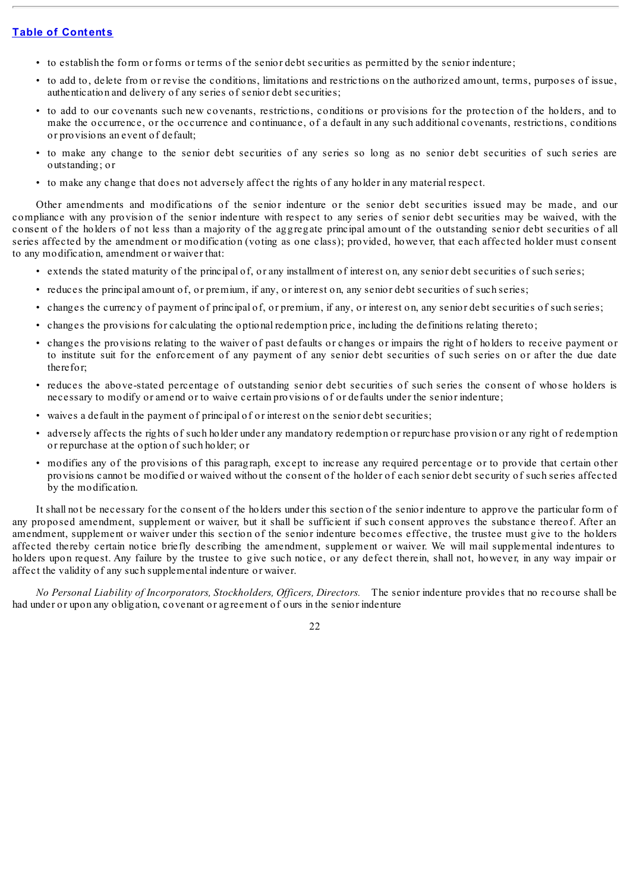- to establish the form or forms or terms of the senior debt securities as permitted by the senior indenture;
- to add to, delete from or revise the conditions, limitations and restrictions on the authorized amount, terms, purposes of issue, authentication and delivery of any series of senior debt securities;
- to add to our covenants such new covenants, restrictions, conditions or provisions for the protection of the holders, and to make the occurrence, or the occurrence and continuance, of a default in any such additional covenants, restrictions, conditions or provisions an event of default;
- to make any change to the senior debt securities of any series so long as no senior debt securities of such series are outstanding; or
- to make any change that does not adversely affect the rights of any holder in any material respect.

Other amendments and modifications of the senior indenture or the senior debt securities issued may be made, and our compliance with any provision of the senior indenture with respect to any series of senior debt securities may be waived, with the consent of the holders of not less than a majority of the aggregate principal amount of the outstanding senior debt securities of all series affected by the amendment or modification (voting as one class); provided, however, that each affected holder must consent to any modification, amendment or waiver that:

- extends the stated maturity of the principal of, or any installment of interest on, any senior debt securities of such series;
- reduces the principal amount of, or premium, if any, or interest on, any senior debt securities of such series;
- changes the currency of payment of principal of, or premium, if any, or interest on, any senior debt securities of such series;
- changes the provisions for calculating the optional redemption price, including the definitions relating thereto;
- changes the provisions relating to the waiver of past defaults or changes or impairs the right of holders to receive payment or to institute suit for the enforcement of any payment of any senior debt securities of such series on or after the due date therefor;
- reduces the above-stated percentage of outstanding senior debt securities of such series the consent of whose holders is necessary to modify or amend or to waive certain provisions of or defaults under the senior indenture;
- waives a default in the payment of principal of or interest on the senior debt securities;
- adversely affects the rights of such holder under any mandatory redemption or repurchase provision or any right of redemption or repurchase at the option of such holder; or
- modifies any of the provisions of this paragraph, except to increase any required percentage or to provide that certain other provisions cannot be modified or waived without the consent of the holder of each senior debt security of such series affected by the modification.

It shall not be necessary for the consent of the holders under this section of the senior indenture to approve the particular form of any proposed amendment, supplement or waiver, but it shall be sufficient if such consent approves the substance thereof. After an amendment, supplement or waiver under this section of the senior indenture becomes effective, the trustee must give to the holders affected thereby certain notice briefly describing the amendment, supplement or waiver. We will mail supplemental indentures to holders upon request. Any failure by the trustee to give such notice, or any defect therein, shall not, however, in any way impair or affect the validity of any such supplemental indenture or waiver.

*No Personal Liability of Incorporators, Stockholders, Officers, Directors.* The senior indenture provides that no recourse shall be had under or upon any obligation, covenant or agreement of ours in the senior indenture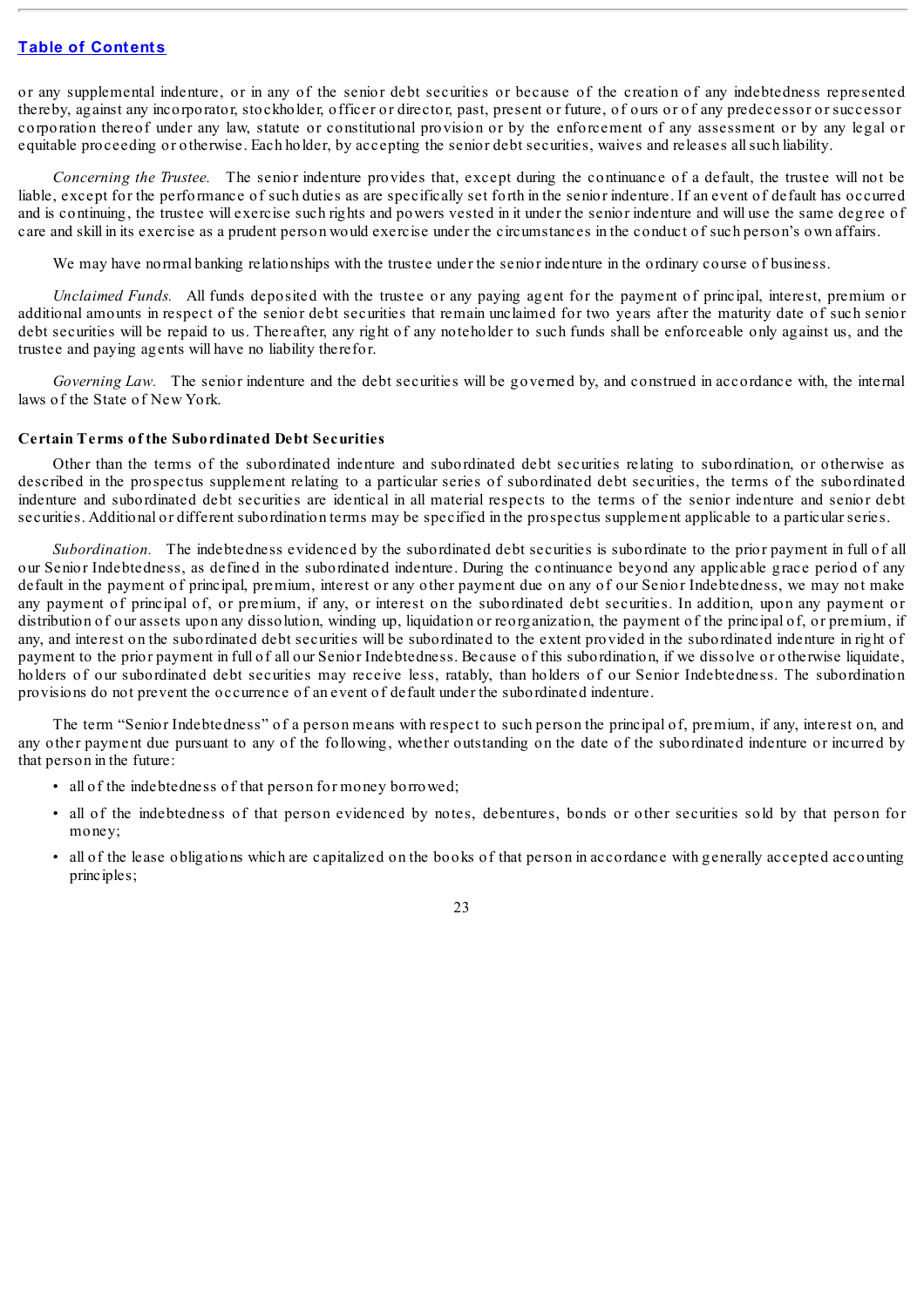or any supplemental indenture, or in any of the senior debt securities or because of the creation of any indebtedness represented thereby, against any incorporator, stockholder, officer or director, past, present or future, of ours or of any predecessor or successor corporation thereof under any law, statute or constitutional provision or by the enforcement of any assessment or by any legal or equitable proceeding or otherwise. Each holder, by accepting the senior debt securities, waives and releases all such liability.

*Concerning the Trustee.* The senior indenture provides that, except during the continuance of a default, the trustee will not be liable, except for the performance of such duties as are specifically set forth in the senior indenture. If an event of default has occurred and is continuing, the trustee will exercise such rights and powers vested in it under the senior indenture and will use the same degree of care and skill in its exercise as a prudent person would exercise under the circumstances in the conduct of such person's own affairs.

We may have normal banking relationships with the trustee under the senior indenture in the ordinary course of business.

*Unclaimed Funds.* All funds deposited with the trustee or any paying agent for the payment of principal, interest, premium or additional amounts in respect of the senior debt securities that remain unclaimed for two years after the maturity date of such senior debt securities will be repaid to us. Thereafter, any right of any noteholder to such funds shall be enforceable only against us, and the trustee and paying agents will have no liability therefor.

*Governing Law.* The senior indenture and the debt securities will be governed by, and construed in accordance with, the internal laws of the State of New York.

### Certain Terms of the Subordinated Debt Securities

Other than the terms of the subordinated indenture and subordinated debt securities relating to subordination, or otherwise as described in the prospectus supplement relating to a particular series of subordinated debt securities, the terms of the subordinated indenture and subordinated debt securities are identical in all material respects to the terms of the senior indenture and senior debt securities. Additional or different subordination terms may be specified in the prospectus supplement applicable to a particular series.

*Subordination.* The indebtedness evidenced by the subordinated debt securities is subordinate to the prior payment in full of all our Senior Indebtedness, as defined in the subordinated indenture. During the continuance beyond any applicable grace period of any default in the payment of principal, premium, interest or any other payment due on any of our Senior Indebtedness, we may not make any payment of principal of, or premium, if any, or interest on the subordinated debt securities. In addition, upon any payment or distribution of our assets upon any dissolution, winding up, liquidation or reorganization, the payment of the principal of, or premium, if any, and interest on the subordinated debt securities will be subordinated to the extent provided in the subordinated indenture in right of payment to the prior payment in full of all our Senior Indebtedness. Because of this subordination, if we dissolve or otherwise liquidate, holders of our subordinated debt securities may receive less, ratably, than holders of our Senior Indebtedness. The subordination provisions do not prevent the occurrence of an event of default under the subordinated indenture.

The term "Senior Indebtedness" of a person means with respect to such person the principal of, premium, if any, interest on, and any other payment due pursuant to any of the following, whether outstanding on the date of the subordinated indenture or incurred by that person in the future:

- all of the indebtedness of that person for money borrowed;
- all of the indebtedness of that person evidenced by notes, debentures, bonds or other securities sold by that person for money;
- all of the lease obligations which are capitalized on the books of that person in accordance with generally accepted accounting principles;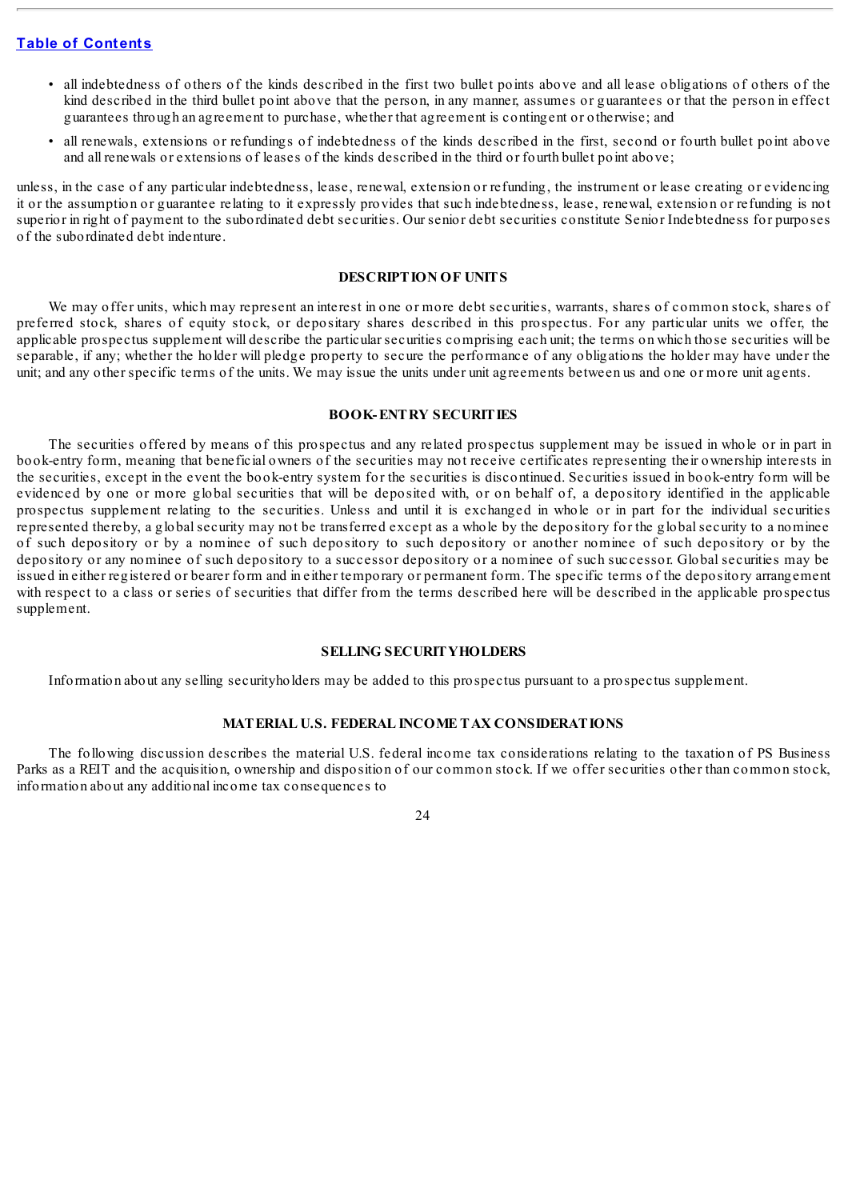- all indebtedness of others of the kinds described in the first two bullet points above and all lease obligations of others of the kind described in the third bullet point above that the person, in any manner, assumes or guarantees or that the person in effect guarantees through an agreement to purchase, whether that agreement is contingent or otherwise; and
- all renewals, extensions or refundings of indebtedness of the kinds described in the first, second or fourth bullet point above and all renewals or extensions of leases of the kinds described in the third or fourth bullet point above;

unless, in the case of any particular indebtedness, lease, renewal, extension or refunding, the instrument or lease creating or evidencing it or the assumption or guarantee relating to it expressly provides that such indebtedness, lease, renewal, extension or refunding is not superior in right of payment to the subordinated debt securities. Our senior debt securities constitute Senior Indebtedness for purposes of the subordinated debt indenture.

## DESCRIPTION OF UNITS

We may offer units, which may represent an interest in one or more debt securities, warrants, shares of common stock, shares of preferred stock, shares of equity stock, or depositary shares described in this prospectus. For any particular units we offer, the applicable prospectus supplement will describe the particular securities comprising each unit; the terms on which those securities will be separable, if any; whether the holder will pledge property to secure the performance of any obligations the holder may have under the unit; and any other specific terms of the units. We may issue the units under unit agreements between us and one or more unit agents.

## BOOK-ENTRY SECURITIES

The securities offered by means of this prospectus and any related prospectus supplement may be issued in whole or in part in book-entry form, meaning that beneficial owners of the securities may not receive certificates representing their ownership interests in the securities, except in the event the book-entry system for the securities is discontinued. Securities issued in book-entry form will be evidenced by one or more global securities that will be deposited with, or on behalf of, a depository identified in the applicable prospectus supplement relating to the securities. Unless and until it is exchanged in whole or in part for the individual securities represented thereby, a global security may not be transferred except as a whole by the depository for the global security to a nominee of such depository or by a nominee of such depository to such depository or another nominee of such depository or by the depository or any nominee of such depository to a successor depository or a nominee of such successor. Global securities may be issued in either registered or bearer form and in either temporary or permanent form. The specific terms of the depository arrangement with respect to a class or series of securities that differ from the terms described here will be described in the applicable prospectus supplement.

## SELLING SECURITYHOLDERS

Information about any selling securityholders may be added to this prospectus pursuant to a prospectus supplement.

## MATERIAL U.S. FEDERAL INCOME TAX CONSIDERATIONS

The following discussion describes the material U.S. federal income tax considerations relating to the taxation of PS Business Parks as a REIT and the acquisition, ownership and disposition of our common stock. If we offer securities other than common stock, information about any additional income tax consequences to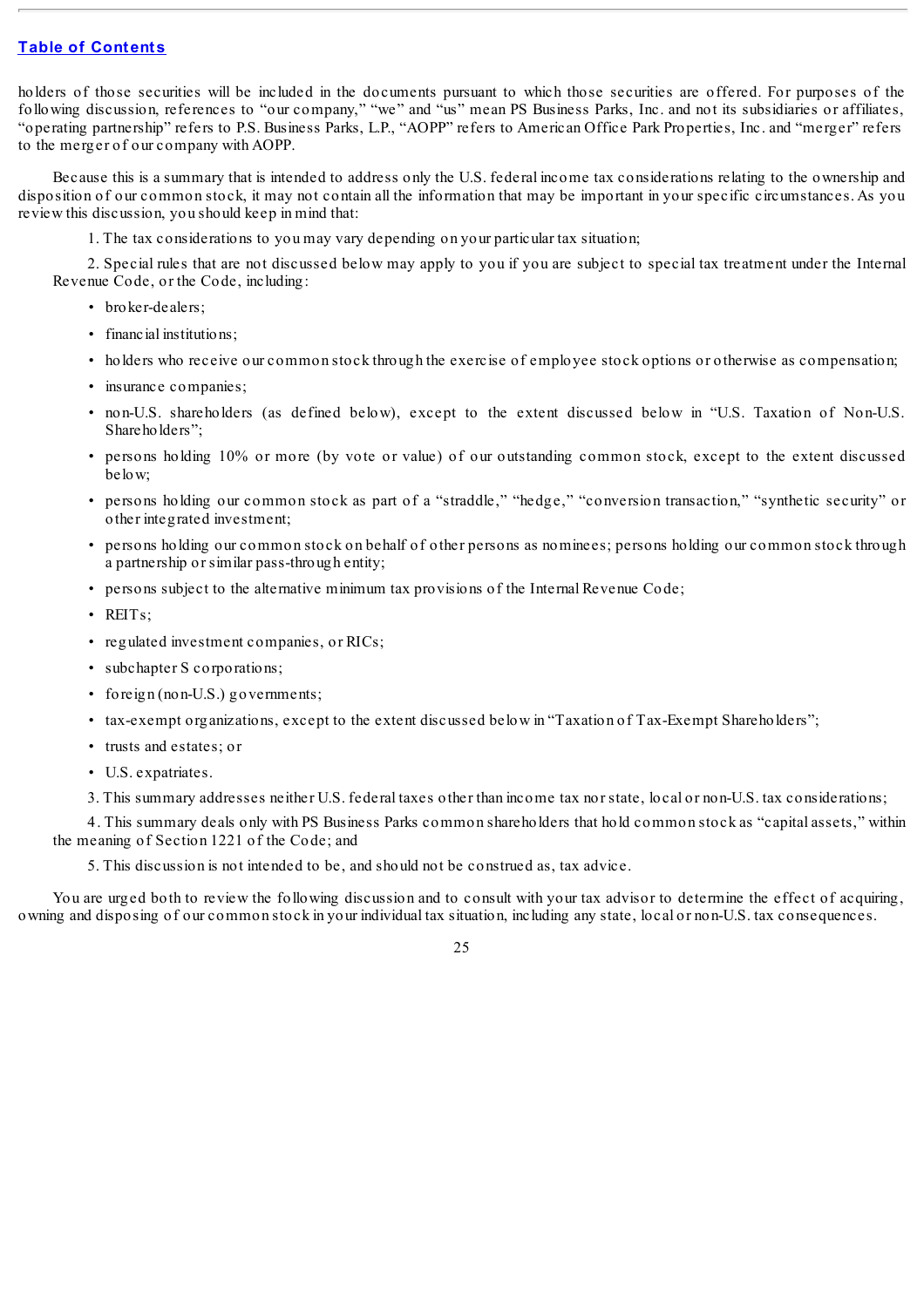holders of those securities will be included in the documents pursuant to which those securities are offered. For purposes of the following discussion, references to "our company," "we" and "us" mean PS Business Parks, Inc. and not its subsidiaries or affiliates, "operating partnership" refers to P.S. Business Parks, L.P., "AOPP" refers to American Office Park Properties, Inc. and "merger" refers to the merger of our company with AOPP.

Because this is a summary that is intended to address only the U.S. federal income tax considerations relating to the ownership and disposition of our common stock, it may not contain all the information that may be important in your specific circumstances. As you review this discussion, you should keep in mind that:

1. The tax considerations to you may vary depending on your particular tax situation;

2. Special rules that are not discussed below may apply to you if you are subject to special tax treatment under the Internal Revenue Code, or the Code, including:

- broker-dealers;
- financial institutions;
- holders who receive our common stock through the exercise of employee stock options or otherwise as compensation;
- insurance companies;
- non-U.S. shareholders (as defined below), except to the extent discussed below in "U.S. Taxation of Non-U.S. Shareholders";
- persons holding 10% or more (by vote or value) of our outstanding common stock, except to the extent discussed below;
- persons holding our common stock as part of a "straddle," "hedge," "conversion transaction," "synthetic security" or other integrated investment;
- persons holding our common stock on behalf of other persons as nominees; persons holding our common stock through a partnership or similar pass-through entity;
- persons subject to the alternative minimum tax provisions of the Internal Revenue Code;
- REITs;
- regulated investment companies, or RICs;
- subchapter S corporations;
- foreign (non-U.S.) governments;
- tax-exempt organizations, except to the extent discussed below in "Taxation of Tax-Exempt Shareholders";
- trusts and estates; or
- U.S. expatriates.

3. This summary addresses neither U.S. federal taxes other than income tax nor state, local or non-U.S. tax considerations;

4. This summary deals only with PS Business Parks common shareholders that hold common stock as "capital assets," within the meaning of Section 1221 of the Code; and

5. This discussion is not intended to be, and should not be construed as, tax advice.

You are urged both to review the following discussion and to consult with your tax advisor to determine the effect of acquiring, owning and disposing of our common stock in your individual tax situation, including any state, local or non-U.S. tax consequences.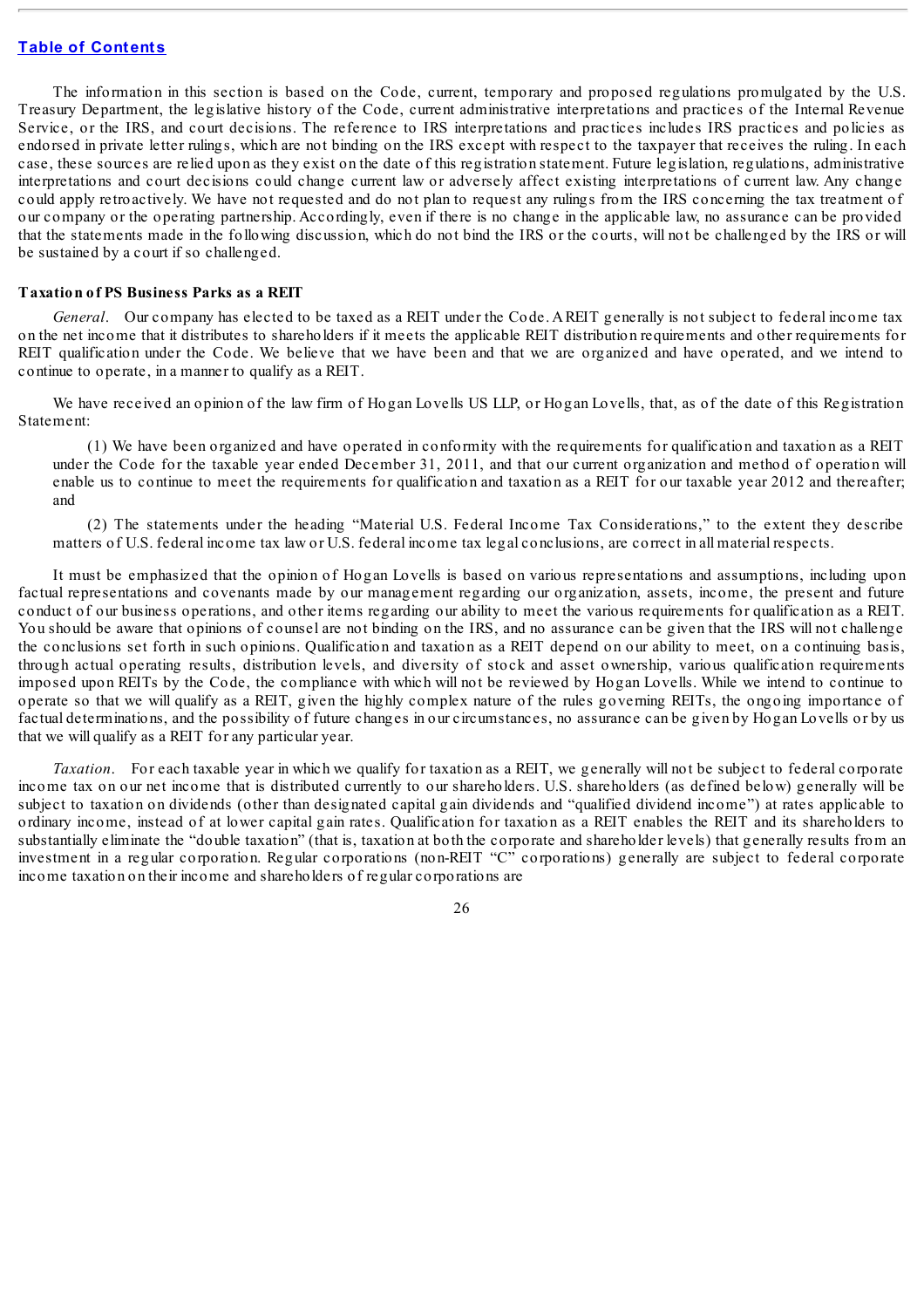The information in this section is based on the Code, current, temporary and proposed regulations promulgated by the U.S. Treasury Department, the legislative history of the Code, current administrative interpretations and practices of the Internal Revenue Service, or the IRS, and court decisions. The reference to IRS interpretations and practices includes IRS practices and policies as endorsed in private letter rulings, which are not binding on the IRS except with respect to the taxpayer that receives the ruling. In each case, these sources are relied upon as they exist on the date of this registration statement. Future legislation, regulations, administrative interpretations and court decisions could change current law or adversely affect existing interpretations of current law. Any change could apply retroactively. We have not requested and do not plan to request any rulings from the IRS concerning the tax treatment of our company or the operating partnership. Accordingly, even if there is no change in the applicable law, no assurance can be provided that the statements made in the following discussion, which do not bind the IRS or the courts, will not be challenged by the IRS or will be sustained by a court if so challenged.

### Taxation of PS Business Parks as a REIT

*General*. Our company has elected to be taxed as a REIT under the Code. A REIT generally is not subject to federal income tax on the net income that it distributes to shareholders if it meets the applicable REIT distribution requirements and other requirements for REIT qualification under the Code. We believe that we have been and that we are organized and have operated, and we intend to continue to operate, in a manner to qualify as a REIT.

We have received an opinion of the law firm of Hogan Lovells US LLP, or Hogan Lovells, that, as of the date of this Registration Statement:

(1) We have been organized and have operated in conformity with the requirements for qualification and taxation as a REIT under the Code for the taxable year ended December 31, 2011, and that our current organization and method of operation will enable us to continue to meet the requirements for qualification and taxation as a REIT for our taxable year 2012 and thereafter; and

(2) The statements under the heading "Material U.S. Federal Income Tax Considerations," to the extent they describe matters of U.S. federal income tax law or U.S. federal income tax legal conclusions, are correct in all material respects.

It must be emphasized that the opinion of Hogan Lovells is based on various representations and assumptions, including upon factual representations and covenants made by our management regarding our organization, assets, income, the present and future conduct of our business operations, and other items regarding our ability to meet the various requirements for qualification as a REIT. You should be aware that opinions of counsel are not binding on the IRS, and no assurance can be given that the IRS will not challenge the conclusions set forth in such opinions. Qualification and taxation as a REIT depend on our ability to meet, on a continuing basis, through actual operating results, distribution levels, and diversity of stock and asset ownership, various qualification requirements imposed upon REITs by the Code, the compliance with which will not be reviewed by Hogan Lovells. While we intend to continue to operate so that we will qualify as a REIT, given the highly complex nature of the rules governing REITs, the ongoing importance of factual determinations, and the possibility of future changes in our circumstances, no assurance can be given by Hogan Lovells or by us that we will qualify as a REIT for any particular year.

*Taxation*. For each taxable year in which we qualify for taxation as a REIT, we generally will not be subject to federal corporate income tax on our net income that is distributed currently to our shareholders. U.S. shareholders (as defined below) generally will be subject to taxation on dividends (other than designated capital gain dividends and "qualified dividend income") at rates applicable to ordinary income, instead of at lower capital gain rates. Qualification for taxation as a REIT enables the REIT and its shareholders to substantially eliminate the "double taxation" (that is, taxation at both the corporate and shareholder levels) that generally results from an investment in a regular corporation. Regular corporations (non-REIT "C" corporations) generally are subject to federal corporate income taxation on their income and shareholders of regular corporations are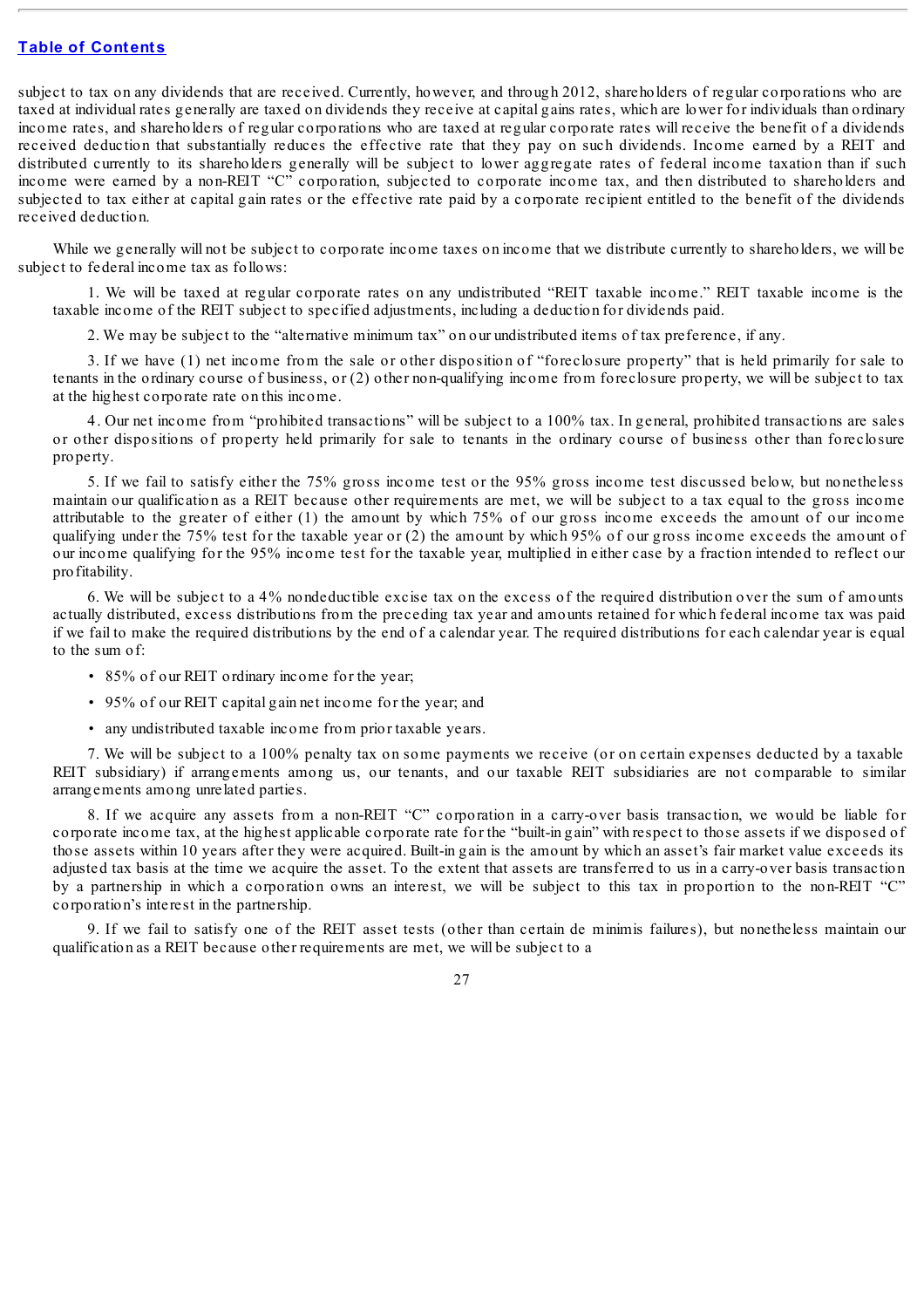subject to tax on any dividends that are received. Currently, however, and through 2012, shareholders of regular corporations who are taxed at individual rates generally are taxed on dividends they receive at capital gains rates, which are lower for individuals than ordinary income rates, and shareholders of regular corporations who are taxed at regular corporate rates will receive the benefit of a dividends received deduction that substantially reduces the effective rate that they pay on such dividends. Income earned by a REIT and distributed currently to its shareholders generally will be subject to lower aggregate rates of federal income taxation than if such income were earned by a non-REIT "C" corporation, subjected to corporate income tax, and then distributed to shareholders and subjected to tax either at capital gain rates or the effective rate paid by a corporate recipient entitled to the benefit of the dividends received deduction.

While we generally will not be subject to corporate income taxes on income that we distribute currently to shareholders, we will be subject to federal income tax as follows:

1. We will be taxed at regular corporate rates on any undistributed "REIT taxable income." REIT taxable income is the taxable income of the REIT subject to specified adjustments, including a deduction for dividends paid.

2. We may be subject to the "alternative minimum tax" on our undistributed items of tax preference, if any.

3. If we have (1) net income from the sale or other disposition of "foreclosure property" that is held primarily for sale to tenants in the ordinary course of business, or (2) other non-qualifying income from foreclosure property, we will be subject to tax at the highest corporate rate on this income.

4. Our net income from "prohibited transactions" will be subject to a 100% tax. In general, prohibited transactions are sales or other dispositions of property held primarily for sale to tenants in the ordinary course of business other than foreclosure property.

5. If we fail to satisfy either the 75% gross income test or the 95% gross income test discussed below, but nonetheless maintain our qualification as a REIT because other requirements are met, we will be subject to a tax equal to the gross income attributable to the greater of either (1) the amount by which 75% of our gross income exceeds the amount of our income qualifying under the 75% test for the taxable year or (2) the amount by which 95% of our gross income exceeds the amount of our income qualifying for the 95% income test for the taxable year, multiplied in either case by a fraction intended to reflect our profitability.

6. We will be subject to a 4% nondeductible excise tax on the excess of the required distribution over the sum of amounts actually distributed, excess distributions from the preceding tax year and amounts retained for which federal income tax was paid if we fail to make the required distributions by the end of a calendar year. The required distributions for each calendar year is equal to the sum of:

- 85% of our REIT ordinary income for the year;
- 95% of our REIT capital gain net income for the year; and
- any undistributed taxable income from prior taxable years.

7. We will be subject to a 100% penalty tax on some payments we receive (or on certain expenses deducted by a taxable REIT subsidiary) if arrangements among us, our tenants, and our taxable REIT subsidiaries are not comparable to similar arrangements among unrelated parties.

8. If we acquire any assets from a non-REIT "C" corporation in a carry-over basis transaction, we would be liable for corporate income tax, at the highest applicable corporate rate for the "built-in gain" with respect to those assets if we disposed of those assets within 10 years after they were acquired. Built-in gain is the amount by which an asset's fair market value exceeds its adjusted tax basis at the time we acquire the asset. To the extent that assets are transferred to us in a carry-over basis transaction by a partnership in which a corporation owns an interest, we will be subject to this tax in proportion to the non-REIT "C" corporation's interest in the partnership.

9. If we fail to satisfy one of the REIT asset tests (other than certain de minimis failures), but nonetheless maintain our qualification as a REIT because other requirements are met, we will be subject to a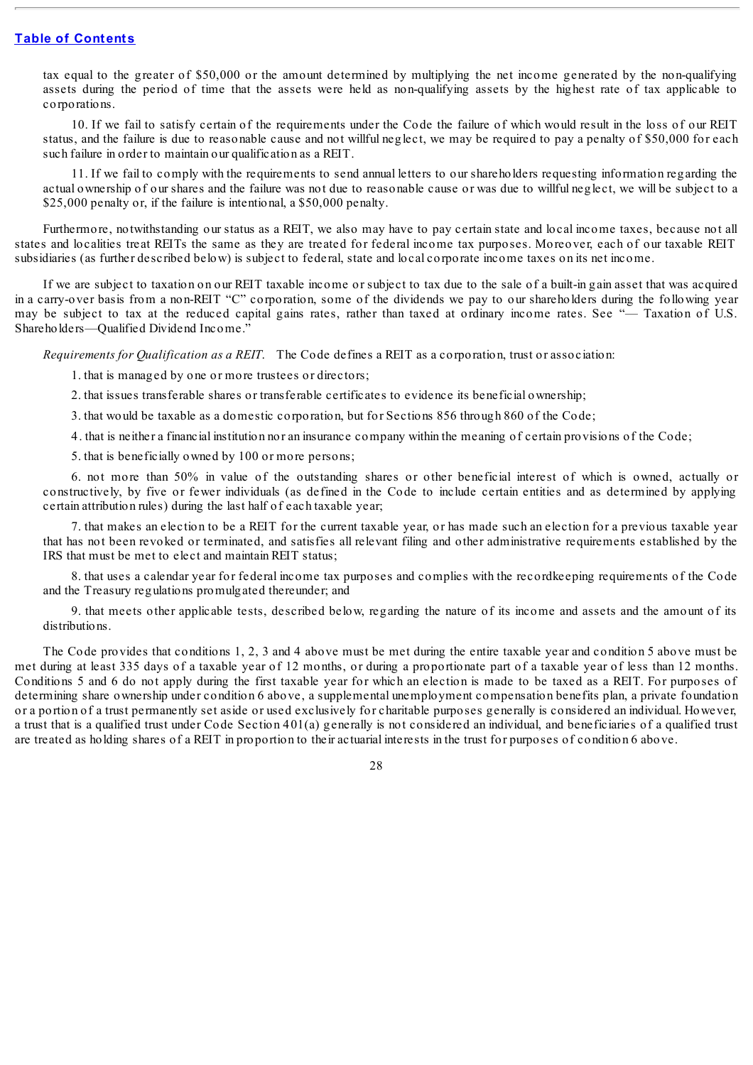tax equal to the greater of $50,000 or the amount determined by multiplying the net income generated by the non-qualifying assets during the period of time that the assets were held as non-qualifying assets by the highest rate of tax applicable to corporations.

10. If we fail to satisfy certain of the requirements under the Code the failure of which would result in the loss of our REIT status, and the failure is due to reasonable cause and not willful neglect, we may be required to pay a penalty of $50,000 for each such failure in order to maintain our qualification as a REIT.

11. If we fail to comply with the requirements to send annual letters to our shareholders requesting information regarding the actual ownership of our shares and the failure was not due to reasonable cause or was due to willful neglect, we will be subject to a $25,000 penalty or, if the failure is intentional, a $50,000 penalty.

Furthermore, notwithstanding our status as a REIT, we also may have to pay certain state and local income taxes, because not all states and localities treat REITs the same as they are treated for federal income tax purposes. Moreover, each of our taxable REIT subsidiaries (as further described below) is subject to federal, state and local corporate income taxes on its net income.

If we are subject to taxation on our REIT taxable income or subject to tax due to the sale of a built-in gain asset that was acquired in a carry-over basis from a non-REIT "C" corporation, some of the dividends we pay to our shareholders during the following year may be subject to tax at the reduced capital gains rates, rather than taxed at ordinary income rates. See "— Taxation of U.S. Shareholders—Qualified Dividend Income."

*Requirements for Qualification as a REIT.* The Code defines a REIT as a corporation, trust or association:

1. that is managed by one or more trustees or directors;

2. that issues transferable shares or transferable certificates to evidence its beneficial ownership;

3. that would be taxable as a domestic corporation, but for Sections 856 through 860 of the Code;

4. that is neither a financial institution nor an insurance company within the meaning of certain provisions of the Code;

5. that is beneficially owned by 100 or more persons;

6. not more than 50% in value of the outstanding shares or other beneficial interest of which is owned, actually or constructively, by five or fewer individuals (as defined in the Code to include certain entities and as determined by applying certain attribution rules) during the last half of each taxable year;

7. that makes an election to be a REIT for the current taxable year, or has made such an election for a previous taxable year that has not been revoked or terminated, and satisfies all relevant filing and other administrative requirements established by the IRS that must be met to elect and maintain REIT status;

8. that uses a calendar year for federal income tax purposes and complies with the recordkeeping requirements of the Code and the Treasury regulations promulgated thereunder; and

9. that meets other applicable tests, described below, regarding the nature of its income and assets and the amount of its distributions.

The Code provides that conditions 1, 2, 3 and 4 above must be met during the entire taxable year and condition 5 above must be met during at least 335 days of a taxable year of 12 months, or during a proportionate part of a taxable year of less than 12 months. Conditions 5 and 6 do not apply during the first taxable year for which an election is made to be taxed as a REIT. For purposes of determining share ownership under condition 6 above, a supplemental unemployment compensation benefits plan, a private foundation or a portion of a trust permanently set aside or used exclusively for charitable purposes generally is considered an individual. However, a trust that is a qualified trust under Code Section 401(a) generally is not considered an individual, and beneficiaries of a qualified trust are treated as holding shares of a REIT in proportion to their actuarial interests in the trust for purposes of condition 6 above.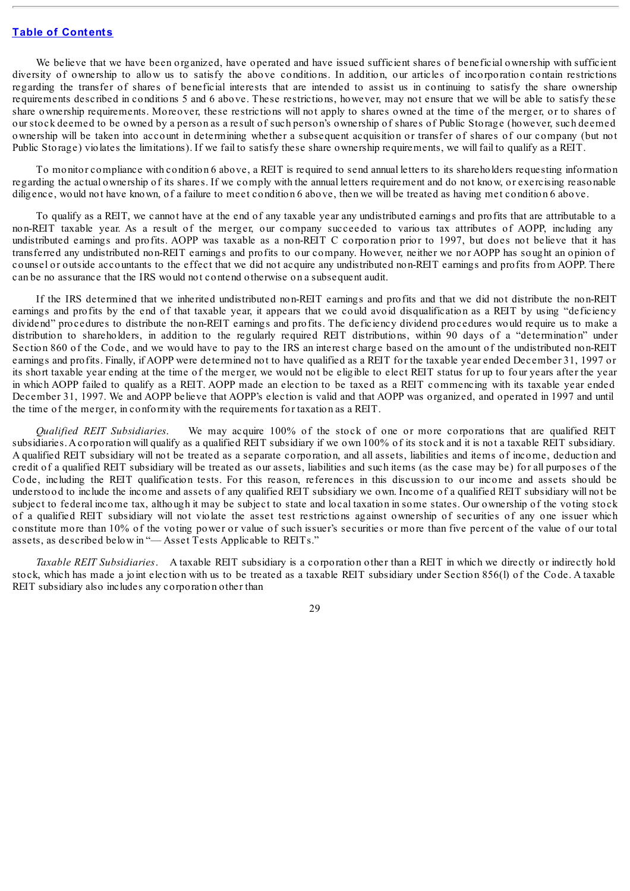We believe that we have been organized, have operated and have issued sufficient shares of beneficial ownership with sufficient diversity of ownership to allow us to satisfy the above conditions. In addition, our articles of incorporation contain restrictions regarding the transfer of shares of beneficial interests that are intended to assist us in continuing to satisfy the share ownership requirements described in conditions 5 and 6 above. These restrictions, however, may not ensure that we will be able to satisfy these share ownership requirements. Moreover, these restrictions will not apply to shares owned at the time of the merger, or to shares of our stock deemed to be owned by a person as a result of such person's ownership of shares of Public Storage (however, such deemed ownership will be taken into account in determining whether a subsequent acquisition or transfer of shares of our company (but not Public Storage) violates the limitations). If we fail to satisfy these share ownership requirements, we will fail to qualify as a REIT.

To monitor compliance with condition 6 above, a REIT is required to send annual letters to its shareholders requesting information regarding the actual ownership of its shares. If we comply with the annual letters requirement and do not know, or exercising reasonable diligence, would not have known, of a failure to meet condition 6 above, then we will be treated as having met condition 6 above.

To qualify as a REIT, we cannot have at the end of any taxable year any undistributed earnings and profits that are attributable to a non-REIT taxable year. As a result of the merger, our company succeeded to various tax attributes of AOPP, including any undistributed earnings and profits. AOPP was taxable as a non-REIT C corporation prior to 1997, but does not believe that it has transferred any undistributed non-REIT earnings and profits to our company. However, neither we nor AOPP has sought an opinion of counsel or outside accountants to the effect that we did not acquire any undistributed non-REIT earnings and profits from AOPP. There can be no assurance that the IRS would not contend otherwise on a subsequent audit.

If the IRS determined that we inherited undistributed non-REIT earnings and profits and that we did not distribute the non-REIT earnings and profits by the end of that taxable year, it appears that we could avoid disqualification as a REIT by using "deficiency dividend" procedures to distribute the non-REIT earnings and profits. The deficiency dividend procedures would require us to make a distribution to shareholders, in addition to the regularly required REIT distributions, within 90 days of a "determination" under Section 860 of the Code, and we would have to pay to the IRS an interest charge based on the amount of the undistributed non-REIT earnings and profits. Finally, if AOPP were determined not to have qualified as a REIT for the taxable year ended December 31, 1997 or its short taxable year ending at the time of the merger, we would not be eligible to elect REIT status for up to four years after the year in which AOPP failed to qualify as a REIT. AOPP made an election to be taxed as a REIT commencing with its taxable year ended December 31, 1997. We and AOPP believe that AOPP's election is valid and that AOPP was organized, and operated in 1997 and until the time of the merger, in conformity with the requirements for taxation as a REIT.

*Qualified REIT Subsidiaries.* We may acquire 100% of the stock of one or more corporations that are qualified REIT subsidiaries. A corporation will qualify as a qualified REIT subsidiary if we own 100% of its stock and it is not a taxable REIT subsidiary. A qualified REIT subsidiary will not be treated as a separate corporation, and all assets, liabilities and items of income, deduction and credit of a qualified REIT subsidiary will be treated as our assets, liabilities and such items (as the case may be) for all purposes of the Code, including the REIT qualification tests. For this reason, references in this discussion to our income and assets should be understood to include the income and assets of any qualified REIT subsidiary we own. Income of a qualified REIT subsidiary will not be subject to federal income tax, although it may be subject to state and local taxation in some states. Our ownership of the voting stock of a qualified REIT subsidiary will not violate the asset test restrictions against ownership of securities of any one issuer which constitute more than 10% of the voting power or value of such issuer's securities or more than five percent of the value of our total assets, as described below in "— Asset Tests Applicable to REITs."

*Taxable REIT Subsidiaries*. A taxable REIT subsidiary is a corporation other than a REIT in which we directly or indirectly hold stock, which has made a joint election with us to be treated as a taxable REIT subsidiary under Section 856(l) of the Code. A taxable REIT subsidiary also includes any corporation other than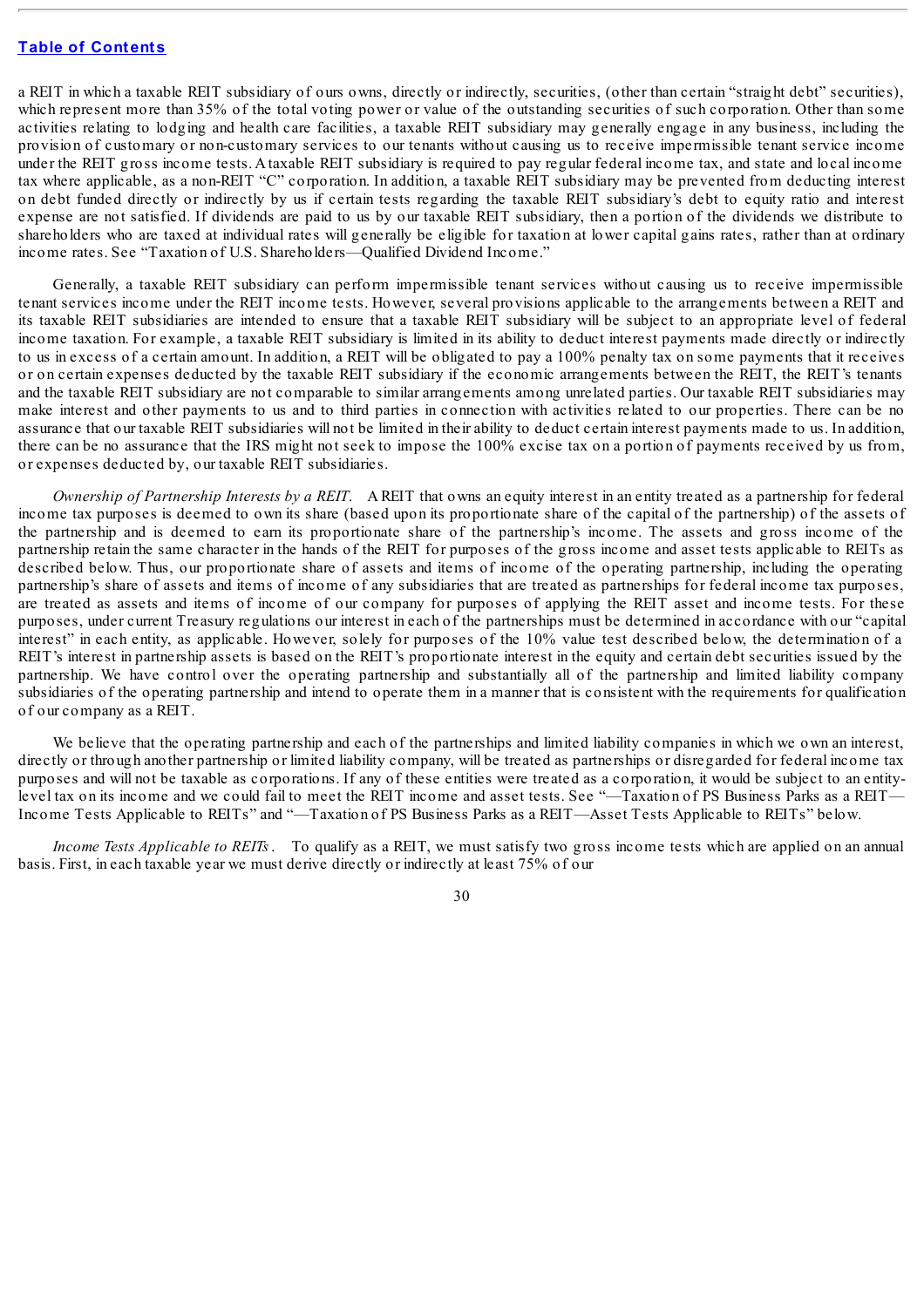a REIT in which a taxable REIT subsidiary of ours owns, directly or indirectly, securities, (other than certain "straight debt" securities), which represent more than 35% of the total voting power or value of the outstanding securities of such corporation. Other than some activities relating to lodging and health care facilities, a taxable REIT subsidiary may generally engage in any business, including the provision of customary or non-customary services to our tenants without causing us to receive impermissible tenant service income under the REIT gross income tests. A taxable REIT subsidiary is required to pay regular federal income tax, and state and local income tax where applicable, as a non-REIT "C" corporation. In addition, a taxable REIT subsidiary may be prevented from deducting interest on debt funded directly or indirectly by us if certain tests regarding the taxable REIT subsidiary's debt to equity ratio and interest expense are not satisfied. If dividends are paid to us by our taxable REIT subsidiary, then a portion of the dividends we distribute to shareholders who are taxed at individual rates will generally be eligible for taxation at lower capital gains rates, rather than at ordinary income rates. See "Taxation of U.S. Shareholders—Qualified Dividend Income."

Generally, a taxable REIT subsidiary can perform impermissible tenant services without causing us to receive impermissible tenant services income under the REIT income tests. However, several provisions applicable to the arrangements between a REIT and its taxable REIT subsidiaries are intended to ensure that a taxable REIT subsidiary will be subject to an appropriate level of federal income taxation. For example, a taxable REIT subsidiary is limited in its ability to deduct interest payments made directly or indirectly to us in excess of a certain amount. In addition, a REIT will be obligated to pay a 100% penalty tax on some payments that it receives or on certain expenses deducted by the taxable REIT subsidiary if the economic arrangements between the REIT, the REIT's tenants and the taxable REIT subsidiary are not comparable to similar arrangements among unrelated parties. Our taxable REIT subsidiaries may make interest and other payments to us and to third parties in connection with activities related to our properties. There can be no assurance that our taxable REIT subsidiaries will not be limited in their ability to deduct certain interest payments made to us. In addition, there can be no assurance that the IRS might not seek to impose the 100% excise tax on a portion of payments received by us from, or expenses deducted by, our taxable REIT subsidiaries.

*Ownership of Partnership Interests by a REIT.* A REIT that owns an equity interest in an entity treated as a partnership for federal income tax purposes is deemed to own its share (based upon its proportionate share of the capital of the partnership) of the assets of the partnership and is deemed to earn its proportionate share of the partnership's income. The assets and gross income of the partnership retain the same character in the hands of the REIT for purposes of the gross income and asset tests applicable to REITs as described below. Thus, our proportionate share of assets and items of income of the operating partnership, including the operating partnership's share of assets and items of income of any subsidiaries that are treated as partnerships for federal income tax purposes, are treated as assets and items of income of our company for purposes of applying the REIT asset and income tests. For these purposes, under current Treasury regulations our interest in each of the partnerships must be determined in accordance with our "capital interest" in each entity, as applicable. However, solely for purposes of the 10% value test described below, the determination of a REIT's interest in partnership assets is based on the REIT's proportionate interest in the equity and certain debt securities issued by the partnership. We have control over the operating partnership and substantially all of the partnership and limited liability company subsidiaries of the operating partnership and intend to operate them in a manner that is consistent with the requirements for qualification of our company as a REIT.

We believe that the operating partnership and each of the partnerships and limited liability companies in which we own an interest, directly or through another partnership or limited liability company, will be treated as partnerships or disregarded for federal income tax purposes and will not be taxable as corporations. If any of these entities were treated as a corporation, it would be subject to an entity-level tax on its income and we could fail to meet the REIT income and asset tests. See "—Taxation of PS Business Parks as a REIT—Income Tests Applicable to REITs" and "—Taxation of PS Business Parks as a REIT—Asset Tests Applicable to REITs" below.

*Income Tests Applicable to REITs.* To qualify as a REIT, we must satisfy two gross income tests which are applied on an annual basis. First, in each taxable year we must derive directly or indirectly at least 75% of our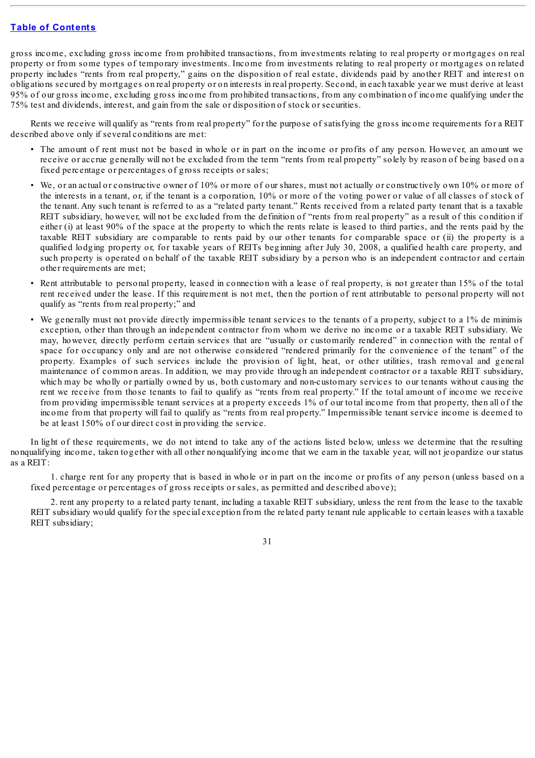gross income, excluding gross income from prohibited transactions, from investments relating to real property or mortgages on real property or from some types of temporary investments. Income from investments relating to real property or mortgages on related property includes "rents from real property," gains on the disposition of real estate, dividends paid by another REIT and interest on obligations secured by mortgages on real property or on interests in real property. Second, in each taxable year we must derive at least 95% of our gross income, excluding gross income from prohibited transactions, from any combination of income qualifying under the 75% test and dividends, interest, and gain from the sale or disposition of stock or securities.

Rents we receive will qualify as "rents from real property" for the purpose of satisfying the gross income requirements for a REIT described above only if several conditions are met:

- The amount of rent must not be based in whole or in part on the income or profits of any person. However, an amount we receive or accrue generally will not be excluded from the term "rents from real property" solely by reason of being based on a fixed percentage or percentages of gross receipts or sales;
- We, or an actual or constructive owner of 10% or more of our shares, must not actually or constructively own 10% or more of the interests in a tenant, or, if the tenant is a corporation, 10% or more of the voting power or value of all classes of stock of the tenant. Any such tenant is referred to as a "related party tenant." Rents received from a related party tenant that is a taxable REIT subsidiary, however, will not be excluded from the definition of "rents from real property" as a result of this condition if either (i) at least 90% of the space at the property to which the rents relate is leased to third parties, and the rents paid by the taxable REIT subsidiary are comparable to rents paid by our other tenants for comparable space or (ii) the property is a qualified lodging property or, for taxable years of REITs beginning after July 30, 2008, a qualified health care property, and such property is operated on behalf of the taxable REIT subsidiary by a person who is an independent contractor and certain other requirements are met;
- Rent attributable to personal property, leased in connection with a lease of real property, is not greater than 15% of the total rent received under the lease. If this requirement is not met, then the portion of rent attributable to personal property will not qualify as "rents from real property;" and
- We generally must not provide directly impermissible tenant services to the tenants of a property, subject to a 1% de minimis exception, other than through an independent contractor from whom we derive no income or a taxable REIT subsidiary. We may, however, directly perform certain services that are "usually or customarily rendered" in connection with the rental of space for occupancy only and are not otherwise considered "rendered primarily for the convenience of the tenant" of the property. Examples of such services include the provision of light, heat, or other utilities, trash removal and general maintenance of common areas. In addition, we may provide through an independent contractor or a taxable REIT subsidiary, which may be wholly or partially owned by us, both customary and non-customary services to our tenants without causing the rent we receive from those tenants to fail to qualify as "rents from real property." If the total amount of income we receive from providing impermissible tenant services at a property exceeds 1% of our total income from that property, then all of the income from that property will fail to qualify as "rents from real property." Impermissible tenant service income is deemed to be at least 150% of our direct cost in providing the service.

In light of these requirements, we do not intend to take any of the actions listed below, unless we determine that the resulting nonqualifying income, taken together with all other nonqualifying income that we earn in the taxable year, will not jeopardize our status as a REIT:

1. charge rent for any property that is based in whole or in part on the income or profits of any person (unless based on a fixed percentage or percentages of gross receipts or sales, as permitted and described above);

2. rent any property to a related party tenant, including a taxable REIT subsidiary, unless the rent from the lease to the taxable REIT subsidiary would qualify for the special exception from the related party tenant rule applicable to certain leases with a taxable REIT subsidiary;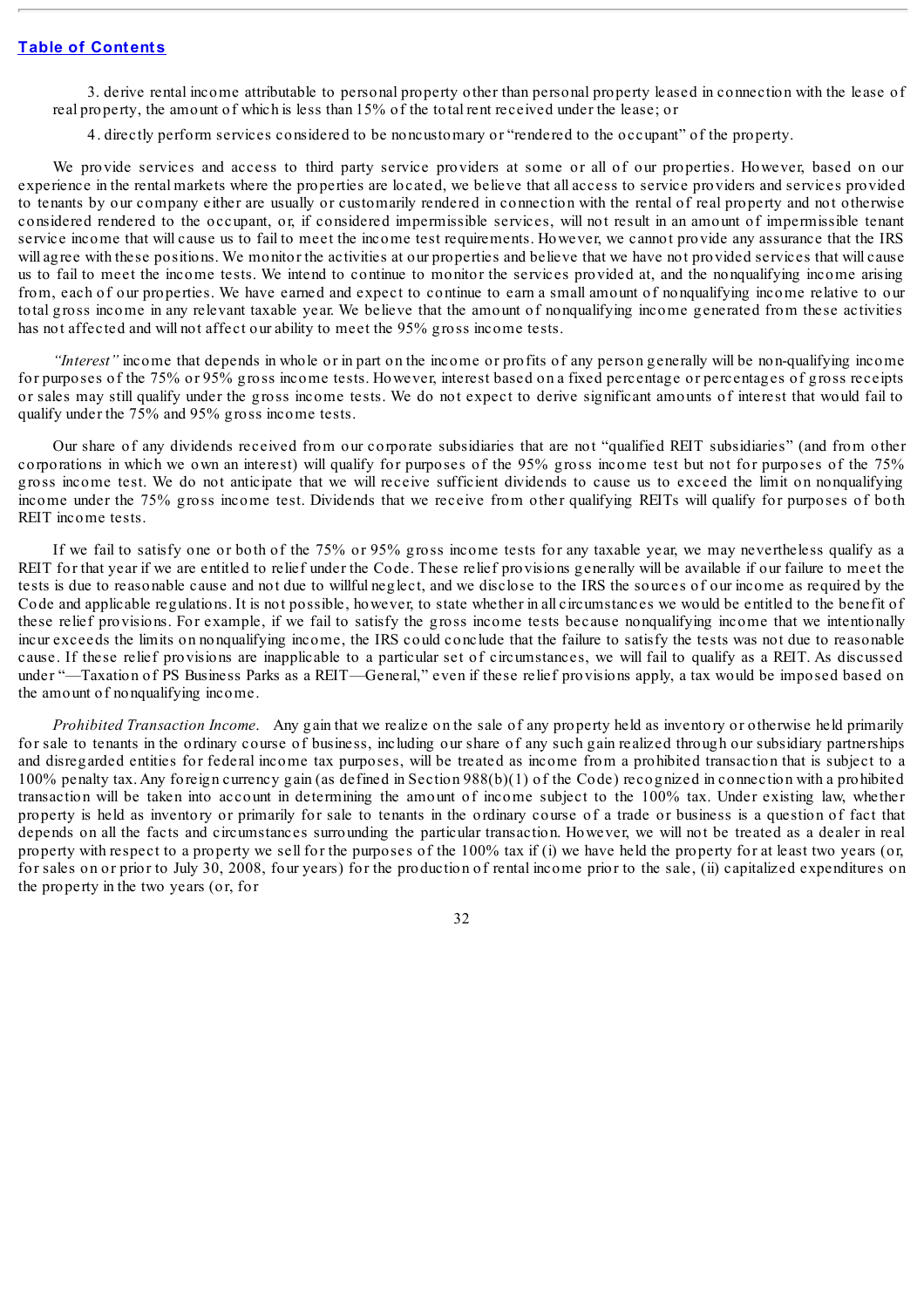3. derive rental income attributable to personal property other than personal property leased in connection with the lease of real property, the amount of which is less than 15% of the total rent received under the lease; or

4. directly perform services considered to be noncustomary or "rendered to the occupant" of the property.

We provide services and access to third party service providers at some or all of our properties. However, based on our experience in the rental markets where the properties are located, we believe that all access to service providers and services provided to tenants by our company either are usually or customarily rendered in connection with the rental of real property and not otherwise considered rendered to the occupant, or, if considered impermissible services, will not result in an amount of impermissible tenant service income that will cause us to fail to meet the income test requirements. However, we cannot provide any assurance that the IRS will agree with these positions. We monitor the activities at our properties and believe that we have not provided services that will cause us to fail to meet the income tests. We intend to continue to monitor the services provided at, and the nonqualifying income arising from, each of our properties. We have earned and expect to continue to earn a small amount of nonqualifying income relative to our total gross income in any relevant taxable year. We believe that the amount of nonqualifying income generated from these activities has not affected and will not affect our ability to meet the 95% gross income tests.

*"Interest"* income that depends in whole or in part on the income or profits of any person generally will be non-qualifying income for purposes of the 75% or 95% gross income tests. However, interest based on a fixed percentage or percentages of gross receipts or sales may still qualify under the gross income tests. We do not expect to derive significant amounts of interest that would fail to qualify under the 75% and 95% gross income tests.

Our share of any dividends received from our corporate subsidiaries that are not "qualified REIT subsidiaries" (and from other corporations in which we own an interest) will qualify for purposes of the 95% gross income test but not for purposes of the 75% gross income test. We do not anticipate that we will receive sufficient dividends to cause us to exceed the limit on nonqualifying income under the 75% gross income test. Dividends that we receive from other qualifying REITs will qualify for purposes of both REIT income tests.

If we fail to satisfy one or both of the 75% or 95% gross income tests for any taxable year, we may nevertheless qualify as a REIT for that year if we are entitled to relief under the Code. These relief provisions generally will be available if our failure to meet the tests is due to reasonable cause and not due to willful neglect, and we disclose to the IRS the sources of our income as required by the Code and applicable regulations. It is not possible, however, to state whether in all circumstances we would be entitled to the benefit of these relief provisions. For example, if we fail to satisfy the gross income tests because nonqualifying income that we intentionally incur exceeds the limits on nonqualifying income, the IRS could conclude that the failure to satisfy the tests was not due to reasonable cause. If these relief provisions are inapplicable to a particular set of circumstances, we will fail to qualify as a REIT. As discussed under "—Taxation of PS Business Parks as a REIT—General," even if these relief provisions apply, a tax would be imposed based on the amount of nonqualifying income.

*Prohibited Transaction Income*. Any gain that we realize on the sale of any property held as inventory or otherwise held primarily for sale to tenants in the ordinary course of business, including our share of any such gain realized through our subsidiary partnerships and disregarded entities for federal income tax purposes, will be treated as income from a prohibited transaction that is subject to a 100% penalty tax. Any foreign currency gain (as defined in Section 988(b)(1) of the Code) recognized in connection with a prohibited transaction will be taken into account in determining the amount of income subject to the 100% tax. Under existing law, whether property is held as inventory or primarily for sale to tenants in the ordinary course of a trade or business is a question of fact that depends on all the facts and circumstances surrounding the particular transaction. However, we will not be treated as a dealer in real property with respect to a property we sell for the purposes of the 100% tax if (i) we have held the property for at least two years (or, for sales on or prior to July 30, 2008, four years) for the production of rental income prior to the sale, (ii) capitalized expenditures on the property in the two years (or, for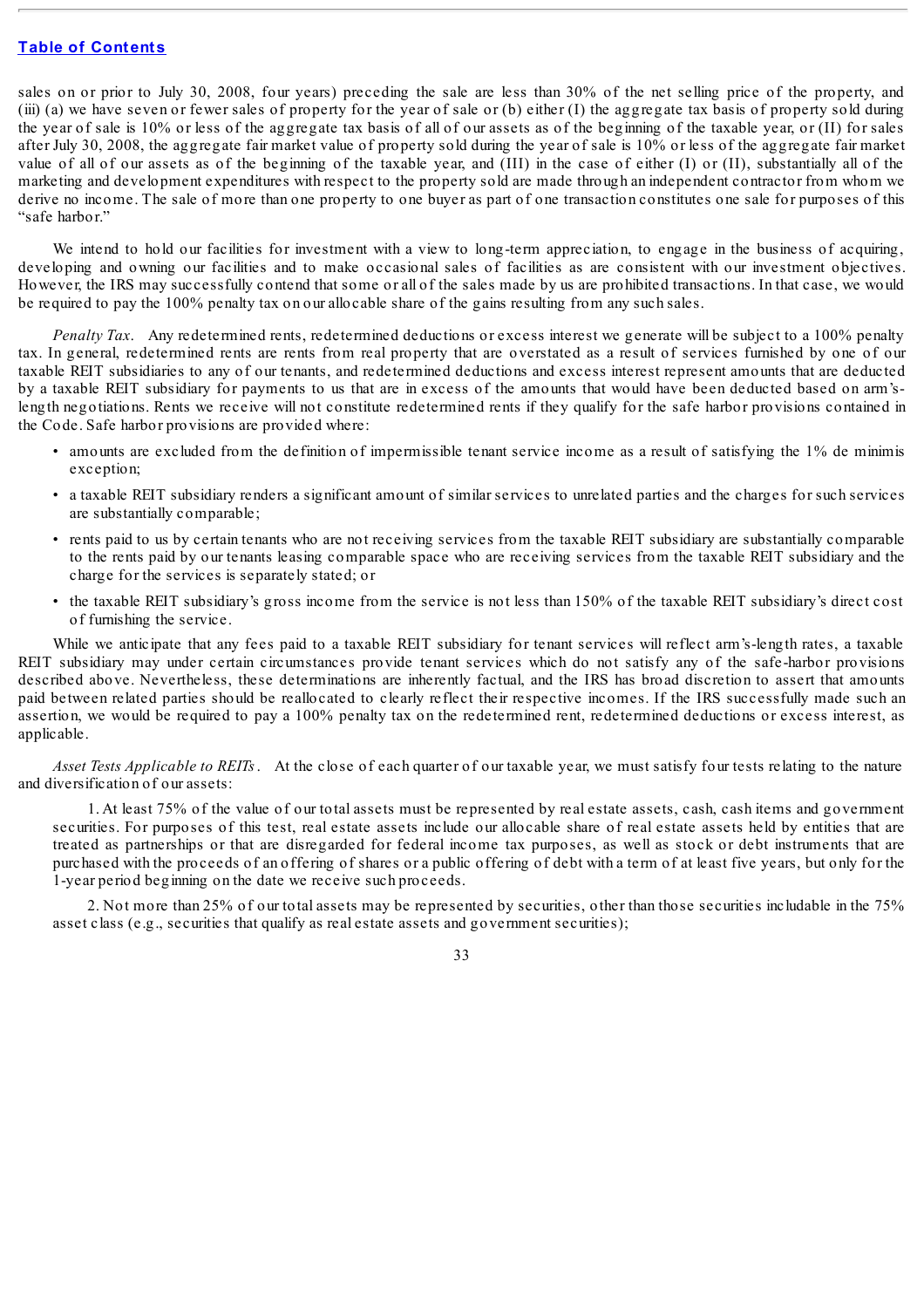sales on or prior to July 30, 2008, four years) preceding the sale are less than 30% of the net selling price of the property, and (iii) (a) we have seven or fewer sales of property for the year of sale or (b) either (I) the aggregate tax basis of property sold during the year of sale is 10% or less of the aggregate tax basis of all of our assets as of the beginning of the taxable year, or (II) for sales after July 30, 2008, the aggregate fair market value of property sold during the year of sale is 10% or less of the aggregate fair market value of all of our assets as of the beginning of the taxable year, and (III) in the case of either (I) or (II), substantially all of the marketing and development expenditures with respect to the property sold are made through an independent contractor from whom we derive no income. The sale of more than one property to one buyer as part of one transaction constitutes one sale for purposes of this "safe harbor."

We intend to hold our facilities for investment with a view to long-term appreciation, to engage in the business of acquiring, developing and owning our facilities and to make occasional sales of facilities as are consistent with our investment objectives. However, the IRS may successfully contend that some or all of the sales made by us are prohibited transactions. In that case, we would be required to pay the 100% penalty tax on our allocable share of the gains resulting from any such sales.

*Penalty Tax*. Any redetermined rents, redetermined deductions or excess interest we generate will be subject to a 100% penalty tax. In general, redetermined rents are rents from real property that are overstated as a result of services furnished by one of our taxable REIT subsidiaries to any of our tenants, and redetermined deductions and excess interest represent amounts that are deducted by a taxable REIT subsidiary for payments to us that are in excess of the amounts that would have been deducted based on arm's-length negotiations. Rents we receive will not constitute redetermined rents if they qualify for the safe harbor provisions contained in the Code. Safe harbor provisions are provided where:

- amounts are excluded from the definition of impermissible tenant service income as a result of satisfying the 1% de minimis exception;
- a taxable REIT subsidiary renders a significant amount of similar services to unrelated parties and the charges for such services are substantially comparable;
- rents paid to us by certain tenants who are not receiving services from the taxable REIT subsidiary are substantially comparable to the rents paid by our tenants leasing comparable space who are receiving services from the taxable REIT subsidiary and the charge for the services is separately stated; or
- the taxable REIT subsidiary's gross income from the service is not less than 150% of the taxable REIT subsidiary's direct cost of furnishing the service.

While we anticipate that any fees paid to a taxable REIT subsidiary for tenant services will reflect arm's-length rates, a taxable REIT subsidiary may under certain circumstances provide tenant services which do not satisfy any of the safe-harbor provisions described above. Nevertheless, these determinations are inherently factual, and the IRS has broad discretion to assert that amounts paid between related parties should be reallocated to clearly reflect their respective incomes. If the IRS successfully made such an assertion, we would be required to pay a 100% penalty tax on the redetermined rent, redetermined deductions or excess interest, as applicable.

*Asset Tests Applicable to REITs*. At the close of each quarter of our taxable year, we must satisfy four tests relating to the nature and diversification of our assets:

1. At least 75% of the value of our total assets must be represented by real estate assets, cash, cash items and government securities. For purposes of this test, real estate assets include our allocable share of real estate assets held by entities that are treated as partnerships or that are disregarded for federal income tax purposes, as well as stock or debt instruments that are purchased with the proceeds of an offering of shares or a public offering of debt with a term of at least five years, but only for the 1-year period beginning on the date we receive such proceeds.

2. Not more than 25% of our total assets may be represented by securities, other than those securities includable in the 75% asset class (e.g., securities that qualify as real estate assets and government securities);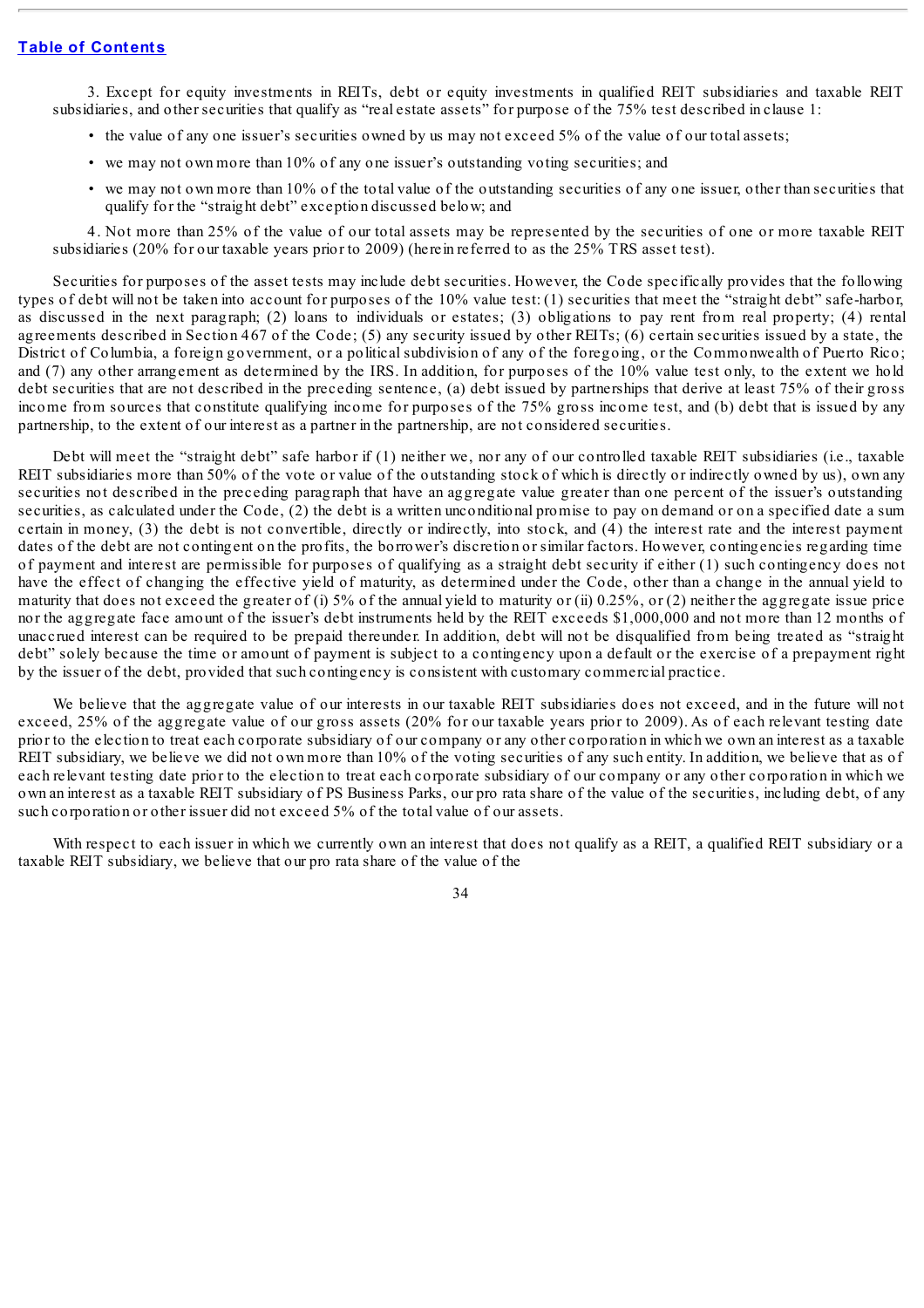3. Except for equity investments in REITs, debt or equity investments in qualified REIT subsidiaries and taxable REIT subsidiaries, and other securities that qualify as "real estate assets" for purpose of the 75% test described in clause 1:

- the value of any one issuer's securities owned by us may not exceed 5% of the value of our total assets;
- we may not own more than 10% of any one issuer's outstanding voting securities; and
- we may not own more than 10% of the total value of the outstanding securities of any one issuer, other than securities that qualify for the "straight debt" exception discussed below; and

4. Not more than 25% of the value of our total assets may be represented by the securities of one or more taxable REIT subsidiaries (20% for our taxable years prior to 2009) (herein referred to as the 25% TRS asset test).

Securities for purposes of the asset tests may include debt securities. However, the Code specifically provides that the following types of debt will not be taken into account for purposes of the 10% value test: (1) securities that meet the "straight debt" safe-harbor, as discussed in the next paragraph; (2) loans to individuals or estates; (3) obligations to pay rent from real property; (4) rental agreements described in Section 467 of the Code; (5) any security issued by other REITs; (6) certain securities issued by a state, the District of Columbia, a foreign government, or a political subdivision of any of the foregoing, or the Commonwealth of Puerto Rico; and (7) any other arrangement as determined by the IRS. In addition, for purposes of the 10% value test only, to the extent we hold debt securities that are not described in the preceding sentence, (a) debt issued by partnerships that derive at least 75% of their gross income from sources that constitute qualifying income for purposes of the 75% gross income test, and (b) debt that is issued by any partnership, to the extent of our interest as a partner in the partnership, are not considered securities.

Debt will meet the "straight debt" safe harbor if (1) neither we, nor any of our controlled taxable REIT subsidiaries (i.e., taxable REIT subsidiaries more than 50% of the vote or value of the outstanding stock of which is directly or indirectly owned by us), own any securities not described in the preceding paragraph that have an aggregate value greater than one percent of the issuer's outstanding securities, as calculated under the Code, (2) the debt is a written unconditional promise to pay on demand or on a specified date a sum certain in money, (3) the debt is not convertible, directly or indirectly, into stock, and (4) the interest rate and the interest payment dates of the debt are not contingent on the profits, the borrower's discretion or similar factors. However, contingencies regarding time of payment and interest are permissible for purposes of qualifying as a straight debt security if either (1) such contingency does not have the effect of changing the effective yield of maturity, as determined under the Code, other than a change in the annual yield to maturity that does not exceed the greater of (i) 5% of the annual yield to maturity or (ii) 0.25%, or (2) neither the aggregate issue price nor the aggregate face amount of the issuer's debt instruments held by the REIT exceeds $1,000,000 and not more than 12 months of unaccrued interest can be required to be prepaid thereunder. In addition, debt will not be disqualified from being treated as "straight debt" solely because the time or amount of payment is subject to a contingency upon a default or the exercise of a prepayment right by the issuer of the debt, provided that such contingency is consistent with customary commercial practice.

We believe that the aggregate value of our interests in our taxable REIT subsidiaries does not exceed, and in the future will not exceed, 25% of the aggregate value of our gross assets (20% for our taxable years prior to 2009). As of each relevant testing date prior to the election to treat each corporate subsidiary of our company or any other corporation in which we own an interest as a taxable REIT subsidiary, we believe we did not own more than 10% of the voting securities of any such entity. In addition, we believe that as of each relevant testing date prior to the election to treat each corporate subsidiary of our company or any other corporation in which we own an interest as a taxable REIT subsidiary of PS Business Parks, our pro rata share of the value of the securities, including debt, of any such corporation or other issuer did not exceed 5% of the total value of our assets.

With respect to each issuer in which we currently own an interest that does not qualify as a REIT, a qualified REIT subsidiary or a taxable REIT subsidiary, we believe that our pro rata share of the value of the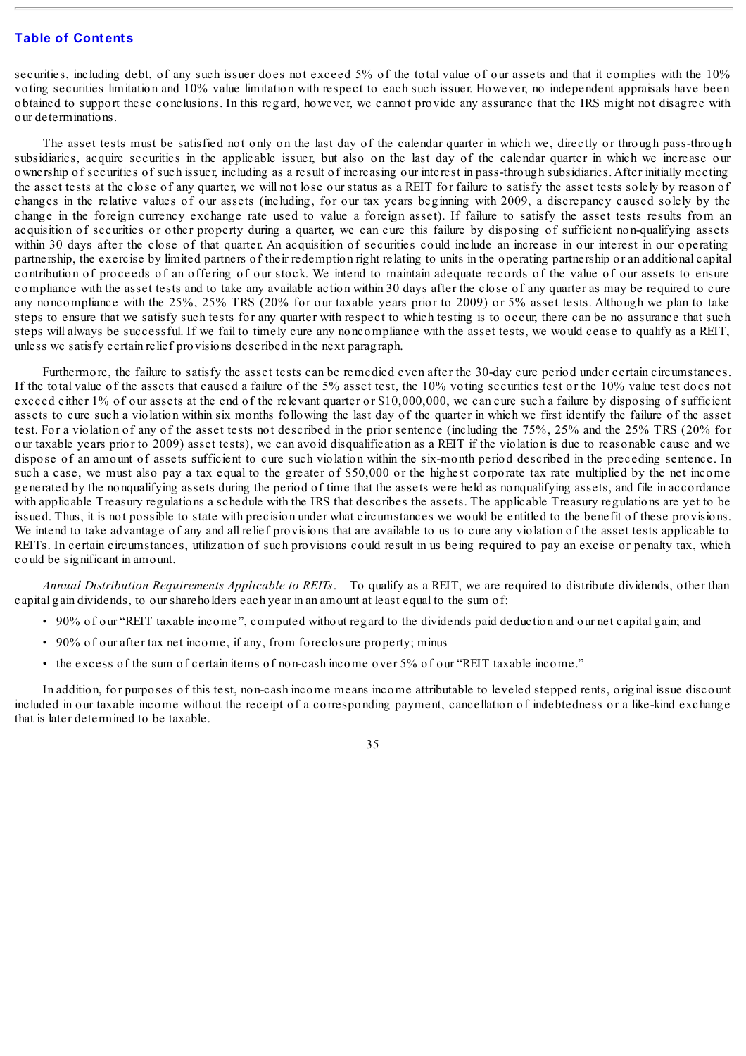securities, including debt, of any such issuer does not exceed 5% of the total value of our assets and that it complies with the 10% voting securities limitation and 10% value limitation with respect to each such issuer. However, no independent appraisals have been obtained to support these conclusions. In this regard, however, we cannot provide any assurance that the IRS might not disagree with our determinations.

The asset tests must be satisfied not only on the last day of the calendar quarter in which we, directly or through pass-through subsidiaries, acquire securities in the applicable issuer, but also on the last day of the calendar quarter in which we increase our ownership of securities of such issuer, including as a result of increasing our interest in pass-through subsidiaries. After initially meeting the asset tests at the close of any quarter, we will not lose our status as a REIT for failure to satisfy the asset tests solely by reason of changes in the relative values of our assets (including, for our tax years beginning with 2009, a discrepancy caused solely by the change in the foreign currency exchange rate used to value a foreign asset). If failure to satisfy the asset tests results from an acquisition of securities or other property during a quarter, we can cure this failure by disposing of sufficient non-qualifying assets within 30 days after the close of that quarter. An acquisition of securities could include an increase in our interest in our operating partnership, the exercise by limited partners of their redemption right relating to units in the operating partnership or an additional capital contribution of proceeds of an offering of our stock. We intend to maintain adequate records of the value of our assets to ensure compliance with the asset tests and to take any available action within 30 days after the close of any quarter as may be required to cure any noncompliance with the 25%, 25% TRS (20% for our taxable years prior to 2009) or 5% asset tests. Although we plan to take steps to ensure that we satisfy such tests for any quarter with respect to which testing is to occur, there can be no assurance that such steps will always be successful. If we fail to timely cure any noncompliance with the asset tests, we would cease to qualify as a REIT, unless we satisfy certain relief provisions described in the next paragraph.

Furthermore, the failure to satisfy the asset tests can be remedied even after the 30-day cure period under certain circumstances. If the total value of the assets that caused a failure of the 5% asset test, the 10% voting securities test or the 10% value test does not exceed either 1% of our assets at the end of the relevant quarter or $10,000,000, we can cure such a failure by disposing of sufficient assets to cure such a violation within six months following the last day of the quarter in which we first identify the failure of the asset test. For a violation of any of the asset tests not described in the prior sentence (including the 75%, 25% and the 25% TRS (20% for our taxable years prior to 2009) asset tests), we can avoid disqualification as a REIT if the violation is due to reasonable cause and we dispose of an amount of assets sufficient to cure such violation within the six-month period described in the preceding sentence. In such a case, we must also pay a tax equal to the greater of $50,000 or the highest corporate tax rate multiplied by the net income generated by the nonqualifying assets during the period of time that the assets were held as nonqualifying assets, and file in accordance with applicable Treasury regulations a schedule with the IRS that describes the assets. The applicable Treasury regulations are yet to be issued. Thus, it is not possible to state with precision under what circumstances we would be entitled to the benefit of these provisions. We intend to take advantage of any and all relief provisions that are available to us to cure any violation of the asset tests applicable to REITs. In certain circumstances, utilization of such provisions could result in us being required to pay an excise or penalty tax, which could be significant in amount.

*Annual Distribution Requirements Applicable to REITs*. To qualify as a REIT, we are required to distribute dividends, other than capital gain dividends, to our shareholders each year in an amount at least equal to the sum of:

- 90% of our "REIT taxable income", computed without regard to the dividends paid deduction and our net capital gain; and
- 90% of our after tax net income, if any, from foreclosure property; minus
- the excess of the sum of certain items of non-cash income over 5% of our "REIT taxable income."

In addition, for purposes of this test, non-cash income means income attributable to leveled stepped rents, original issue discount included in our taxable income without the receipt of a corresponding payment, cancellation of indebtedness or a like-kind exchange that is later determined to be taxable.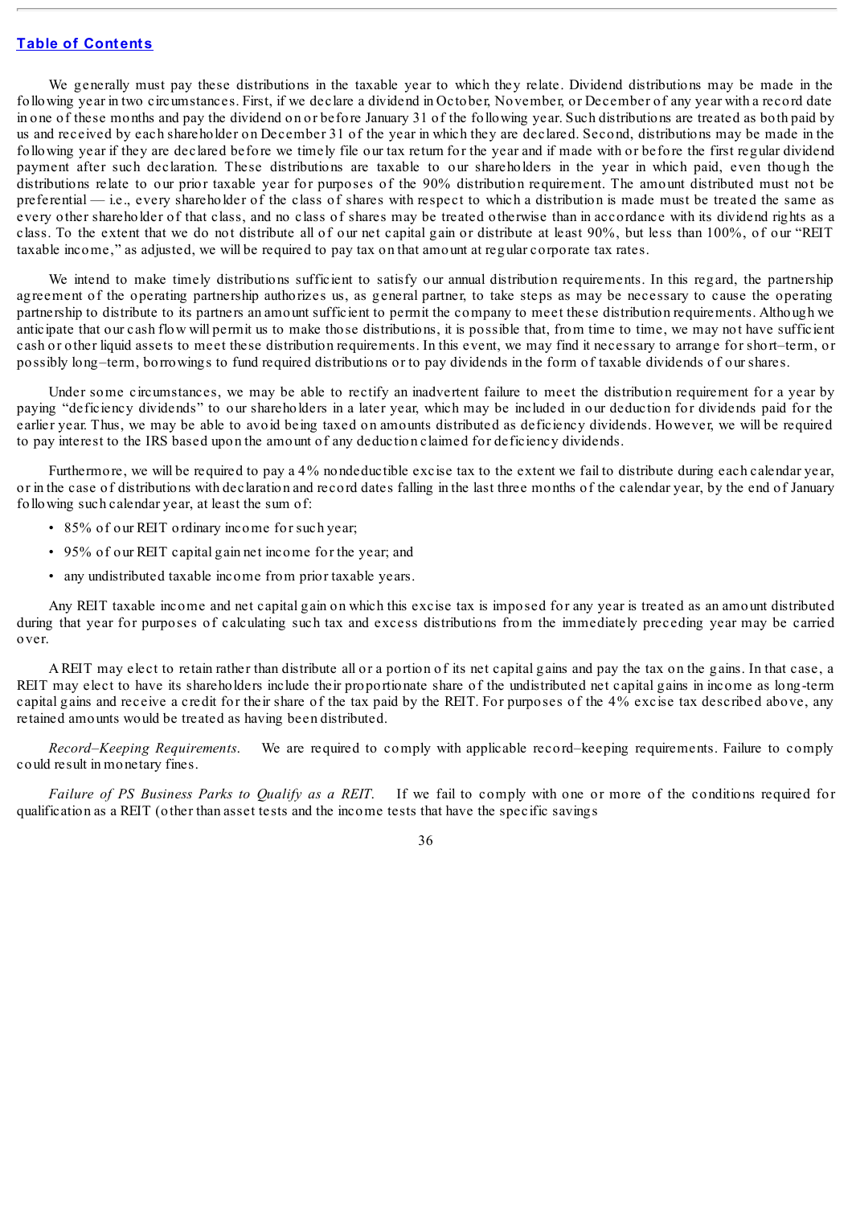We generally must pay these distributions in the taxable year to which they relate. Dividend distributions may be made in the following year in two circumstances. First, if we declare a dividend in October, November, or December of any year with a record date in one of these months and pay the dividend on or before January 31 of the following year. Such distributions are treated as both paid by us and received by each shareholder on December 31 of the year in which they are declared. Second, distributions may be made in the following year if they are declared before we timely file our tax return for the year and if made with or before the first regular dividend payment after such declaration. These distributions are taxable to our shareholders in the year in which paid, even though the distributions relate to our prior taxable year for purposes of the 90% distribution requirement. The amount distributed must not be preferential — i.e., every shareholder of the class of shares with respect to which a distribution is made must be treated the same as every other shareholder of that class, and no class of shares may be treated otherwise than in accordance with its dividend rights as a class. To the extent that we do not distribute all of our net capital gain or distribute at least 90%, but less than 100%, of our "REIT taxable income," as adjusted, we will be required to pay tax on that amount at regular corporate tax rates.

We intend to make timely distributions sufficient to satisfy our annual distribution requirements. In this regard, the partnership agreement of the operating partnership authorizes us, as general partner, to take steps as may be necessary to cause the operating partnership to distribute to its partners an amount sufficient to permit the company to meet these distribution requirements. Although we anticipate that our cash flow will permit us to make those distributions, it is possible that, from time to time, we may not have sufficient cash or other liquid assets to meet these distribution requirements. In this event, we may find it necessary to arrange for short–term, or possibly long–term, borrowings to fund required distributions or to pay dividends in the form of taxable dividends of our shares.

Under some circumstances, we may be able to rectify an inadvertent failure to meet the distribution requirement for a year by paying "deficiency dividends" to our shareholders in a later year, which may be included in our deduction for dividends paid for the earlier year. Thus, we may be able to avoid being taxed on amounts distributed as deficiency dividends. However, we will be required to pay interest to the IRS based upon the amount of any deduction claimed for deficiency dividends.

Furthermore, we will be required to pay a 4% nondeductible excise tax to the extent we fail to distribute during each calendar year, or in the case of distributions with declaration and record dates falling in the last three months of the calendar year, by the end of January following such calendar year, at least the sum of:

- 85% of our REIT ordinary income for such year;
- 95% of our REIT capital gain net income for the year; and
- any undistributed taxable income from prior taxable years.

Any REIT taxable income and net capital gain on which this excise tax is imposed for any year is treated as an amount distributed during that year for purposes of calculating such tax and excess distributions from the immediately preceding year may be carried over.

A REIT may elect to retain rather than distribute all or a portion of its net capital gains and pay the tax on the gains. In that case, a REIT may elect to have its shareholders include their proportionate share of the undistributed net capital gains in income as long-term capital gains and receive a credit for their share of the tax paid by the REIT. For purposes of the 4% excise tax described above, any retained amounts would be treated as having been distributed.

*Record–Keeping Requirements.* We are required to comply with applicable record–keeping requirements. Failure to comply could result in monetary fines.

*Failure of PS Business Parks to Qualify as a REIT.* If we fail to comply with one or more of the conditions required for qualification as a REIT (other than asset tests and the income tests that have the specific savings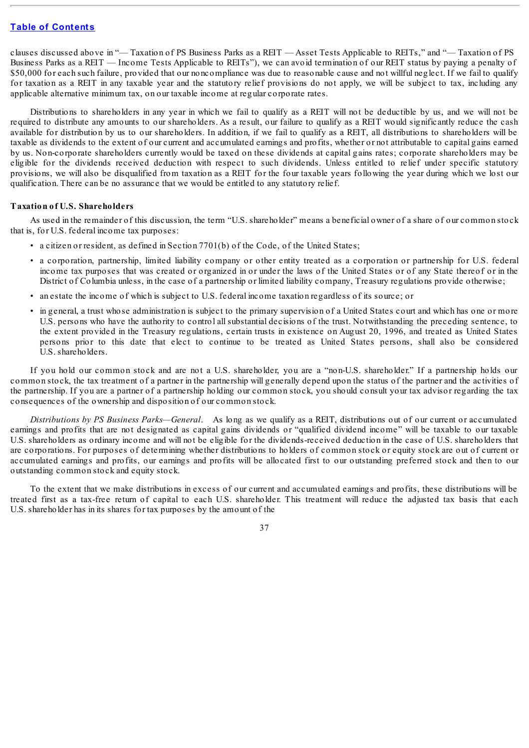clauses discussed above in "— Taxation of PS Business Parks as a REIT — Asset Tests Applicable to REITs," and "— Taxation of PS Business Parks as a REIT — Income Tests Applicable to REITs"), we can avoid termination of our REIT status by paying a penalty of $50,000 for each such failure, provided that our noncompliance was due to reasonable cause and not willful neglect. If we fail to qualify for taxation as a REIT in any taxable year and the statutory relief provisions do not apply, we will be subject to tax, including any applicable alternative minimum tax, on our taxable income at regular corporate rates.

Distributions to shareholders in any year in which we fail to qualify as a REIT will not be deductible by us, and we will not be required to distribute any amounts to our shareholders. As a result, our failure to qualify as a REIT would significantly reduce the cash available for distribution by us to our shareholders. In addition, if we fail to qualify as a REIT, all distributions to shareholders will be taxable as dividends to the extent of our current and accumulated earnings and profits, whether or not attributable to capital gains earned by us. Non-corporate shareholders currently would be taxed on these dividends at capital gains rates; corporate shareholders may be eligible for the dividends received deduction with respect to such dividends. Unless entitled to relief under specific statutory provisions, we will also be disqualified from taxation as a REIT for the four taxable years following the year during which we lost our qualification. There can be no assurance that we would be entitled to any statutory relief.

**Taxation of U.S. Shareholders**

As used in the remainder of this discussion, the term "U.S. shareholder" means a beneficial owner of a share of our common stock that is, for U.S. federal income tax purposes:

- a citizen or resident, as defined in Section 7701(b) of the Code, of the United States;
- a corporation, partnership, limited liability company or other entity treated as a corporation or partnership for U.S. federal income tax purposes that was created or organized in or under the laws of the United States or of any State thereof or in the District of Columbia unless, in the case of a partnership or limited liability company, Treasury regulations provide otherwise;
- an estate the income of which is subject to U.S. federal income taxation regardless of its source; or
- in general, a trust whose administration is subject to the primary supervision of a United States court and which has one or more U.S. persons who have the authority to control all substantial decisions of the trust. Notwithstanding the preceding sentence, to the extent provided in the Treasury regulations, certain trusts in existence on August 20, 1996, and treated as United States persons prior to this date that elect to continue to be treated as United States persons, shall also be considered U.S. shareholders.

If you hold our common stock and are not a U.S. shareholder, you are a "non-U.S. shareholder." If a partnership holds our common stock, the tax treatment of a partner in the partnership will generally depend upon the status of the partner and the activities of the partnership. If you are a partner of a partnership holding our common stock, you should consult your tax advisor regarding the tax consequences of the ownership and disposition of our common stock.

*Distributions by PS Business Parks—General*. As long as we qualify as a REIT, distributions out of our current or accumulated earnings and profits that are not designated as capital gains dividends or "qualified dividend income" will be taxable to our taxable U.S. shareholders as ordinary income and will not be eligible for the dividends-received deduction in the case of U.S. shareholders that are corporations. For purposes of determining whether distributions to holders of common stock or equity stock are out of current or accumulated earnings and profits, our earnings and profits will be allocated first to our outstanding preferred stock and then to our outstanding common stock and equity stock.

To the extent that we make distributions in excess of our current and accumulated earnings and profits, these distributions will be treated first as a tax-free return of capital to each U.S. shareholder. This treatment will reduce the adjusted tax basis that each U.S. shareholder has in its shares for tax purposes by the amount of the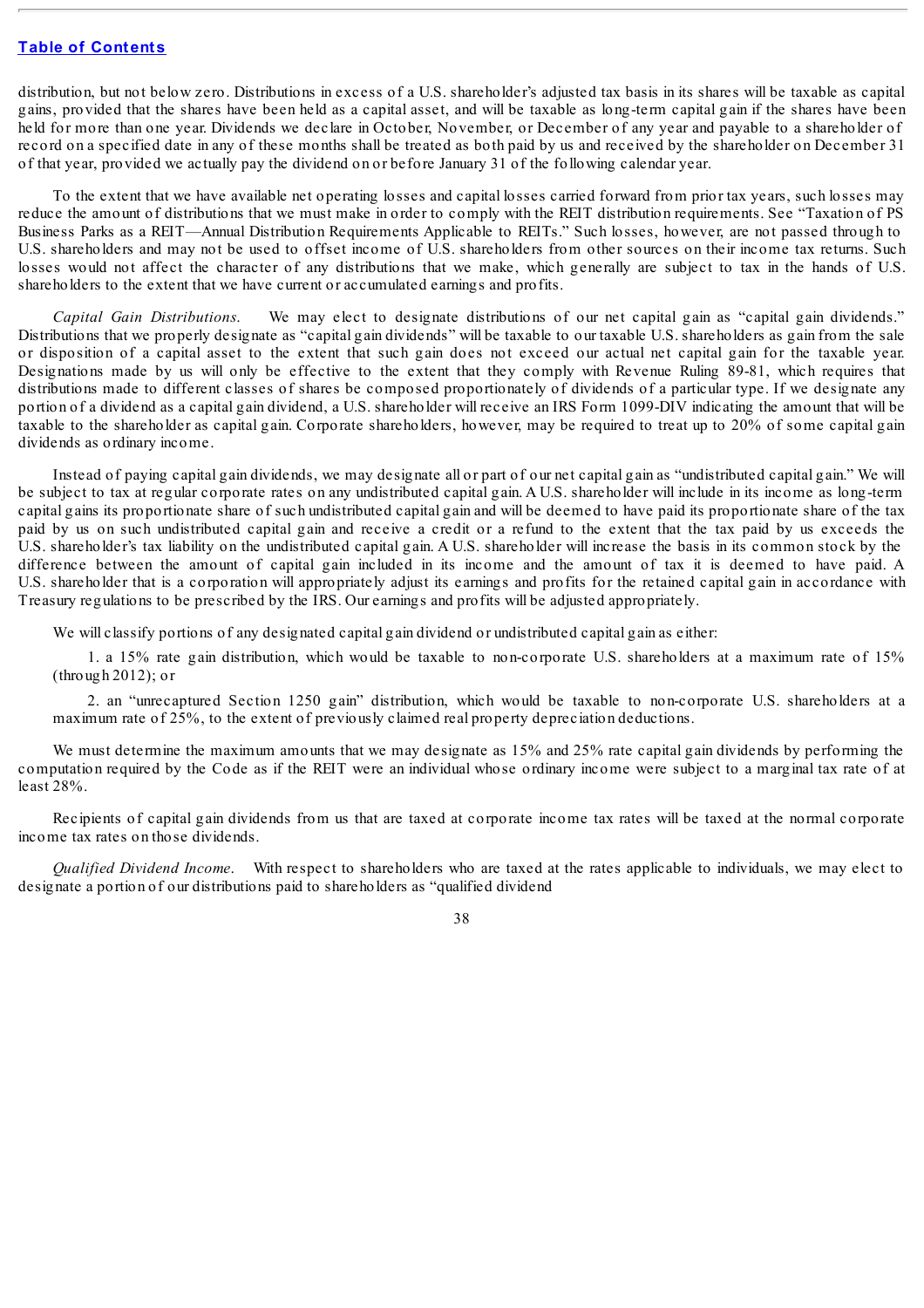distribution, but not below zero. Distributions in excess of a U.S. shareholder's adjusted tax basis in its shares will be taxable as capital gains, provided that the shares have been held as a capital asset, and will be taxable as long-term capital gain if the shares have been held for more than one year. Dividends we declare in October, November, or December of any year and payable to a shareholder of record on a specified date in any of these months shall be treated as both paid by us and received by the shareholder on December 31 of that year, provided we actually pay the dividend on or before January 31 of the following calendar year.

To the extent that we have available net operating losses and capital losses carried forward from prior tax years, such losses may reduce the amount of distributions that we must make in order to comply with the REIT distribution requirements. See "Taxation of PS Business Parks as a REIT—Annual Distribution Requirements Applicable to REITs." Such losses, however, are not passed through to U.S. shareholders and may not be used to offset income of U.S. shareholders from other sources on their income tax returns. Such losses would not affect the character of any distributions that we make, which generally are subject to tax in the hands of U.S. shareholders to the extent that we have current or accumulated earnings and profits.

*Capital Gain Distributions.* We may elect to designate distributions of our net capital gain as "capital gain dividends." Distributions that we properly designate as "capital gain dividends" will be taxable to our taxable U.S. shareholders as gain from the sale or disposition of a capital asset to the extent that such gain does not exceed our actual net capital gain for the taxable year. Designations made by us will only be effective to the extent that they comply with Revenue Ruling 89-81, which requires that distributions made to different classes of shares be composed proportionately of dividends of a particular type. If we designate any portion of a dividend as a capital gain dividend, a U.S. shareholder will receive an IRS Form 1099-DIV indicating the amount that will be taxable to the shareholder as capital gain. Corporate shareholders, however, may be required to treat up to 20% of some capital gain dividends as ordinary income.

Instead of paying capital gain dividends, we may designate all or part of our net capital gain as "undistributed capital gain." We will be subject to tax at regular corporate rates on any undistributed capital gain. A U.S. shareholder will include in its income as long-term capital gains its proportionate share of such undistributed capital gain and will be deemed to have paid its proportionate share of the tax paid by us on such undistributed capital gain and receive a credit or a refund to the extent that the tax paid by us exceeds the U.S. shareholder's tax liability on the undistributed capital gain. A U.S. shareholder will increase the basis in its common stock by the difference between the amount of capital gain included in its income and the amount of tax it is deemed to have paid. A U.S. shareholder that is a corporation will appropriately adjust its earnings and profits for the retained capital gain in accordance with Treasury regulations to be prescribed by the IRS. Our earnings and profits will be adjusted appropriately.

We will classify portions of any designated capital gain dividend or undistributed capital gain as either:

1. a 15% rate gain distribution, which would be taxable to non-corporate U.S. shareholders at a maximum rate of 15% (through 2012); or

2. an "unrecaptured Section 1250 gain" distribution, which would be taxable to non-corporate U.S. shareholders at a maximum rate of 25%, to the extent of previously claimed real property depreciation deductions.

We must determine the maximum amounts that we may designate as 15% and 25% rate capital gain dividends by performing the computation required by the Code as if the REIT were an individual whose ordinary income were subject to a marginal tax rate of at least 28%.

Recipients of capital gain dividends from us that are taxed at corporate income tax rates will be taxed at the normal corporate income tax rates on those dividends.

*Qualified Dividend Income.* With respect to shareholders who are taxed at the rates applicable to individuals, we may elect to designate a portion of our distributions paid to shareholders as "qualified dividend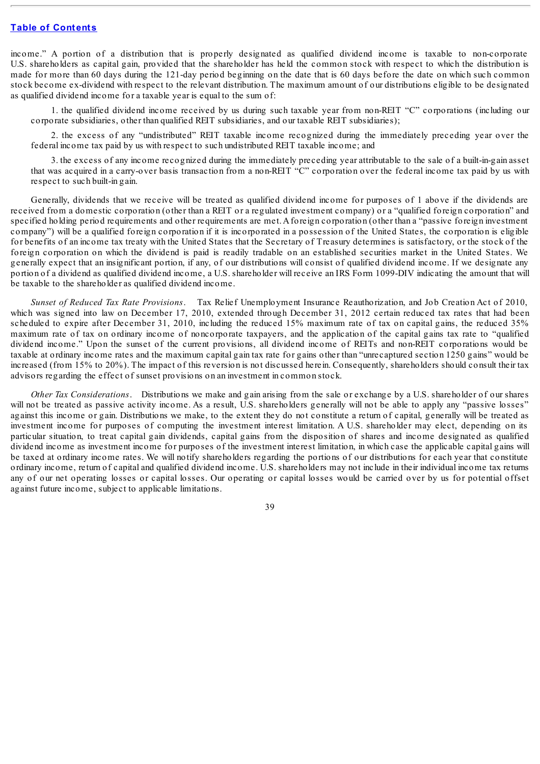income." A portion of a distribution that is properly designated as qualified dividend income is taxable to non-corporate U.S. shareholders as capital gain, provided that the shareholder has held the common stock with respect to which the distribution is made for more than 60 days during the 121-day period beginning on the date that is 60 days before the date on which such common stock become ex-dividend with respect to the relevant distribution. The maximum amount of our distributions eligible to be designated as qualified dividend income for a taxable year is equal to the sum of:

1. the qualified dividend income received by us during such taxable year from non-REIT "C" corporations (including our corporate subsidiaries, other than qualified REIT subsidiaries, and our taxable REIT subsidiaries);

2. the excess of any "undistributed" REIT taxable income recognized during the immediately preceding year over the federal income tax paid by us with respect to such undistributed REIT taxable income; and

3. the excess of any income recognized during the immediately preceding year attributable to the sale of a built-in-gain asset that was acquired in a carry-over basis transaction from a non-REIT "C" corporation over the federal income tax paid by us with respect to such built-in gain.

Generally, dividends that we receive will be treated as qualified dividend income for purposes of 1 above if the dividends are received from a domestic corporation (other than a REIT or a regulated investment company) or a "qualified foreign corporation" and specified holding period requirements and other requirements are met. A foreign corporation (other than a "passive foreign investment company") will be a qualified foreign corporation if it is incorporated in a possession of the United States, the corporation is eligible for benefits of an income tax treaty with the United States that the Secretary of Treasury determines is satisfactory, or the stock of the foreign corporation on which the dividend is paid is readily tradable on an established securities market in the United States. We generally expect that an insignificant portion, if any, of our distributions will consist of qualified dividend income. If we designate any portion of a dividend as qualified dividend income, a U.S. shareholder will receive an IRS Form 1099-DIV indicating the amount that will be taxable to the shareholder as qualified dividend income.

*Sunset of Reduced Tax Rate Provisions.* Tax Relief Unemployment Insurance Reauthorization, and Job Creation Act of 2010, which was signed into law on December 17, 2010, extended through December 31, 2012 certain reduced tax rates that had been scheduled to expire after December 31, 2010, including the reduced 15% maximum rate of tax on capital gains, the reduced 35% maximum rate of tax on ordinary income of noncorporate taxpayers, and the application of the capital gains tax rate to "qualified dividend income." Upon the sunset of the current provisions, all dividend income of REITs and non-REIT corporations would be taxable at ordinary income rates and the maximum capital gain tax rate for gains other than "unrecaptured section 1250 gains" would be increased (from 15% to 20%). The impact of this reversion is not discussed herein. Consequently, shareholders should consult their tax advisors regarding the effect of sunset provisions on an investment in common stock.

*Other Tax Considerations.* Distributions we make and gain arising from the sale or exchange by a U.S. shareholder of our shares will not be treated as passive activity income. As a result, U.S. shareholders generally will not be able to apply any "passive losses" against this income or gain. Distributions we make, to the extent they do not constitute a return of capital, generally will be treated as investment income for purposes of computing the investment interest limitation. A U.S. shareholder may elect, depending on its particular situation, to treat capital gain dividends, capital gains from the disposition of shares and income designated as qualified dividend income as investment income for purposes of the investment interest limitation, in which case the applicable capital gains will be taxed at ordinary income rates. We will notify shareholders regarding the portions of our distributions for each year that constitute ordinary income, return of capital and qualified dividend income. U.S. shareholders may not include in their individual income tax returns any of our net operating losses or capital losses. Our operating or capital losses would be carried over by us for potential offset against future income, subject to applicable limitations.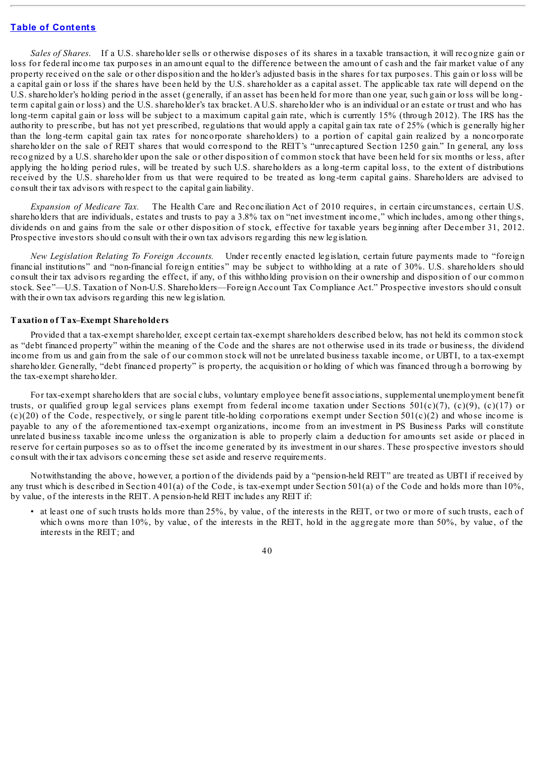[Table of Contents](#)

*Sales of Shares.* If a U.S. shareholder sells or otherwise disposes of its shares in a taxable transaction, it will recognize gain or loss for federal income tax purposes in an amount equal to the difference between the amount of cash and the fair market value of any property received on the sale or other disposition and the holder's adjusted basis in the shares for tax purposes. This gain or loss will be a capital gain or loss if the shares have been held by the U.S. shareholder as a capital asset. The applicable tax rate will depend on the U.S. shareholder's holding period in the asset (generally, if an asset has been held for more than one year, such gain or loss will be long-term capital gain or loss) and the U.S. shareholder's tax bracket. A U.S. shareholder who is an individual or an estate or trust and who has long-term capital gain or loss will be subject to a maximum capital gain rate, which is currently 15% (through 2012). The IRS has the authority to prescribe, but has not yet prescribed, regulations that would apply a capital gain tax rate of 25% (which is generally higher than the long-term capital gain tax rates for noncorporate shareholders) to a portion of capital gain realized by a noncorporate shareholder on the sale of REIT shares that would correspond to the REIT's "unrecaptured Section 1250 gain." In general, any loss recognized by a U.S. shareholder upon the sale or other disposition of common stock that have been held for six months or less, after applying the holding period rules, will be treated by such U.S. shareholders as a long-term capital loss, to the extent of distributions received by the U.S. shareholder from us that were required to be treated as long-term capital gains. Shareholders are advised to consult their tax advisors with respect to the capital gain liability.

*Expansion of Medicare Tax.* The Health Care and Reconciliation Act of 2010 requires, in certain circumstances, certain U.S. shareholders that are individuals, estates and trusts to pay a 3.8% tax on "net investment income," which includes, among other things, dividends on and gains from the sale or other disposition of stock, effective for taxable years beginning after December 31, 2012. Prospective investors should consult with their own tax advisors regarding this new legislation.

*New Legislation Relating To Foreign Accounts.* Under recently enacted legislation, certain future payments made to "foreign financial institutions" and "non-financial foreign entities" may be subject to withholding at a rate of 30%. U.S. shareholders should consult their tax advisors regarding the effect, if any, of this withholding provision on their ownership and disposition of our common stock. See"—U.S. Taxation of Non-U.S. Shareholders—Foreign Account Tax Compliance Act." Prospective investors should consult with their own tax advisors regarding this new legislation.

**Taxation of Tax–Exempt Shareholders**

Provided that a tax-exempt shareholder, except certain tax-exempt shareholders described below, has not held its common stock as "debt financed property" within the meaning of the Code and the shares are not otherwise used in its trade or business, the dividend income from us and gain from the sale of our common stock will not be unrelated business taxable income, or UBTI, to a tax-exempt shareholder. Generally, "debt financed property" is property, the acquisition or holding of which was financed through a borrowing by the tax-exempt shareholder.

For tax-exempt shareholders that are social clubs, voluntary employee benefit associations, supplemental unemployment benefit trusts, or qualified group legal services plans exempt from federal income taxation under Sections 501(c)(7), (c)(9), (c)(17) or (c)(20) of the Code, respectively, or single parent title-holding corporations exempt under Section 501(c)(2) and whose income is payable to any of the aforementioned tax-exempt organizations, income from an investment in PS Business Parks will constitute unrelated business taxable income unless the organization is able to properly claim a deduction for amounts set aside or placed in reserve for certain purposes so as to offset the income generated by its investment in our shares. These prospective investors should consult with their tax advisors concerning these set aside and reserve requirements.

Notwithstanding the above, however, a portion of the dividends paid by a "pension-held REIT" are treated as UBTI if received by any trust which is described in Section 401(a) of the Code, is tax-exempt under Section 501(a) of the Code and holds more than 10%, by value, of the interests in the REIT. A pension-held REIT includes any REIT if:

- at least one of such trusts holds more than 25%, by value, of the interests in the REIT, or two or more of such trusts, each of which owns more than 10%, by value, of the interests in the REIT, hold in the aggregate more than 50%, by value, of the interests in the REIT; and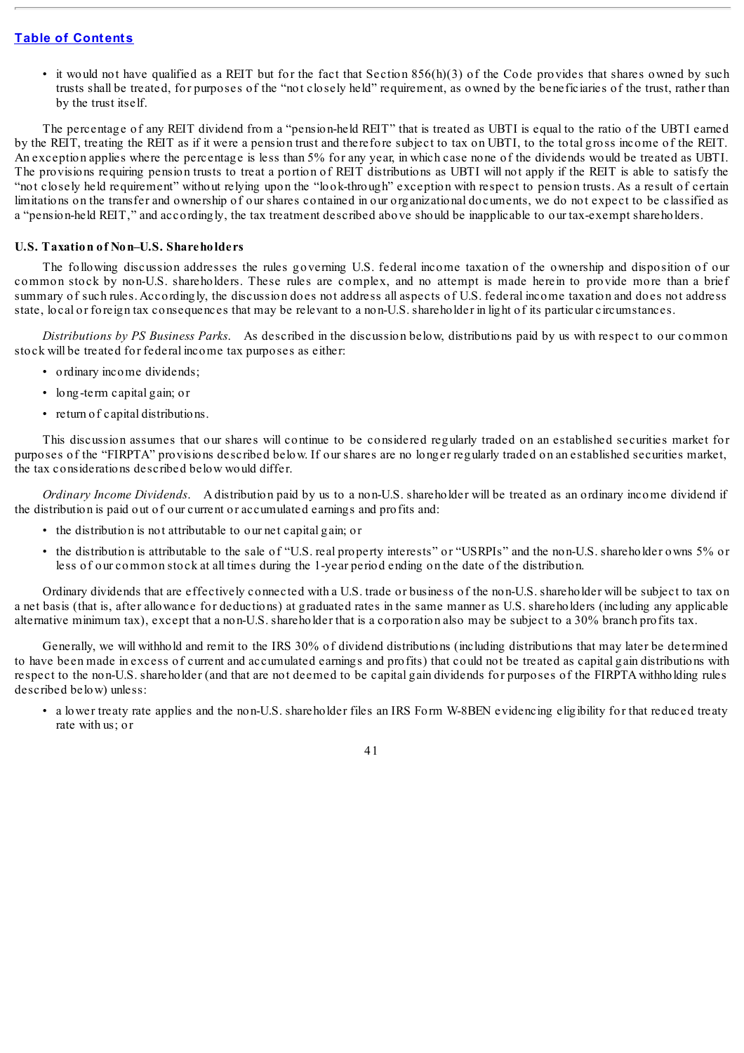- it would not have qualified as a REIT but for the fact that Section 856(h)(3) of the Code provides that shares owned by such trusts shall be treated, for purposes of the "not closely held" requirement, as owned by the beneficiaries of the trust, rather than by the trust itself.

The percentage of any REIT dividend from a "pension-held REIT" that is treated as UBTI is equal to the ratio of the UBTI earned by the REIT, treating the REIT as if it were a pension trust and therefore subject to tax on UBTI, to the total gross income of the REIT. An exception applies where the percentage is less than 5% for any year, in which case none of the dividends would be treated as UBTI. The provisions requiring pension trusts to treat a portion of REIT distributions as UBTI will not apply if the REIT is able to satisfy the "not closely held requirement" without relying upon the "look-through" exception with respect to pension trusts. As a result of certain limitations on the transfer and ownership of our shares contained in our organizational documents, we do not expect to be classified as a "pension-held REIT," and accordingly, the tax treatment described above should be inapplicable to our tax-exempt shareholders.

**U.S. Taxation of Non–U.S. Shareholders**

The following discussion addresses the rules governing U.S. federal income taxation of the ownership and disposition of our common stock by non-U.S. shareholders. These rules are complex, and no attempt is made herein to provide more than a brief summary of such rules. Accordingly, the discussion does not address all aspects of U.S. federal income taxation and does not address state, local or foreign tax consequences that may be relevant to a non-U.S. shareholder in light of its particular circumstances.

*Distributions by PS Business Parks.* As described in the discussion below, distributions paid by us with respect to our common stock will be treated for federal income tax purposes as either:

- ordinary income dividends;
- long-term capital gain; or
- return of capital distributions.

This discussion assumes that our shares will continue to be considered regularly traded on an established securities market for purposes of the "FIRPTA" provisions described below. If our shares are no longer regularly traded on an established securities market, the tax considerations described below would differ.

*Ordinary Income Dividends.* A distribution paid by us to a non-U.S. shareholder will be treated as an ordinary income dividend if the distribution is paid out of our current or accumulated earnings and profits and:

- the distribution is not attributable to our net capital gain; or
- the distribution is attributable to the sale of "U.S. real property interests" or "USRPIs" and the non-U.S. shareholder owns 5% or less of our common stock at all times during the 1-year period ending on the date of the distribution.

Ordinary dividends that are effectively connected with a U.S. trade or business of the non-U.S. shareholder will be subject to tax on a net basis (that is, after allowance for deductions) at graduated rates in the same manner as U.S. shareholders (including any applicable alternative minimum tax), except that a non-U.S. shareholder that is a corporation also may be subject to a 30% branch profits tax.

Generally, we will withhold and remit to the IRS 30% of dividend distributions (including distributions that may later be determined to have been made in excess of current and accumulated earnings and profits) that could not be treated as capital gain distributions with respect to the non-U.S. shareholder (and that are not deemed to be capital gain dividends for purposes of the FIRPTA withholding rules described below) unless:

- a lower treaty rate applies and the non-U.S. shareholder files an IRS Form W-8BEN evidencing eligibility for that reduced treaty rate with us; or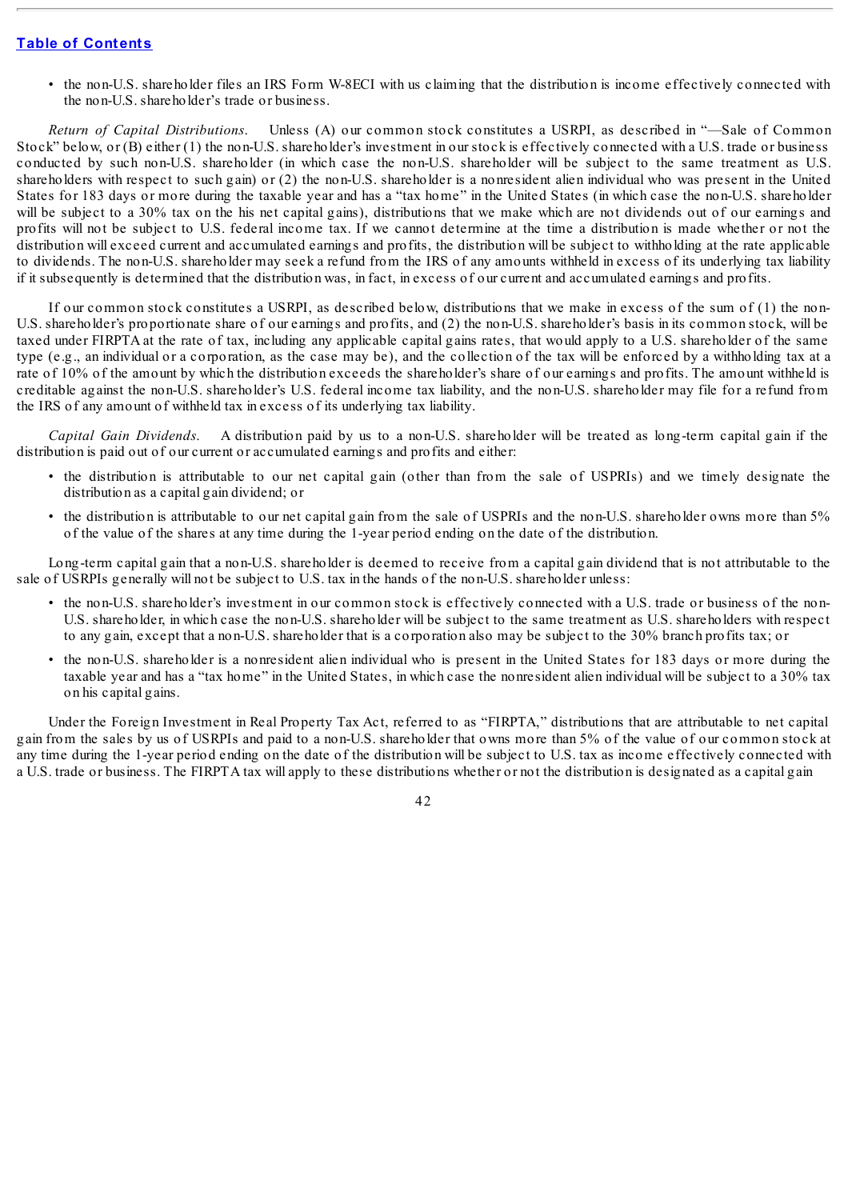- the non-U.S. shareholder files an IRS Form W-8ECI with us claiming that the distribution is income effectively connected with the non-U.S. shareholder's trade or business.

*Return of Capital Distributions.* Unless (A) our common stock constitutes a USRPI, as described in "—Sale of Common Stock" below, or (B) either (1) the non-U.S. shareholder's investment in our stock is effectively connected with a U.S. trade or business conducted by such non-U.S. shareholder (in which case the non-U.S. shareholder will be subject to the same treatment as U.S. shareholders with respect to such gain) or (2) the non-U.S. shareholder is a nonresident alien individual who was present in the United States for 183 days or more during the taxable year and has a "tax home" in the United States (in which case the non-U.S. shareholder will be subject to a 30% tax on the his net capital gains), distributions that we make which are not dividends out of our earnings and profits will not be subject to U.S. federal income tax. If we cannot determine at the time a distribution is made whether or not the distribution will exceed current and accumulated earnings and profits, the distribution will be subject to withholding at the rate applicable to dividends. The non-U.S. shareholder may seek a refund from the IRS of any amounts withheld in excess of its underlying tax liability if it subsequently is determined that the distribution was, in fact, in excess of our current and accumulated earnings and profits.

If our common stock constitutes a USRPI, as described below, distributions that we make in excess of the sum of (1) the non-U.S. shareholder's proportionate share of our earnings and profits, and (2) the non-U.S. shareholder's basis in its common stock, will be taxed under FIRPTA at the rate of tax, including any applicable capital gains rates, that would apply to a U.S. shareholder of the same type (e.g., an individual or a corporation, as the case may be), and the collection of the tax will be enforced by a withholding tax at a rate of 10% of the amount by which the distribution exceeds the shareholder's share of our earnings and profits. The amount withheld is creditable against the non-U.S. shareholder's U.S. federal income tax liability, and the non-U.S. shareholder may file for a refund from the IRS of any amount of withheld tax in excess of its underlying tax liability.

*Capital Gain Dividends.* A distribution paid by us to a non-U.S. shareholder will be treated as long-term capital gain if the distribution is paid out of our current or accumulated earnings and profits and either:

- the distribution is attributable to our net capital gain (other than from the sale of USPRIs) and we timely designate the distribution as a capital gain dividend; or
- the distribution is attributable to our net capital gain from the sale of USPRIs and the non-U.S. shareholder owns more than 5% of the value of the shares at any time during the 1-year period ending on the date of the distribution.

Long-term capital gain that a non-U.S. shareholder is deemed to receive from a capital gain dividend that is not attributable to the sale of USRPIs generally will not be subject to U.S. tax in the hands of the non-U.S. shareholder unless:

- the non-U.S. shareholder's investment in our common stock is effectively connected with a U.S. trade or business of the non-U.S. shareholder, in which case the non-U.S. shareholder will be subject to the same treatment as U.S. shareholders with respect to any gain, except that a non-U.S. shareholder that is a corporation also may be subject to the 30% branch profits tax; or
- the non-U.S. shareholder is a nonresident alien individual who is present in the United States for 183 days or more during the taxable year and has a "tax home" in the United States, in which case the nonresident alien individual will be subject to a 30% tax on his capital gains.

Under the Foreign Investment in Real Property Tax Act, referred to as "FIRPTA," distributions that are attributable to net capital gain from the sales by us of USRPIs and paid to a non-U.S. shareholder that owns more than 5% of the value of our common stock at any time during the 1-year period ending on the date of the distribution will be subject to U.S. tax as income effectively connected with a U.S. trade or business. The FIRPTA tax will apply to these distributions whether or not the distribution is designated as a capital gain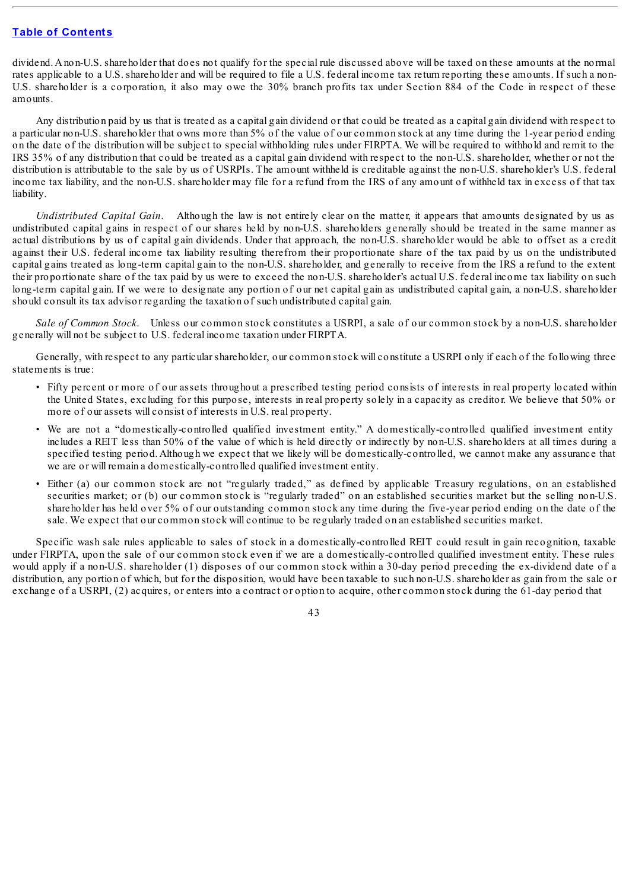dividend. A non-U.S. shareholder that does not qualify for the special rule discussed above will be taxed on these amounts at the normal rates applicable to a U.S. shareholder and will be required to file a U.S. federal income tax return reporting these amounts. If such a non-U.S. shareholder is a corporation, it also may owe the 30% branch profits tax under Section 884 of the Code in respect of these amounts.

Any distribution paid by us that is treated as a capital gain dividend or that could be treated as a capital gain dividend with respect to a particular non-U.S. shareholder that owns more than 5% of the value of our common stock at any time during the 1-year period ending on the date of the distribution will be subject to special withholding rules under FIRPTA. We will be required to withhold and remit to the IRS 35% of any distribution that could be treated as a capital gain dividend with respect to the non-U.S. shareholder, whether or not the distribution is attributable to the sale by us of USRPIs. The amount withheld is creditable against the non-U.S. shareholder's U.S. federal income tax liability, and the non-U.S. shareholder may file for a refund from the IRS of any amount of withheld tax in excess of that tax liability.

*Undistributed Capital Gain*. Although the law is not entirely clear on the matter, it appears that amounts designated by us as undistributed capital gains in respect of our shares held by non-U.S. shareholders generally should be treated in the same manner as actual distributions by us of capital gain dividends. Under that approach, the non-U.S. shareholder would be able to offset as a credit against their U.S. federal income tax liability resulting therefrom their proportionate share of the tax paid by us on the undistributed capital gains treated as long-term capital gain to the non-U.S. shareholder, and generally to receive from the IRS a refund to the extent their proportionate share of the tax paid by us were to exceed the non-U.S. shareholder's actual U.S. federal income tax liability on such long-term capital gain. If we were to designate any portion of our net capital gain as undistributed capital gain, a non-U.S. shareholder should consult its tax advisor regarding the taxation of such undistributed capital gain.

*Sale of Common Stock*. Unless our common stock constitutes a USRPI, a sale of our common stock by a non-U.S. shareholder generally will not be subject to U.S. federal income taxation under FIRPTA.

Generally, with respect to any particular shareholder, our common stock will constitute a USRPI only if each of the following three statements is true:

- Fifty percent or more of our assets throughout a prescribed testing period consists of interests in real property located within the United States, excluding for this purpose, interests in real property solely in a capacity as creditor. We believe that 50% or more of our assets will consist of interests in U.S. real property.
- We are not a "domestically-controlled qualified investment entity." A domestically-controlled qualified investment entity includes a REIT less than 50% of the value of which is held directly or indirectly by non-U.S. shareholders at all times during a specified testing period. Although we expect that we likely will be domestically-controlled, we cannot make any assurance that we are or will remain a domestically-controlled qualified investment entity.
- Either (a) our common stock are not "regularly traded," as defined by applicable Treasury regulations, on an established securities market; or (b) our common stock is "regularly traded" on an established securities market but the selling non-U.S. shareholder has held over 5% of our outstanding common stock any time during the five-year period ending on the date of the sale. We expect that our common stock will continue to be regularly traded on an established securities market.

Specific wash sale rules applicable to sales of stock in a domestically-controlled REIT could result in gain recognition, taxable under FIRPTA, upon the sale of our common stock even if we are a domestically-controlled qualified investment entity. These rules would apply if a non-U.S. shareholder (1) disposes of our common stock within a 30-day period preceding the ex-dividend date of a distribution, any portion of which, but for the disposition, would have been taxable to such non-U.S. shareholder as gain from the sale or exchange of a USRPI, (2) acquires, or enters into a contract or option to acquire, other common stock during the 61-day period that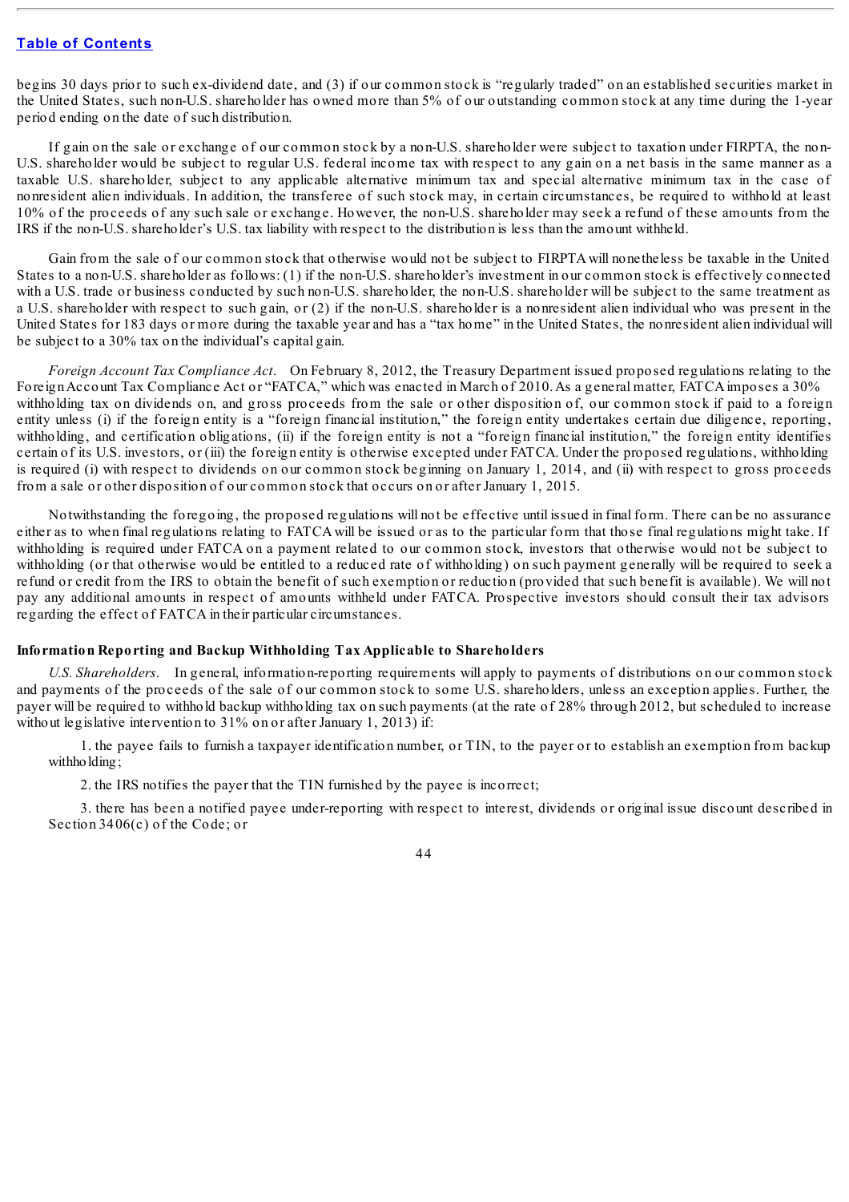begins 30 days prior to such ex-dividend date, and (3) if our common stock is "regularly traded" on an established securities market in the United States, such non-U.S. shareholder has owned more than 5% of our outstanding common stock at any time during the 1-year period ending on the date of such distribution.

If gain on the sale or exchange of our common stock by a non-U.S. shareholder were subject to taxation under FIRPTA, the non-U.S. shareholder would be subject to regular U.S. federal income tax with respect to any gain on a net basis in the same manner as a taxable U.S. shareholder, subject to any applicable alternative minimum tax and special alternative minimum tax in the case of nonresident alien individuals. In addition, the transferee of such stock may, in certain circumstances, be required to withhold at least 10% of the proceeds of any such sale or exchange. However, the non-U.S. shareholder may seek a refund of these amounts from the IRS if the non-U.S. shareholder's U.S. tax liability with respect to the distribution is less than the amount withheld.

Gain from the sale of our common stock that otherwise would not be subject to FIRPTA will nonetheless be taxable in the United States to a non-U.S. shareholder as follows: (1) if the non-U.S. shareholder's investment in our common stock is effectively connected with a U.S. trade or business conducted by such non-U.S. shareholder, the non-U.S. shareholder will be subject to the same treatment as a U.S. shareholder with respect to such gain, or (2) if the non-U.S. shareholder is a nonresident alien individual who was present in the United States for 183 days or more during the taxable year and has a "tax home" in the United States, the nonresident alien individual will be subject to a 30% tax on the individual's capital gain.

*Foreign Account Tax Compliance Act*. On February 8, 2012, the Treasury Department issued proposed regulations relating to the Foreign Account Tax Compliance Act or "FATCA," which was enacted in March of 2010. As a general matter, FATCA imposes a 30% withholding tax on dividends on, and gross proceeds from the sale or other disposition of, our common stock if paid to a foreign entity unless (i) if the foreign entity is a "foreign financial institution," the foreign entity undertakes certain due diligence, reporting, withholding, and certification obligations, (ii) if the foreign entity is not a "foreign financial institution," the foreign entity identifies certain of its U.S. investors, or (iii) the foreign entity is otherwise excepted under FATCA. Under the proposed regulations, withholding is required (i) with respect to dividends on our common stock beginning on January 1, 2014, and (ii) with respect to gross proceeds from a sale or other disposition of our common stock that occurs on or after January 1, 2015.

Notwithstanding the foregoing, the proposed regulations will not be effective until issued in final form. There can be no assurance either as to when final regulations relating to FATCA will be issued or as to the particular form that those final regulations might take. If withholding is required under FATCA on a payment related to our common stock, investors that otherwise would not be subject to withholding (or that otherwise would be entitled to a reduced rate of withholding) on such payment generally will be required to seek a refund or credit from the IRS to obtain the benefit of such exemption or reduction (provided that such benefit is available). We will not pay any additional amounts in respect of amounts withheld under FATCA. Prospective investors should consult their tax advisors regarding the effect of FATCA in their particular circumstances.

**Information Reporting and Backup Withholding Tax Applicable to Shareholders**

*U.S. Shareholders*. In general, information-reporting requirements will apply to payments of distributions on our common stock and payments of the proceeds of the sale of our common stock to some U.S. shareholders, unless an exception applies. Further, the payer will be required to withhold backup withholding tax on such payments (at the rate of 28% through 2012, but scheduled to increase without legislative intervention to 31% on or after January 1, 2013) if:

1. the payee fails to furnish a taxpayer identification number, or TIN, to the payer or to establish an exemption from backup withholding;

2. the IRS notifies the payer that the TIN furnished by the payee is incorrect;

3. there has been a notified payee under-reporting with respect to interest, dividends or original issue discount described in Section 3406(c) of the Code; or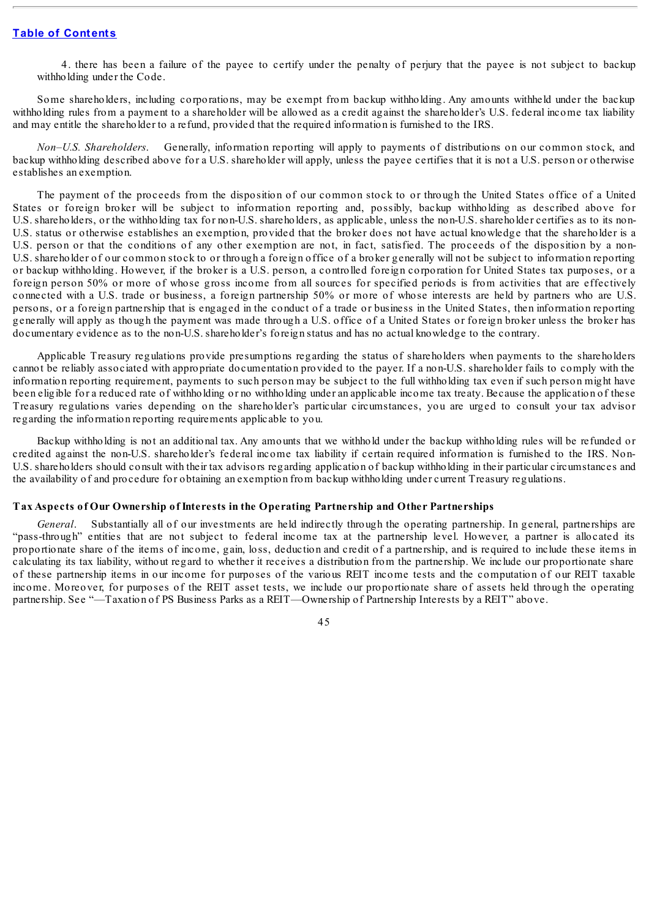4. there has been a failure of the payee to certify under the penalty of perjury that the payee is not subject to backup withholding under the Code.

Some shareholders, including corporations, may be exempt from backup withholding. Any amounts withheld under the backup withholding rules from a payment to a shareholder will be allowed as a credit against the shareholder's U.S. federal income tax liability and may entitle the shareholder to a refund, provided that the required information is furnished to the IRS.

*Non–U.S. Shareholders*. Generally, information reporting will apply to payments of distributions on our common stock, and backup withholding described above for a U.S. shareholder will apply, unless the payee certifies that it is not a U.S. person or otherwise establishes an exemption.

The payment of the proceeds from the disposition of our common stock to or through the United States office of a United States or foreign broker will be subject to information reporting and, possibly, backup withholding as described above for U.S. shareholders, or the withholding tax for non-U.S. shareholders, as applicable, unless the non-U.S. shareholder certifies as to its non-U.S. status or otherwise establishes an exemption, provided that the broker does not have actual knowledge that the shareholder is a U.S. person or that the conditions of any other exemption are not, in fact, satisfied. The proceeds of the disposition by a non-U.S. shareholder of our common stock to or through a foreign office of a broker generally will not be subject to information reporting or backup withholding. However, if the broker is a U.S. person, a controlled foreign corporation for United States tax purposes, or a foreign person 50% or more of whose gross income from all sources for specified periods is from activities that are effectively connected with a U.S. trade or business, a foreign partnership 50% or more of whose interests are held by partners who are U.S. persons, or a foreign partnership that is engaged in the conduct of a trade or business in the United States, then information reporting generally will apply as though the payment was made through a U.S. office of a United States or foreign broker unless the broker has documentary evidence as to the non-U.S. shareholder's foreign status and has no actual knowledge to the contrary.

Applicable Treasury regulations provide presumptions regarding the status of shareholders when payments to the shareholders cannot be reliably associated with appropriate documentation provided to the payer. If a non-U.S. shareholder fails to comply with the information reporting requirement, payments to such person may be subject to the full withholding tax even if such person might have been eligible for a reduced rate of withholding or no withholding under an applicable income tax treaty. Because the application of these Treasury regulations varies depending on the shareholder's particular circumstances, you are urged to consult your tax advisor regarding the information reporting requirements applicable to you.

Backup withholding is not an additional tax. Any amounts that we withhold under the backup withholding rules will be refunded or credited against the non-U.S. shareholder's federal income tax liability if certain required information is furnished to the IRS. Non-U.S. shareholders should consult with their tax advisors regarding application of backup withholding in their particular circumstances and the availability of and procedure for obtaining an exemption from backup withholding under current Treasury regulations.

**Tax Aspects of Our Ownership of Interests in the Operating Partnership and Other Partnerships**

*General*. Substantially all of our investments are held indirectly through the operating partnership. In general, partnerships are "pass-through" entities that are not subject to federal income tax at the partnership level. However, a partner is allocated its proportionate share of the items of income, gain, loss, deduction and credit of a partnership, and is required to include these items in calculating its tax liability, without regard to whether it receives a distribution from the partnership. We include our proportionate share of these partnership items in our income for purposes of the various REIT income tests and the computation of our REIT taxable income. Moreover, for purposes of the REIT asset tests, we include our proportionate share of assets held through the operating partnership. See "—Taxation of PS Business Parks as a REIT—Ownership of Partnership Interests by a REIT" above.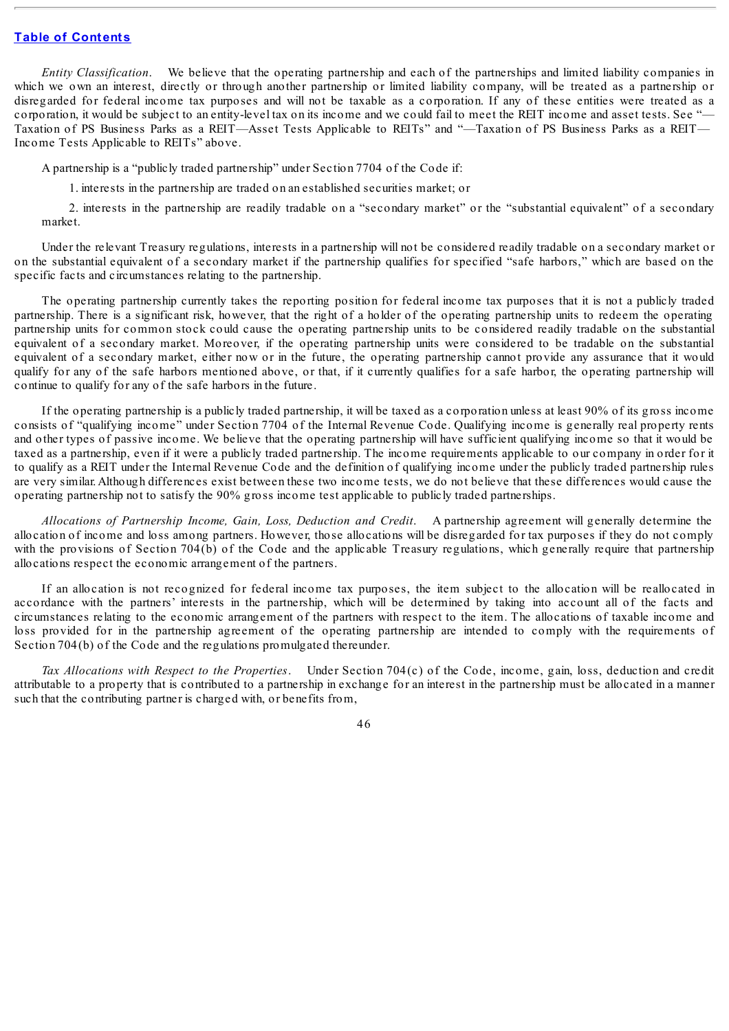*Entity Classification.* We believe that the operating partnership and each of the partnerships and limited liability companies in which we own an interest, directly or through another partnership or limited liability company, will be treated as a partnership or disregarded for federal income tax purposes and will not be taxable as a corporation. If any of these entities were treated as a corporation, it would be subject to an entity-level tax on its income and we could fail to meet the REIT income and asset tests. See "—Taxation of PS Business Parks as a REIT—Asset Tests Applicable to REITs" and "—Taxation of PS Business Parks as a REIT—Income Tests Applicable to REITs" above.

A partnership is a "publicly traded partnership" under Section 7704 of the Code if:

1. interests in the partnership are traded on an established securities market; or

2. interests in the partnership are readily tradable on a "secondary market" or the "substantial equivalent" of a secondary market.

Under the relevant Treasury regulations, interests in a partnership will not be considered readily tradable on a secondary market or on the substantial equivalent of a secondary market if the partnership qualifies for specified "safe harbors," which are based on the specific facts and circumstances relating to the partnership.

The operating partnership currently takes the reporting position for federal income tax purposes that it is not a publicly traded partnership. There is a significant risk, however, that the right of a holder of the operating partnership units to redeem the operating partnership units for common stock could cause the operating partnership units to be considered readily tradable on the substantial equivalent of a secondary market. Moreover, if the operating partnership units were considered to be tradable on the substantial equivalent of a secondary market, either now or in the future, the operating partnership cannot provide any assurance that it would qualify for any of the safe harbors mentioned above, or that, if it currently qualifies for a safe harbor, the operating partnership will continue to qualify for any of the safe harbors in the future.

If the operating partnership is a publicly traded partnership, it will be taxed as a corporation unless at least 90% of its gross income consists of "qualifying income" under Section 7704 of the Internal Revenue Code. Qualifying income is generally real property rents and other types of passive income. We believe that the operating partnership will have sufficient qualifying income so that it would be taxed as a partnership, even if it were a publicly traded partnership. The income requirements applicable to our company in order for it to qualify as a REIT under the Internal Revenue Code and the definition of qualifying income under the publicly traded partnership rules are very similar. Although differences exist between these two income tests, we do not believe that these differences would cause the operating partnership not to satisfy the 90% gross income test applicable to publicly traded partnerships.

*Allocations of Partnership Income, Gain, Loss, Deduction and Credit.* A partnership agreement will generally determine the allocation of income and loss among partners. However, those allocations will be disregarded for tax purposes if they do not comply with the provisions of Section 704(b) of the Code and the applicable Treasury regulations, which generally require that partnership allocations respect the economic arrangement of the partners.

If an allocation is not recognized for federal income tax purposes, the item subject to the allocation will be reallocated in accordance with the partners' interests in the partnership, which will be determined by taking into account all of the facts and circumstances relating to the economic arrangement of the partners with respect to the item. The allocations of taxable income and loss provided for in the partnership agreement of the operating partnership are intended to comply with the requirements of Section 704(b) of the Code and the regulations promulgated thereunder.

*Tax Allocations with Respect to the Properties.* Under Section 704(c) of the Code, income, gain, loss, deduction and credit attributable to a property that is contributed to a partnership in exchange for an interest in the partnership must be allocated in a manner such that the contributing partner is charged with, or benefits from,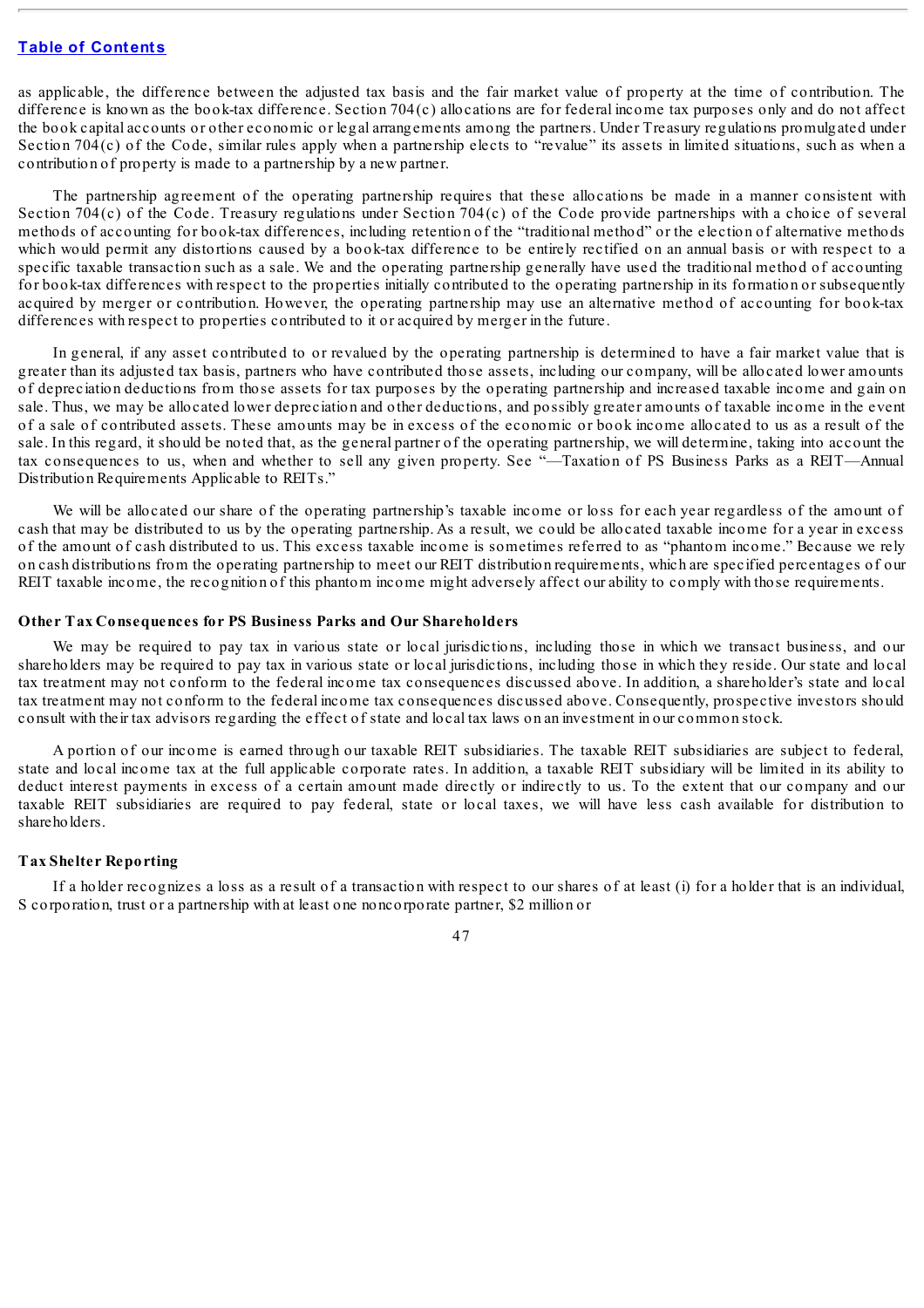as applicable, the difference between the adjusted tax basis and the fair market value of property at the time of contribution. The difference is known as the book-tax difference. Section 704(c) allocations are for federal income tax purposes only and do not affect the book capital accounts or other economic or legal arrangements among the partners. Under Treasury regulations promulgated under Section 704(c) of the Code, similar rules apply when a partnership elects to "revalue" its assets in limited situations, such as when a contribution of property is made to a partnership by a new partner.

The partnership agreement of the operating partnership requires that these allocations be made in a manner consistent with Section 704(c) of the Code. Treasury regulations under Section 704(c) of the Code provide partnerships with a choice of several methods of accounting for book-tax differences, including retention of the "traditional method" or the election of alternative methods which would permit any distortions caused by a book-tax difference to be entirely rectified on an annual basis or with respect to a specific taxable transaction such as a sale. We and the operating partnership generally have used the traditional method of accounting for book-tax differences with respect to the properties initially contributed to the operating partnership in its formation or subsequently acquired by merger or contribution. However, the operating partnership may use an alternative method of accounting for book-tax differences with respect to properties contributed to it or acquired by merger in the future.

In general, if any asset contributed to or revalued by the operating partnership is determined to have a fair market value that is greater than its adjusted tax basis, partners who have contributed those assets, including our company, will be allocated lower amounts of depreciation deductions from those assets for tax purposes by the operating partnership and increased taxable income and gain on sale. Thus, we may be allocated lower depreciation and other deductions, and possibly greater amounts of taxable income in the event of a sale of contributed assets. These amounts may be in excess of the economic or book income allocated to us as a result of the sale. In this regard, it should be noted that, as the general partner of the operating partnership, we will determine, taking into account the tax consequences to us, when and whether to sell any given property. See "—Taxation of PS Business Parks as a REIT—Annual Distribution Requirements Applicable to REITs."

We will be allocated our share of the operating partnership's taxable income or loss for each year regardless of the amount of cash that may be distributed to us by the operating partnership. As a result, we could be allocated taxable income for a year in excess of the amount of cash distributed to us. This excess taxable income is sometimes referred to as "phantom income." Because we rely on cash distributions from the operating partnership to meet our REIT distribution requirements, which are specified percentages of our REIT taxable income, the recognition of this phantom income might adversely affect our ability to comply with those requirements.

**Other Tax Consequences for PS Business Parks and Our Shareholders**

We may be required to pay tax in various state or local jurisdictions, including those in which we transact business, and our shareholders may be required to pay tax in various state or local jurisdictions, including those in which they reside. Our state and local tax treatment may not conform to the federal income tax consequences discussed above. In addition, a shareholder's state and local tax treatment may not conform to the federal income tax consequences discussed above. Consequently, prospective investors should consult with their tax advisors regarding the effect of state and local tax laws on an investment in our common stock.

A portion of our income is earned through our taxable REIT subsidiaries. The taxable REIT subsidiaries are subject to federal, state and local income tax at the full applicable corporate rates. In addition, a taxable REIT subsidiary will be limited in its ability to deduct interest payments in excess of a certain amount made directly or indirectly to us. To the extent that our company and our taxable REIT subsidiaries are required to pay federal, state or local taxes, we will have less cash available for distribution to shareholders.

**Tax Shelter Reporting**

If a holder recognizes a loss as a result of a transaction with respect to our shares of at least (i) for a holder that is an individual, S corporation, trust or a partnership with at least one noncorporate partner, $2 million or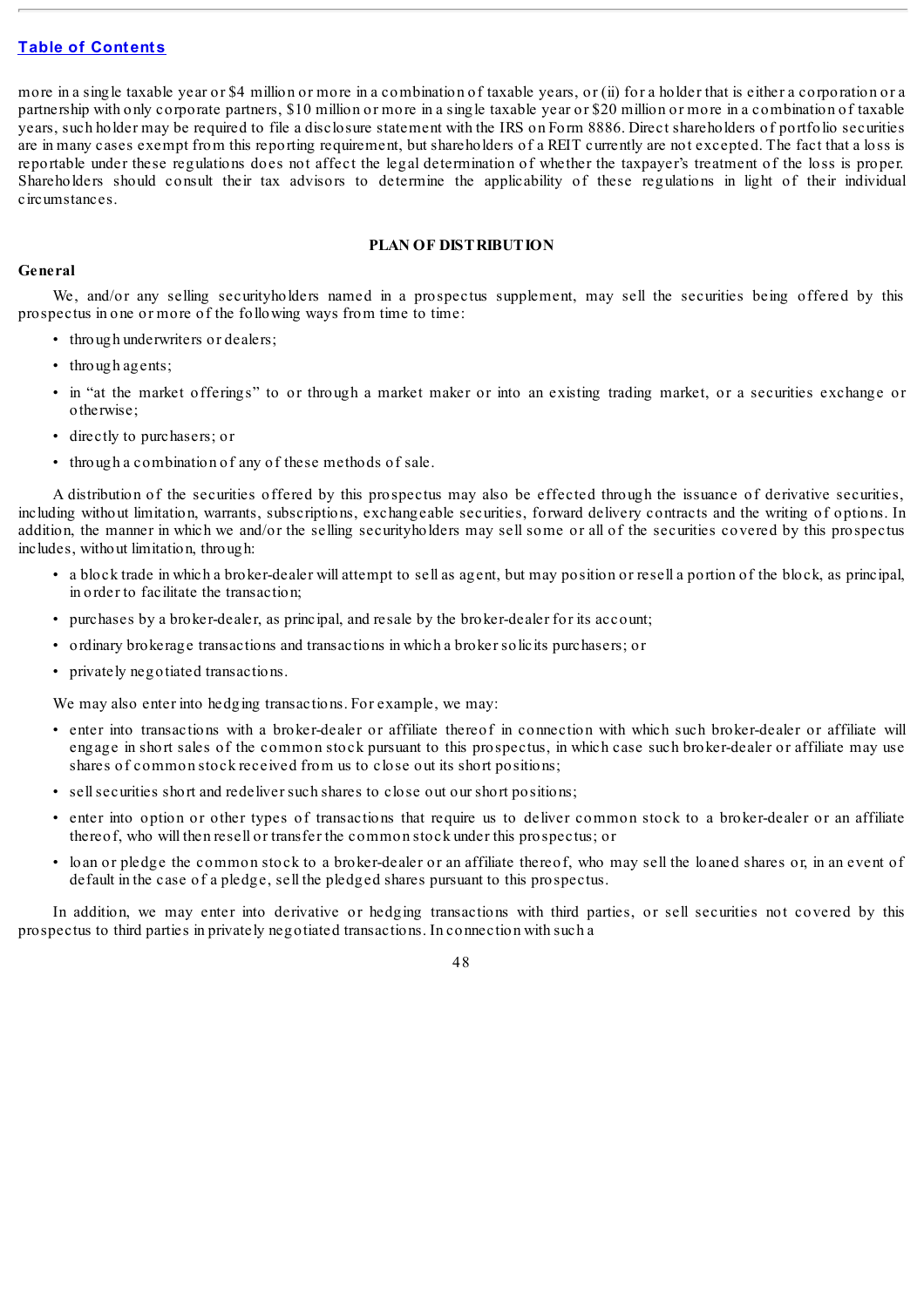more in a single taxable year or $4 million or more in a combination of taxable years, or (ii) for a holder that is either a corporation or a partnership with only corporate partners, $10 million or more in a single taxable year or $20 million or more in a combination of taxable years, such holder may be required to file a disclosure statement with the IRS on Form 8886. Direct shareholders of portfolio securities are in many cases exempt from this reporting requirement, but shareholders of a REIT currently are not excepted. The fact that a loss is reportable under these regulations does not affect the legal determination of whether the taxpayer's treatment of the loss is proper. Shareholders should consult their tax advisors to determine the applicability of these regulations in light of their individual circumstances.

## PLAN OF DISTRIBUTION

### General

We, and/or any selling securityholders named in a prospectus supplement, may sell the securities being offered by this prospectus in one or more of the following ways from time to time:

- through underwriters or dealers;
- through agents;
- in "at the market offerings" to or through a market maker or into an existing trading market, or a securities exchange or otherwise;
- directly to purchasers; or
- through a combination of any of these methods of sale.

A distribution of the securities offered by this prospectus may also be effected through the issuance of derivative securities, including without limitation, warrants, subscriptions, exchangeable securities, forward delivery contracts and the writing of options. In addition, the manner in which we and/or the selling securityholders may sell some or all of the securities covered by this prospectus includes, without limitation, through:

- a block trade in which a broker-dealer will attempt to sell as agent, but may position or resell a portion of the block, as principal, in order to facilitate the transaction;
- purchases by a broker-dealer, as principal, and resale by the broker-dealer for its account;
- ordinary brokerage transactions and transactions in which a broker solicits purchasers; or
- privately negotiated transactions.

We may also enter into hedging transactions. For example, we may:

- enter into transactions with a broker-dealer or affiliate thereof in connection with which such broker-dealer or affiliate will engage in short sales of the common stock pursuant to this prospectus, in which case such broker-dealer or affiliate may use shares of common stock received from us to close out its short positions;
- sell securities short and redeliver such shares to close out our short positions;
- enter into option or other types of transactions that require us to deliver common stock to a broker-dealer or an affiliate thereof, who will then resell or transfer the common stock under this prospectus; or
- loan or pledge the common stock to a broker-dealer or an affiliate thereof, who may sell the loaned shares or, in an event of default in the case of a pledge, sell the pledged shares pursuant to this prospectus.

In addition, we may enter into derivative or hedging transactions with third parties, or sell securities not covered by this prospectus to third parties in privately negotiated transactions. In connection with such a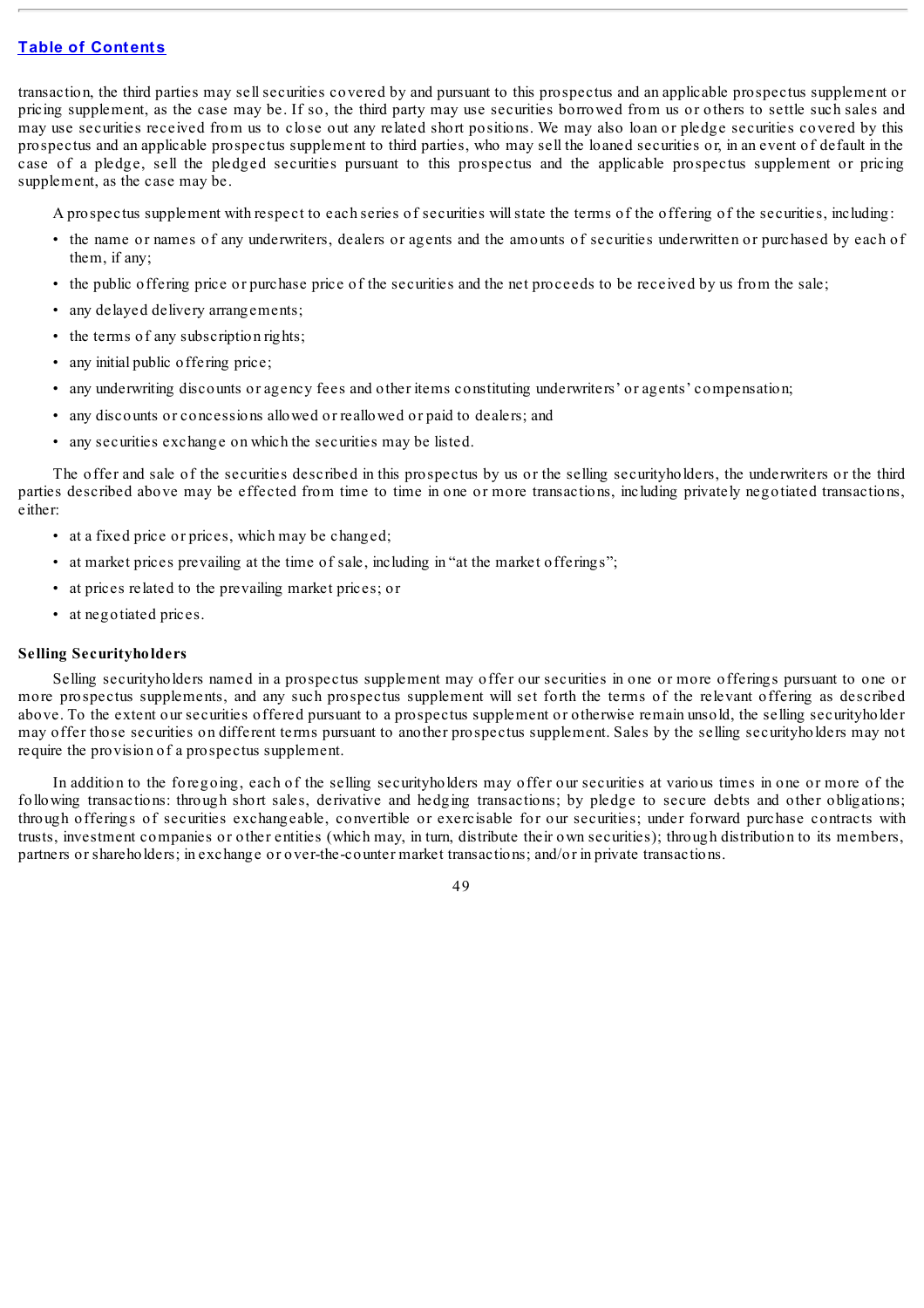transaction, the third parties may sell securities covered by and pursuant to this prospectus and an applicable prospectus supplement or pricing supplement, as the case may be. If so, the third party may use securities borrowed from us or others to settle such sales and may use securities received from us to close out any related short positions. We may also loan or pledge securities covered by this prospectus and an applicable prospectus supplement to third parties, who may sell the loaned securities or, in an event of default in the case of a pledge, sell the pledged securities pursuant to this prospectus and the applicable prospectus supplement or pricing supplement, as the case may be.

A prospectus supplement with respect to each series of securities will state the terms of the offering of the securities, including:

- the name or names of any underwriters, dealers or agents and the amounts of securities underwritten or purchased by each of them, if any;
- the public offering price or purchase price of the securities and the net proceeds to be received by us from the sale;
- any delayed delivery arrangements;
- the terms of any subscription rights;
- any initial public offering price;
- any underwriting discounts or agency fees and other items constituting underwriters' or agents' compensation;
- any discounts or concessions allowed or reallowed or paid to dealers; and
- any securities exchange on which the securities may be listed.

The offer and sale of the securities described in this prospectus by us or the selling securityholders, the underwriters or the third parties described above may be effected from time to time in one or more transactions, including privately negotiated transactions, either:

- at a fixed price or prices, which may be changed;
- at market prices prevailing at the time of sale, including in "at the market offerings";
- at prices related to the prevailing market prices; or
- at negotiated prices.

**Selling Securityholders**

Selling securityholders named in a prospectus supplement may offer our securities in one or more offerings pursuant to one or more prospectus supplements, and any such prospectus supplement will set forth the terms of the relevant offering as described above. To the extent our securities offered pursuant to a prospectus supplement or otherwise remain unsold, the selling securityholder may offer those securities on different terms pursuant to another prospectus supplement. Sales by the selling securityholders may not require the provision of a prospectus supplement.

In addition to the foregoing, each of the selling securityholders may offer our securities at various times in one or more of the following transactions: through short sales, derivative and hedging transactions; by pledge to secure debts and other obligations; through offerings of securities exchangeable, convertible or exercisable for our securities; under forward purchase contracts with trusts, investment companies or other entities (which may, in turn, distribute their own securities); through distribution to its members, partners or shareholders; in exchange or over-the-counter market transactions; and/or in private transactions.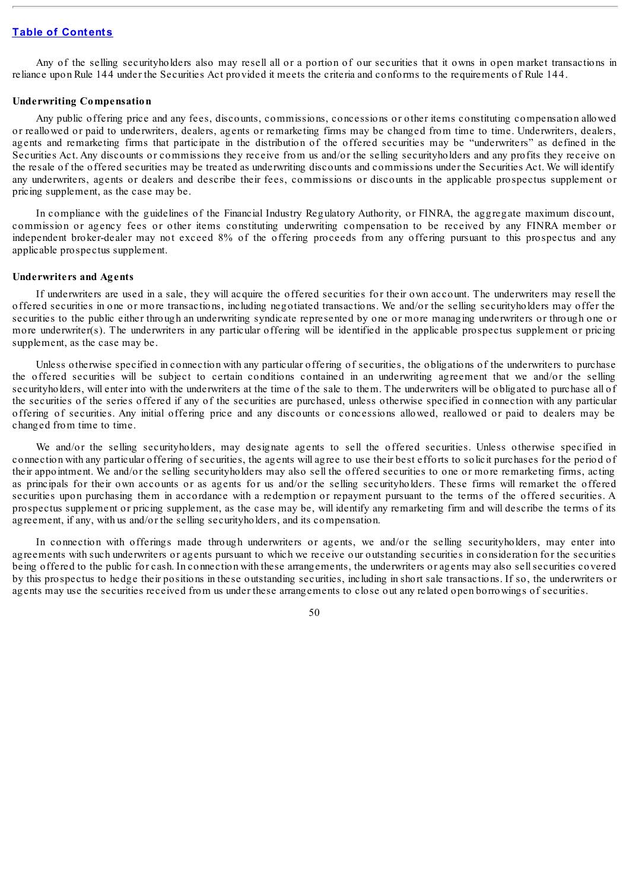Any of the selling securityholders also may resell all or a portion of our securities that it owns in open market transactions in reliance upon Rule 144 under the Securities Act provided it meets the criteria and conforms to the requirements of Rule 144.

### Underwriting Compensation

Any public offering price and any fees, discounts, commissions, concessions or other items constituting compensation allowed or reallowed or paid to underwriters, dealers, agents or remarketing firms may be changed from time to time. Underwriters, dealers, agents and remarketing firms that participate in the distribution of the offered securities may be "underwriters" as defined in the Securities Act. Any discounts or commissions they receive from us and/or the selling securityholders and any profits they receive on the resale of the offered securities may be treated as underwriting discounts and commissions under the Securities Act. We will identify any underwriters, agents or dealers and describe their fees, commissions or discounts in the applicable prospectus supplement or pricing supplement, as the case may be.

In compliance with the guidelines of the Financial Industry Regulatory Authority, or FINRA, the aggregate maximum discount, commission or agency fees or other items constituting underwriting compensation to be received by any FINRA member or independent broker-dealer may not exceed 8% of the offering proceeds from any offering pursuant to this prospectus and any applicable prospectus supplement.

### Underwriters and Agents

If underwriters are used in a sale, they will acquire the offered securities for their own account. The underwriters may resell the offered securities in one or more transactions, including negotiated transactions. We and/or the selling securityholders may offer the securities to the public either through an underwriting syndicate represented by one or more managing underwriters or through one or more underwriter(s). The underwriters in any particular offering will be identified in the applicable prospectus supplement or pricing supplement, as the case may be.

Unless otherwise specified in connection with any particular offering of securities, the obligations of the underwriters to purchase the offered securities will be subject to certain conditions contained in an underwriting agreement that we and/or the selling securityholders, will enter into with the underwriters at the time of the sale to them. The underwriters will be obligated to purchase all of the securities of the series offered if any of the securities are purchased, unless otherwise specified in connection with any particular offering of securities. Any initial offering price and any discounts or concessions allowed, reallowed or paid to dealers may be changed from time to time.

We and/or the selling securityholders, may designate agents to sell the offered securities. Unless otherwise specified in connection with any particular offering of securities, the agents will agree to use their best efforts to solicit purchases for the period of their appointment. We and/or the selling securityholders may also sell the offered securities to one or more remarketing firms, acting as principals for their own accounts or as agents for us and/or the selling securityholders. These firms will remarket the offered securities upon purchasing them in accordance with a redemption or repayment pursuant to the terms of the offered securities. A prospectus supplement or pricing supplement, as the case may be, will identify any remarketing firm and will describe the terms of its agreement, if any, with us and/or the selling securityholders, and its compensation.

In connection with offerings made through underwriters or agents, we and/or the selling securityholders, may enter into agreements with such underwriters or agents pursuant to which we receive our outstanding securities in consideration for the securities being offered to the public for cash. In connection with these arrangements, the underwriters or agents may also sell securities covered by this prospectus to hedge their positions in these outstanding securities, including in short sale transactions. If so, the underwriters or agents may use the securities received from us under these arrangements to close out any related open borrowings of securities.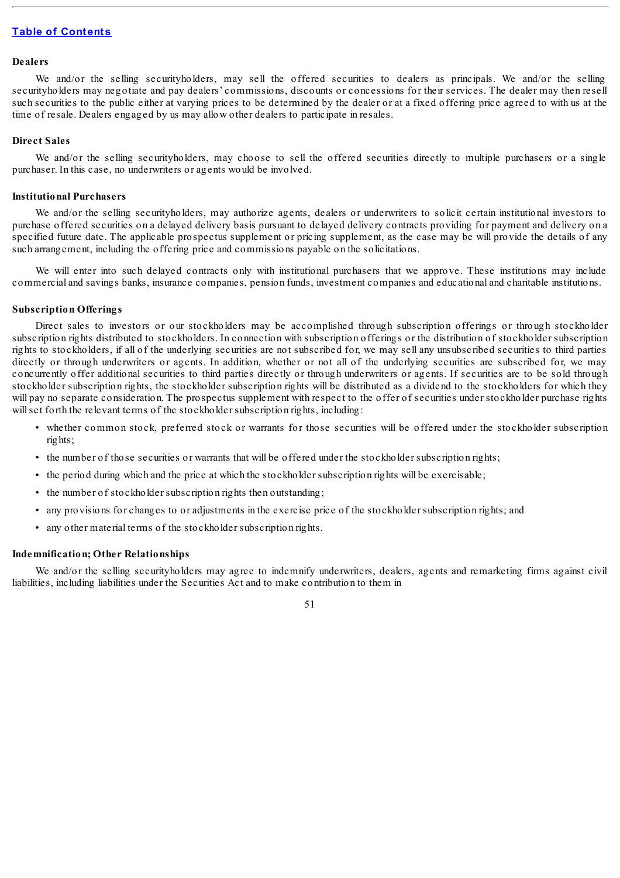#### Dealers

We and/or the selling securityholders, may sell the offered securities to dealers as principals. We and/or the selling securityholders may negotiate and pay dealers' commissions, discounts or concessions for their services. The dealer may then resell such securities to the public either at varying prices to be determined by the dealer or at a fixed offering price agreed to with us at the time of resale. Dealers engaged by us may allow other dealers to participate in resales.

#### Direct Sales

We and/or the selling securityholders, may choose to sell the offered securities directly to multiple purchasers or a single purchaser. In this case, no underwriters or agents would be involved.

#### Institutional Purchasers

We and/or the selling securityholders, may authorize agents, dealers or underwriters to solicit certain institutional investors to purchase offered securities on a delayed delivery basis pursuant to delayed delivery contracts providing for payment and delivery on a specified future date. The applicable prospectus supplement or pricing supplement, as the case may be will provide the details of any such arrangement, including the offering price and commissions payable on the solicitations.

We will enter into such delayed contracts only with institutional purchasers that we approve. These institutions may include commercial and savings banks, insurance companies, pension funds, investment companies and educational and charitable institutions.

#### Subscription Offerings

Direct sales to investors or our stockholders may be accomplished through subscription offerings or through stockholder subscription rights distributed to stockholders. In connection with subscription offerings or the distribution of stockholder subscription rights to stockholders, if all of the underlying securities are not subscribed for, we may sell any unsubscribed securities to third parties directly or through underwriters or agents. In addition, whether or not all of the underlying securities are subscribed for, we may concurrently offer additional securities to third parties directly or through underwriters or agents. If securities are to be sold through stockholder subscription rights, the stockholder subscription rights will be distributed as a dividend to the stockholders for which they will pay no separate consideration. The prospectus supplement with respect to the offer of securities under stockholder purchase rights will set forth the relevant terms of the stockholder subscription rights, including:

- whether common stock, preferred stock or warrants for those securities will be offered under the stockholder subscription rights;
- the number of those securities or warrants that will be offered under the stockholder subscription rights;
- the period during which and the price at which the stockholder subscription rights will be exercisable;
- the number of stockholder subscription rights then outstanding;
- any provisions for changes to or adjustments in the exercise price of the stockholder subscription rights; and
- any other material terms of the stockholder subscription rights.

#### Indemnification; Other Relationships

We and/or the selling securityholders may agree to indemnify underwriters, dealers, agents and remarketing firms against civil liabilities, including liabilities under the Securities Act and to make contribution to them in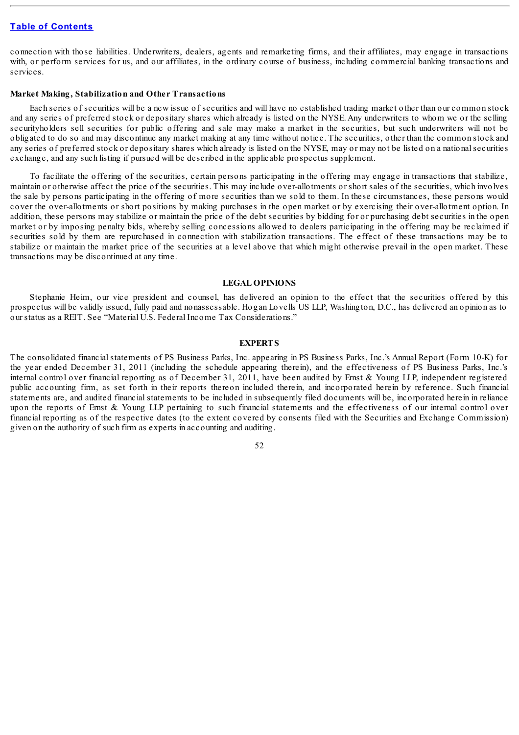connection with those liabilities. Underwriters, dealers, agents and remarketing firms, and their affiliates, may engage in transactions with, or perform services for us, and our affiliates, in the ordinary course of business, including commercial banking transactions and services.

**Market Making, Stabilization and Other Transactions**

Each series of securities will be a new issue of securities and will have no established trading market other than our common stock and any series of preferred stock or depositary shares which already is listed on the NYSE. Any underwriters to whom we or the selling securityholders sell securities for public offering and sale may make a market in the securities, but such underwriters will not be obligated to do so and may discontinue any market making at any time without notice. The securities, other than the common stock and any series of preferred stock or depositary shares which already is listed on the NYSE, may or may not be listed on a national securities exchange, and any such listing if pursued will be described in the applicable prospectus supplement.

To facilitate the offering of the securities, certain persons participating in the offering may engage in transactions that stabilize, maintain or otherwise affect the price of the securities. This may include over-allotments or short sales of the securities, which involves the sale by persons participating in the offering of more securities than we sold to them. In these circumstances, these persons would cover the over-allotments or short positions by making purchases in the open market or by exercising their over-allotment option. In addition, these persons may stabilize or maintain the price of the debt securities by bidding for or purchasing debt securities in the open market or by imposing penalty bids, whereby selling concessions allowed to dealers participating in the offering may be reclaimed if securities sold by them are repurchased in connection with stabilization transactions. The effect of these transactions may be to stabilize or maintain the market price of the securities at a level above that which might otherwise prevail in the open market. These transactions may be discontinued at any time.

## LEGAL OPINIONS

Stephanie Heim, our vice president and counsel, has delivered an opinion to the effect that the securities offered by this prospectus will be validly issued, fully paid and nonassessable. Hogan Lovells US LLP, Washington, D.C., has delivered an opinion as to our status as a REIT. See "Material U.S. Federal Income Tax Considerations."

## EXPERTS

The consolidated financial statements of PS Business Parks, Inc. appearing in PS Business Parks, Inc.'s Annual Report (Form 10-K) for the year ended December 31, 2011 (including the schedule appearing therein), and the effectiveness of PS Business Parks, Inc.'s internal control over financial reporting as of December 31, 2011, have been audited by Ernst & Young LLP, independent registered public accounting firm, as set forth in their reports thereon included therein, and incorporated herein by reference. Such financial statements are, and audited financial statements to be included in subsequently filed documents will be, incorporated herein in reliance upon the reports of Ernst & Young LLP pertaining to such financial statements and the effectiveness of our internal control over financial reporting as of the respective dates (to the extent covered by consents filed with the Securities and Exchange Commission) given on the authority of such firm as experts in accounting and auditing.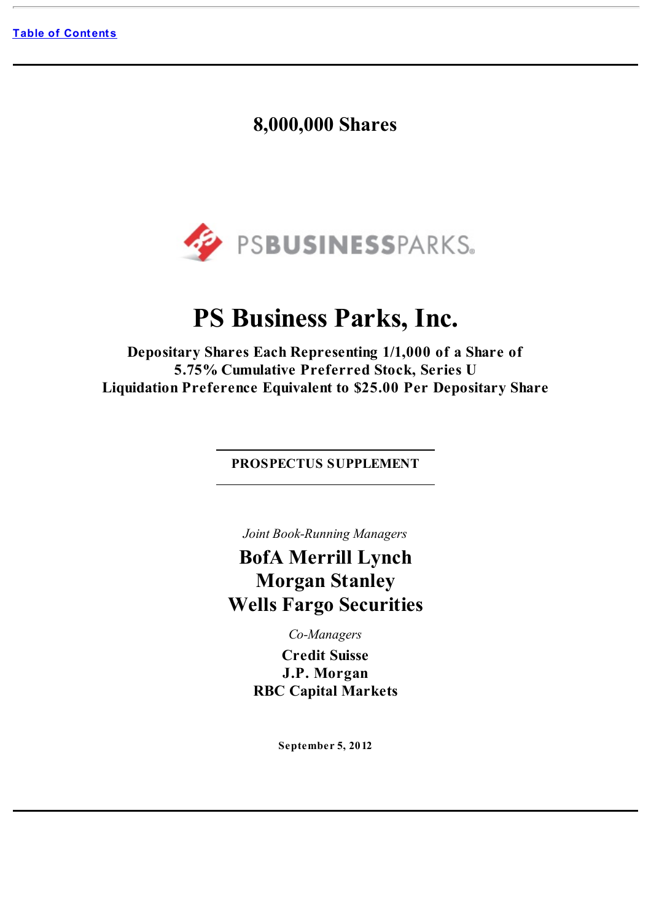[Table of Contents]

# 8,000,000 Shares

PSBUSINESSPARKS®

# PS Business Parks, Inc.

**Depositary Shares Each Representing 1/1,000 of a Share of**
**5.75% Cumulative Preferred Stock, Series U**
**Liquidation Preference Equivalent to $25.00 Per Depositary Share**

**PROSPECTUS SUPPLEMENT**

*Joint Book-Running Managers*

**BofA Merrill Lynch**
**Morgan Stanley**
**Wells Fargo Securities**

*Co-Managers*

**Credit Suisse**
**J.P. Morgan**
**RBC Capital Markets**

**September 5, 2012**